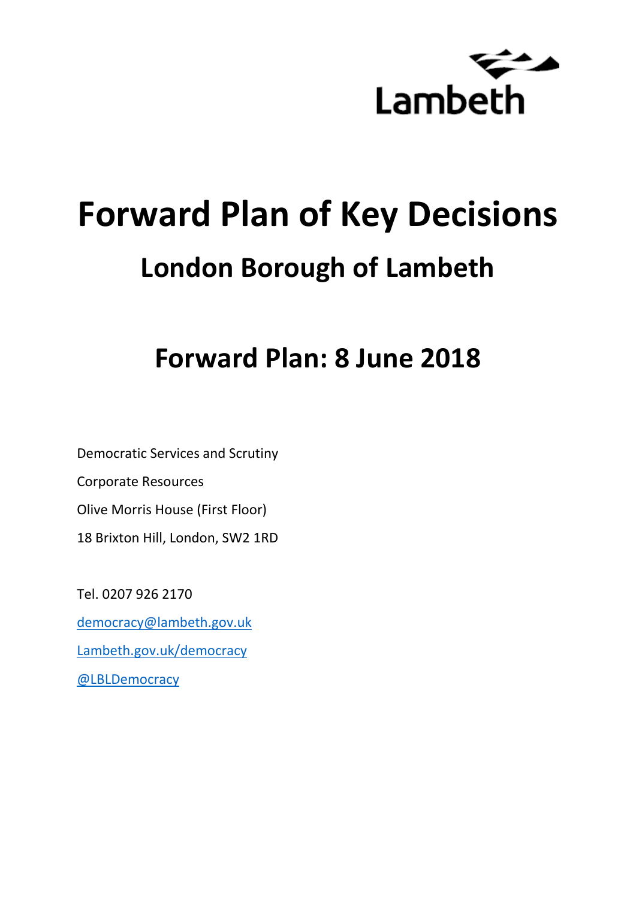Lambeth

# Forward Plan of Key Decisions

## London Borough of Lambeth

## Forward Plan: 8 June 2018

Democratic Services and Scrutiny

Corporate Resources

Olive Morris House (First Floor)

18 Brixton Hill, London, SW2 1RD

Tel. 0207 926 2170

[democracy@lambeth.gov.uk](mailto:democracy@lambeth.gov.uk)

[Lambeth.gov.uk/democracy](Lambeth.gov.uk/democracy)

[@LBLDemocracy](@LBLDemocracy)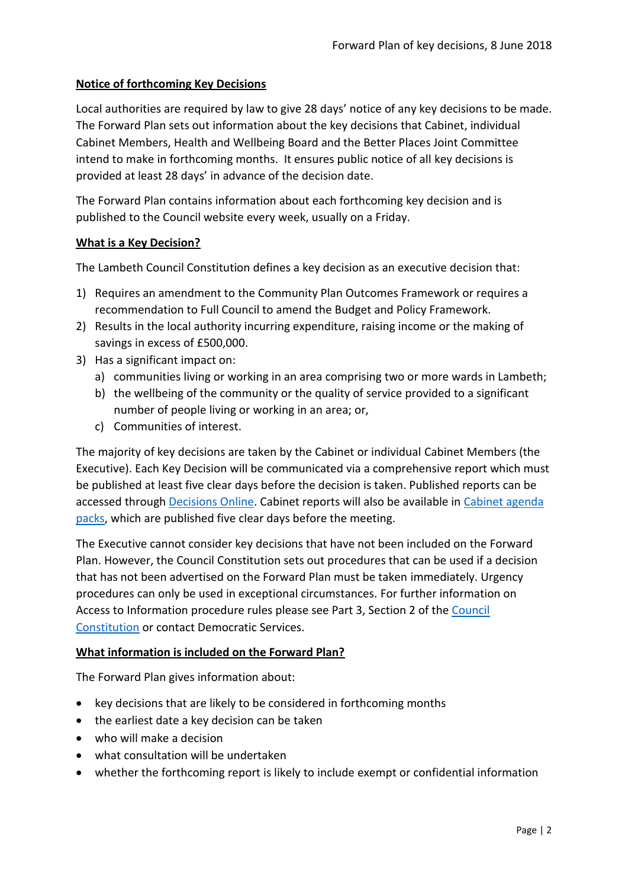## Notice of forthcoming Key Decisions

Local authorities are required by law to give 28 days' notice of any key decisions to be made. The Forward Plan sets out information about the key decisions that Cabinet, individual Cabinet Members, Health and Wellbeing Board and the Better Places Joint Committee intend to make in forthcoming months. It ensures public notice of all key decisions is provided at least 28 days' in advance of the decision date.

The Forward Plan contains information about each forthcoming key decision and is published to the Council website every week, usually on a Friday.

## What is a Key Decision?

The Lambeth Council Constitution defines a key decision as an executive decision that:

1) Requires an amendment to the Community Plan Outcomes Framework or requires a recommendation to Full Council to amend the Budget and Policy Framework.
2) Results in the local authority incurring expenditure, raising income or the making of savings in excess of £500,000.
3) Has a significant impact on:
   a) communities living or working in an area comprising two or more wards in Lambeth;
   b) the wellbeing of the community or the quality of service provided to a significant number of people living or working in an area; or,
   c) Communities of interest.

The majority of key decisions are taken by the Cabinet or individual Cabinet Members (the Executive). Each Key Decision will be communicated via a comprehensive report which must be published at least five clear days before the decision is taken. Published reports can be accessed through Decisions Online. Cabinet reports will also be available in Cabinet agenda packs, which are published five clear days before the meeting.

The Executive cannot consider key decisions that have not been included on the Forward Plan. However, the Council Constitution sets out procedures that can be used if a decision that has not been advertised on the Forward Plan must be taken immediately. Urgency procedures can only be used in exceptional circumstances. For further information on Access to Information procedure rules please see Part 3, Section 2 of the Council Constitution or contact Democratic Services.

## What information is included on the Forward Plan?

The Forward Plan gives information about:

- key decisions that are likely to be considered in forthcoming months
- the earliest date a key decision can be taken
- who will make a decision
- what consultation will be undertaken
- whether the forthcoming report is likely to include exempt or confidential information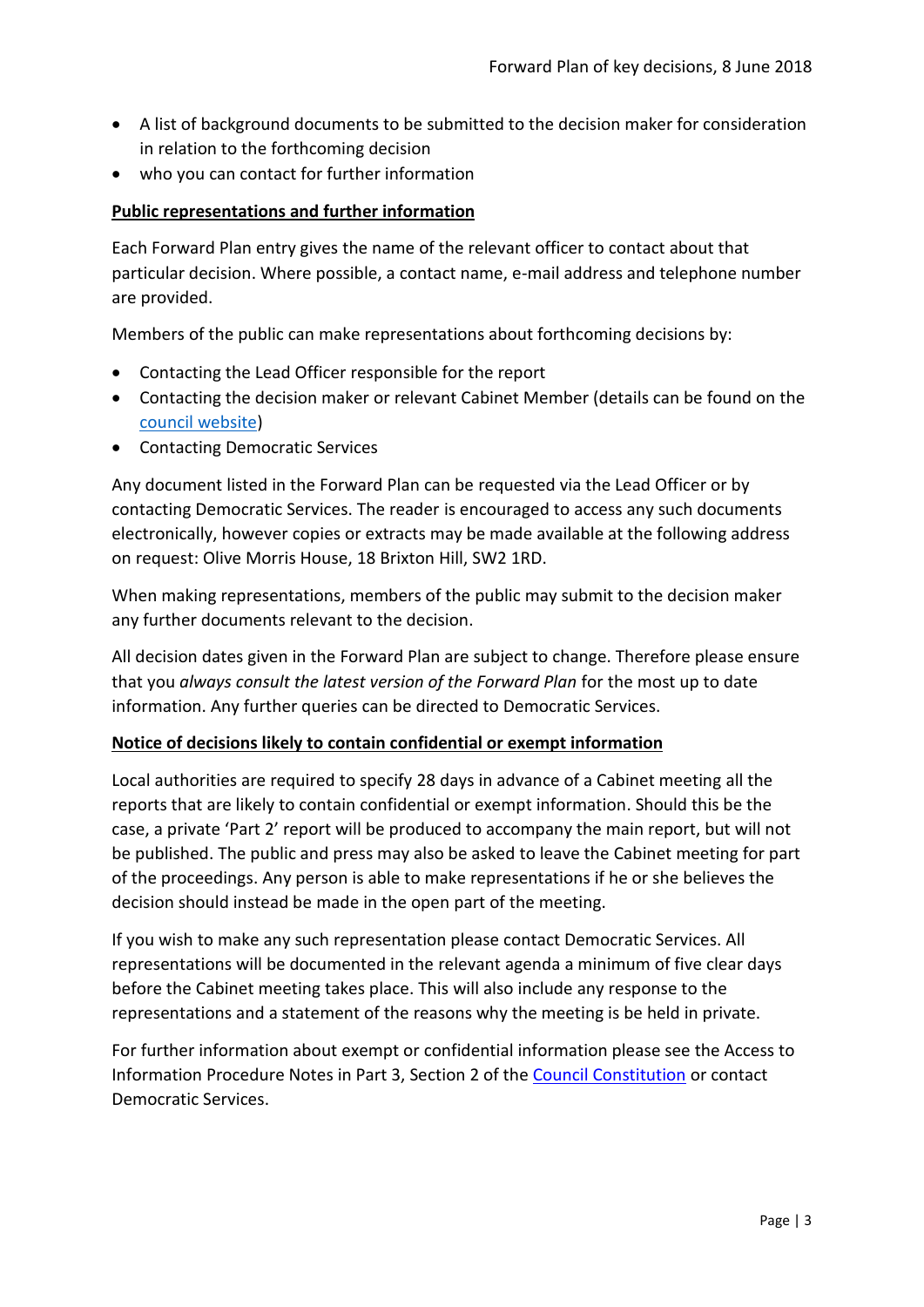- A list of background documents to be submitted to the decision maker for consideration in relation to the forthcoming decision
- who you can contact for further information

**Public representations and further information**

Each Forward Plan entry gives the name of the relevant officer to contact about that particular decision. Where possible, a contact name, e-mail address and telephone number are provided.

Members of the public can make representations about forthcoming decisions by:

- Contacting the Lead Officer responsible for the report
- Contacting the decision maker or relevant Cabinet Member (details can be found on the council website)
- Contacting Democratic Services

Any document listed in the Forward Plan can be requested via the Lead Officer or by contacting Democratic Services. The reader is encouraged to access any such documents electronically, however copies or extracts may be made available at the following address on request: Olive Morris House, 18 Brixton Hill, SW2 1RD.

When making representations, members of the public may submit to the decision maker any further documents relevant to the decision.

All decision dates given in the Forward Plan are subject to change. Therefore please ensure that you *always consult the latest version of the Forward Plan* for the most up to date information. Any further queries can be directed to Democratic Services.

**Notice of decisions likely to contain confidential or exempt information**

Local authorities are required to specify 28 days in advance of a Cabinet meeting all the reports that are likely to contain confidential or exempt information. Should this be the case, a private 'Part 2' report will be produced to accompany the main report, but will not be published. The public and press may also be asked to leave the Cabinet meeting for part of the proceedings. Any person is able to make representations if he or she believes the decision should instead be made in the open part of the meeting.

If you wish to make any such representation please contact Democratic Services. All representations will be documented in the relevant agenda a minimum of five clear days before the Cabinet meeting takes place. This will also include any response to the representations and a statement of the reasons why the meeting is be held in private.

For further information about exempt or confidential information please see the Access to Information Procedure Notes in Part 3, Section 2 of the Council Constitution or contact Democratic Services.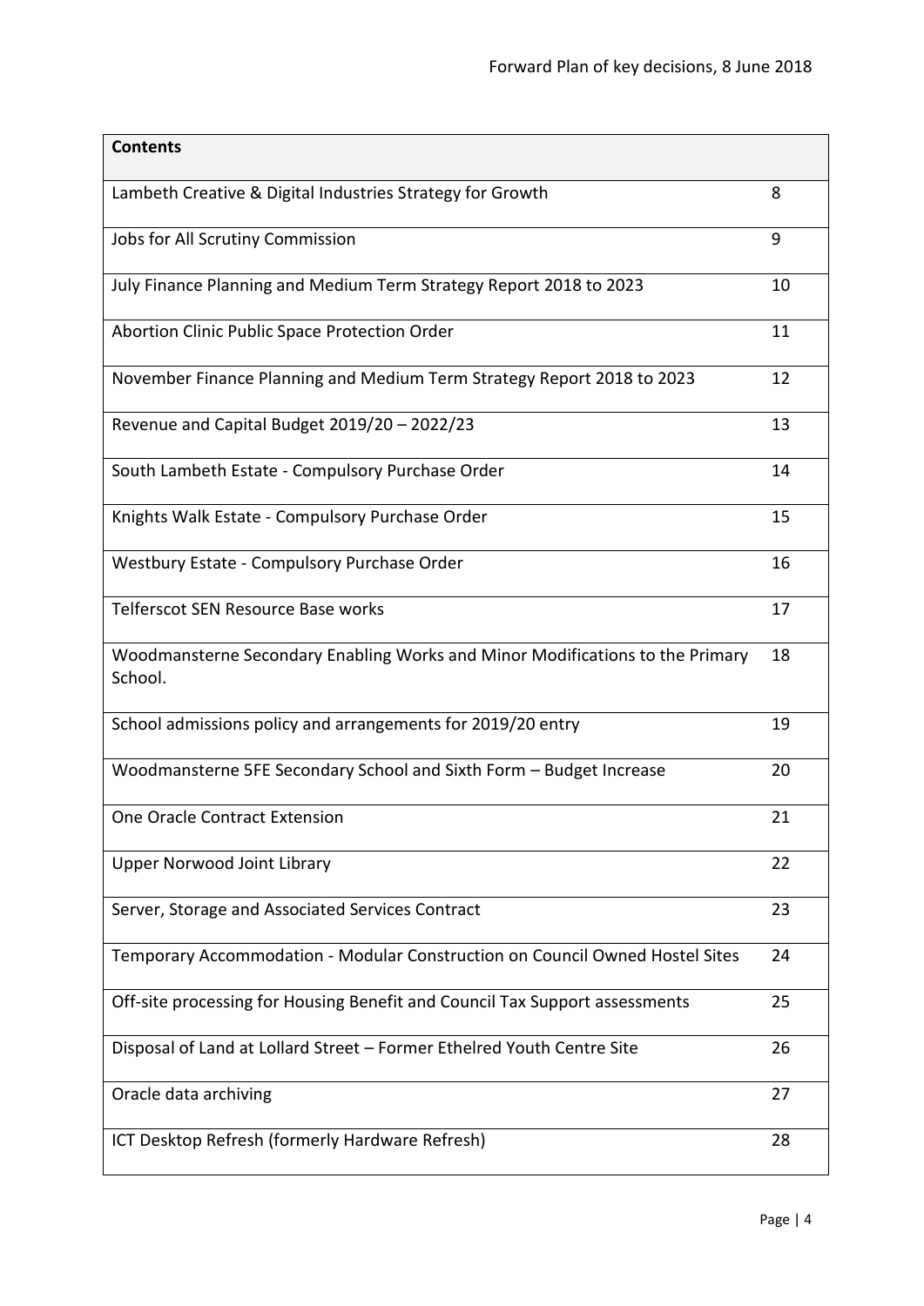| Contents | |
|---|---|
| Lambeth Creative & Digital Industries Strategy for Growth | 8 |
| Jobs for All Scrutiny Commission | 9 |
| July Finance Planning and Medium Term Strategy Report 2018 to 2023 | 10 |
| Abortion Clinic Public Space Protection Order | 11 |
| November Finance Planning and Medium Term Strategy Report 2018 to 2023 | 12 |
| Revenue and Capital Budget 2019/20 – 2022/23 | 13 |
| South Lambeth Estate - Compulsory Purchase Order | 14 |
| Knights Walk Estate - Compulsory Purchase Order | 15 |
| Westbury Estate - Compulsory Purchase Order | 16 |
| Telferscot SEN Resource Base works | 17 |
| Woodmansterne Secondary Enabling Works and Minor Modifications to the Primary School. | 18 |
| School admissions policy and arrangements for 2019/20 entry | 19 |
| Woodmansterne 5FE Secondary School and Sixth Form – Budget Increase | 20 |
| One Oracle Contract Extension | 21 |
| Upper Norwood Joint Library | 22 |
| Server, Storage and Associated Services Contract | 23 |
| Temporary Accommodation - Modular Construction on Council Owned Hostel Sites | 24 |
| Off-site processing for Housing Benefit and Council Tax Support assessments | 25 |
| Disposal of Land at Lollard Street – Former Ethelred Youth Centre Site | 26 |
| Oracle data archiving | 27 |
| ICT Desktop Refresh (formerly Hardware Refresh) | 28 |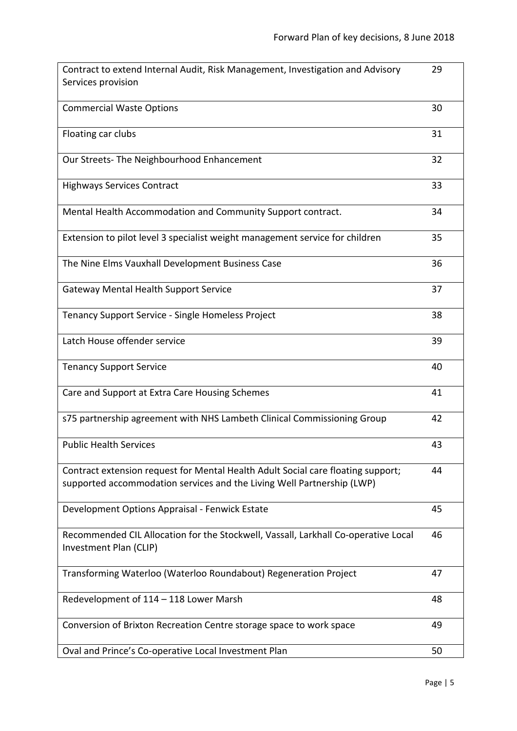| | |
|---|---|
| Contract to extend Internal Audit, Risk Management, Investigation and Advisory Services provision | 29 |
| Commercial Waste Options | 30 |
| Floating car clubs | 31 |
| Our Streets- The Neighbourhood Enhancement | 32 |
| Highways Services Contract | 33 |
| Mental Health Accommodation and Community Support contract. | 34 |
| Extension to pilot level 3 specialist weight management service for children | 35 |
| The Nine Elms Vauxhall Development Business Case | 36 |
| Gateway Mental Health Support Service | 37 |
| Tenancy Support Service - Single Homeless Project | 38 |
| Latch House offender service | 39 |
| Tenancy Support Service | 40 |
| Care and Support at Extra Care Housing Schemes | 41 |
| s75 partnership agreement with NHS Lambeth Clinical Commissioning Group | 42 |
| Public Health Services | 43 |
| Contract extension request for Mental Health Adult Social care floating support; supported accommodation services and the Living Well Partnership (LWP) | 44 |
| Development Options Appraisal - Fenwick Estate | 45 |
| Recommended CIL Allocation for the Stockwell, Vassall, Larkhall Co-operative Local Investment Plan (CLIP) | 46 |
| Transforming Waterloo (Waterloo Roundabout) Regeneration Project | 47 |
| Redevelopment of 114 – 118 Lower Marsh | 48 |
| Conversion of Brixton Recreation Centre storage space to work space | 49 |
| Oval and Prince's Co-operative Local Investment Plan | 50 |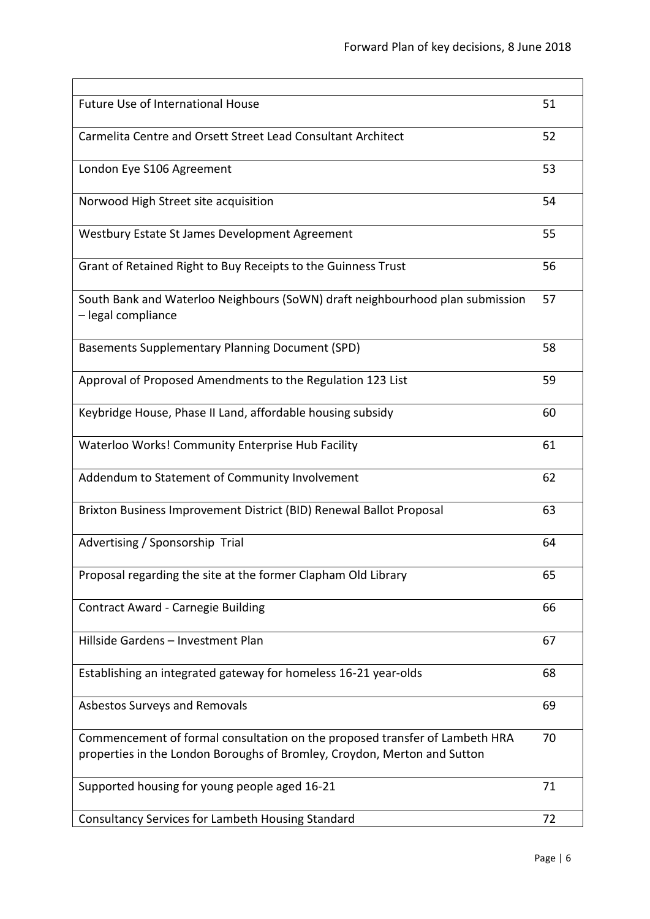| | |
|---|---|
| Future Use of International House | 51 |
| Carmelita Centre and Orsett Street Lead Consultant Architect | 52 |
| London Eye S106 Agreement | 53 |
| Norwood High Street site acquisition | 54 |
| Westbury Estate St James Development Agreement | 55 |
| Grant of Retained Right to Buy Receipts to the Guinness Trust | 56 |
| South Bank and Waterloo Neighbours (SoWN) draft neighbourhood plan submission – legal compliance | 57 |
| Basements Supplementary Planning Document (SPD) | 58 |
| Approval of Proposed Amendments to the Regulation 123 List | 59 |
| Keybridge House, Phase II Land, affordable housing subsidy | 60 |
| Waterloo Works! Community Enterprise Hub Facility | 61 |
| Addendum to Statement of Community Involvement | 62 |
| Brixton Business Improvement District (BID) Renewal Ballot Proposal | 63 |
| Advertising / Sponsorship Trial | 64 |
| Proposal regarding the site at the former Clapham Old Library | 65 |
| Contract Award - Carnegie Building | 66 |
| Hillside Gardens – Investment Plan | 67 |
| Establishing an integrated gateway for homeless 16-21 year-olds | 68 |
| Asbestos Surveys and Removals | 69 |
| Commencement of formal consultation on the proposed transfer of Lambeth HRA properties in the London Boroughs of Bromley, Croydon, Merton and Sutton | 70 |
| Supported housing for young people aged 16-21 | 71 |
| Consultancy Services for Lambeth Housing Standard | 72 |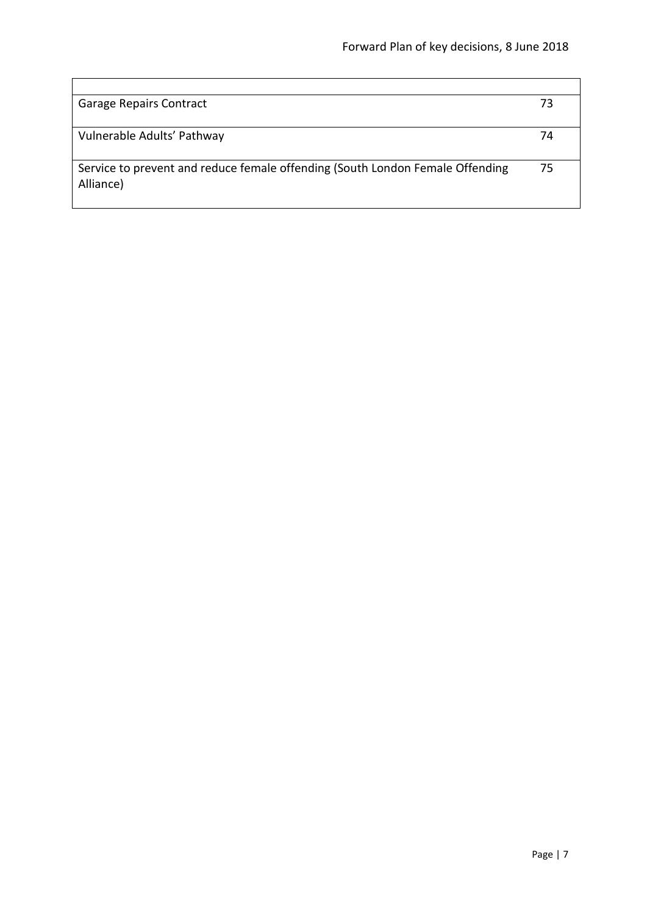| | |
|---|---|
| Garage Repairs Contract | 73 |
| Vulnerable Adults' Pathway | 74 |
| Service to prevent and reduce female offending (South London Female Offending Alliance) | 75 |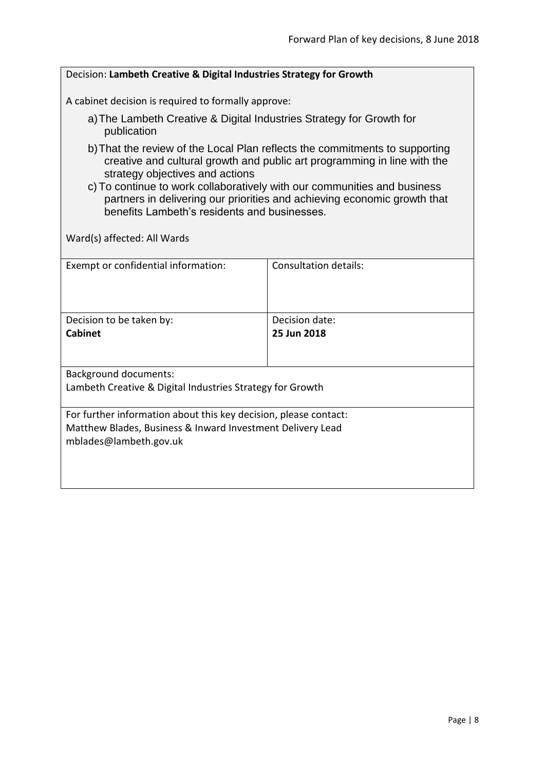Decision: **Lambeth Creative & Digital Industries Strategy for Growth**

A cabinet decision is required to formally approve:

a) The Lambeth Creative & Digital Industries Strategy for Growth for publication

b) That the review of the Local Plan reflects the commitments to supporting creative and cultural growth and public art programming in line with the strategy objectives and actions

c) To continue to work collaboratively with our communities and business partners in delivering our priorities and achieving economic growth that benefits Lambeth's residents and businesses.

Ward(s) affected: All Wards

| Exempt or confidential information: | Consultation details: |
|---|---|
| Decision to be taken by:<br>**Cabinet** | Decision date:<br>**25 Jun 2018** |

Background documents:
Lambeth Creative & Digital Industries Strategy for Growth

For further information about this key decision, please contact:
Matthew Blades, Business & Inward Investment Delivery Lead
mblades@lambeth.gov.uk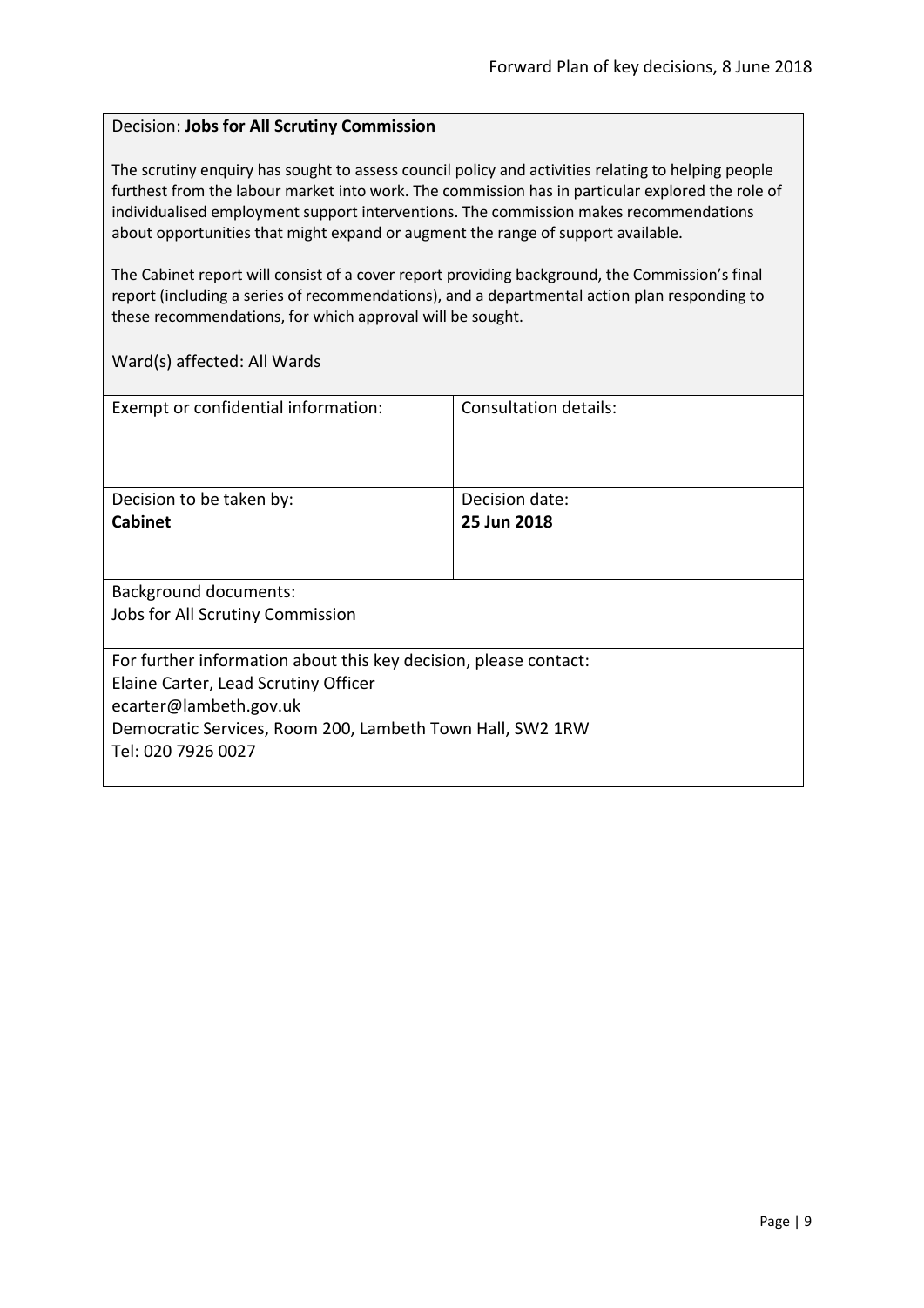Decision: **Jobs for All Scrutiny Commission**

The scrutiny enquiry has sought to assess council policy and activities relating to helping people furthest from the labour market into work. The commission has in particular explored the role of individualised employment support interventions. The commission makes recommendations about opportunities that might expand or augment the range of support available.

The Cabinet report will consist of a cover report providing background, the Commission's final report (including a series of recommendations), and a departmental action plan responding to these recommendations, for which approval will be sought.

Ward(s) affected: All Wards

| Exempt or confidential information: | Consultation details: |
|---|---|
| Decision to be taken by:<br>**Cabinet** | Decision date:<br>**25 Jun 2018** |

Background documents:
Jobs for All Scrutiny Commission

For further information about this key decision, please contact:
Elaine Carter, Lead Scrutiny Officer
ecarter@lambeth.gov.uk
Democratic Services, Room 200, Lambeth Town Hall, SW2 1RW
Tel: 020 7926 0027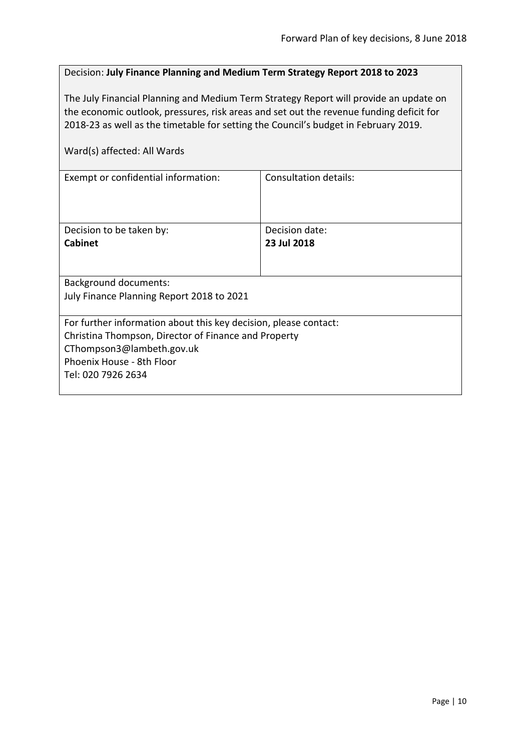Decision: **July Finance Planning and Medium Term Strategy Report 2018 to 2023**

The July Financial Planning and Medium Term Strategy Report will provide an update on the economic outlook, pressures, risk areas and set out the revenue funding deficit for 2018-23 as well as the timetable for setting the Council's budget in February 2019.

Ward(s) affected: All Wards

| Exempt or confidential information: | Consultation details: |
|---|---|
| Decision to be taken by:<br>**Cabinet** | Decision date:<br>**23 Jul 2018** |

Background documents:
July Finance Planning Report 2018 to 2021

For further information about this key decision, please contact:
Christina Thompson, Director of Finance and Property
CThompson3@lambeth.gov.uk
Phoenix House - 8th Floor
Tel: 020 7926 2634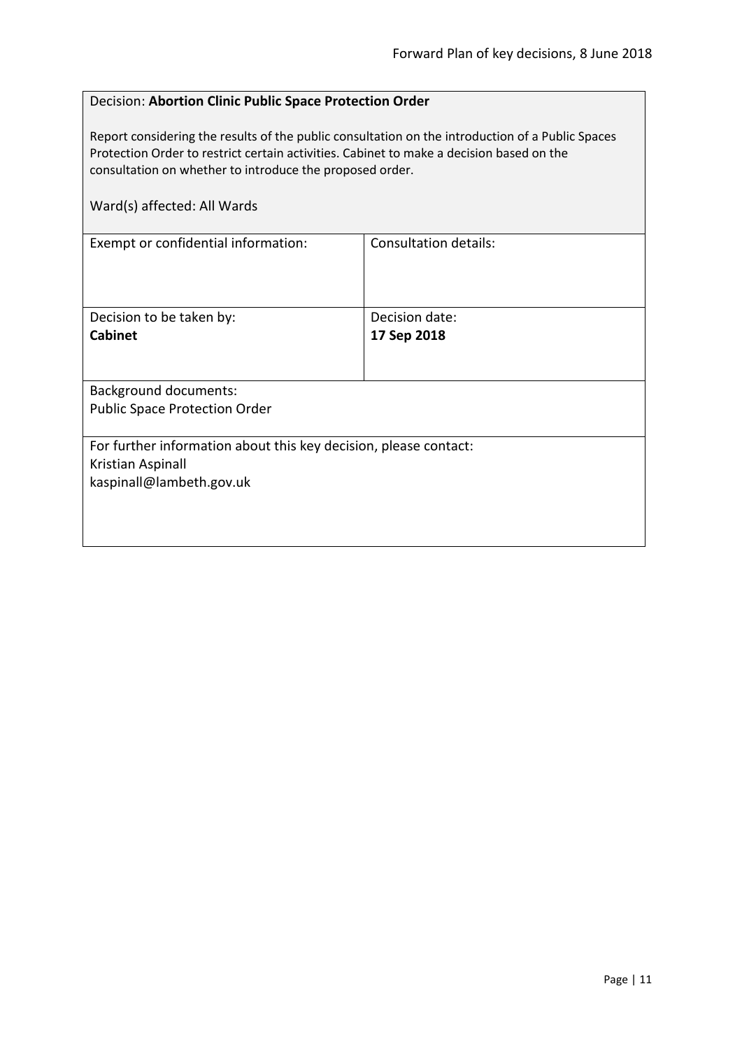Decision: **Abortion Clinic Public Space Protection Order**

Report considering the results of the public consultation on the introduction of a Public Spaces Protection Order to restrict certain activities. Cabinet to make a decision based on the consultation on whether to introduce the proposed order.

Ward(s) affected: All Wards

| Exempt or confidential information: | Consultation details: |
|---|---|
| Decision to be taken by:<br>**Cabinet** | Decision date:<br>**17 Sep 2018** |

Background documents:
Public Space Protection Order

For further information about this key decision, please contact:
Kristian Aspinall
kaspinall@lambeth.gov.uk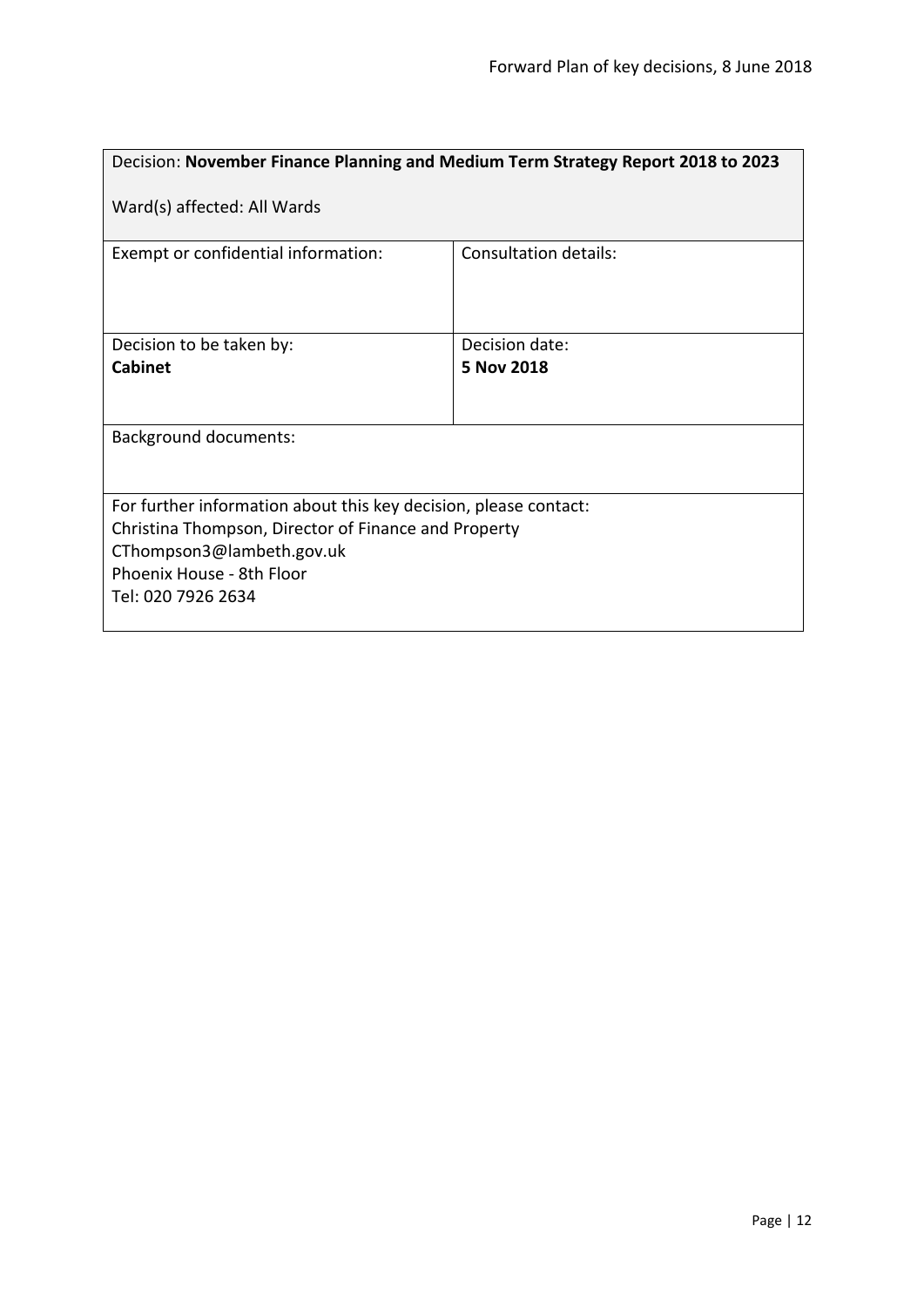| Decision: **November Finance Planning and Medium Term Strategy Report 2018 to 2023**<br><br>Ward(s) affected: All Wards | |
|---|---|
| Exempt or confidential information: | Consultation details: |
| Decision to be taken by:<br>**Cabinet** | Decision date:<br>**5 Nov 2018** |
| Background documents: | |
| For further information about this key decision, please contact:<br>Christina Thompson, Director of Finance and Property<br>CThompson3@lambeth.gov.uk<br>Phoenix House - 8th Floor<br>Tel: 020 7926 2634 | |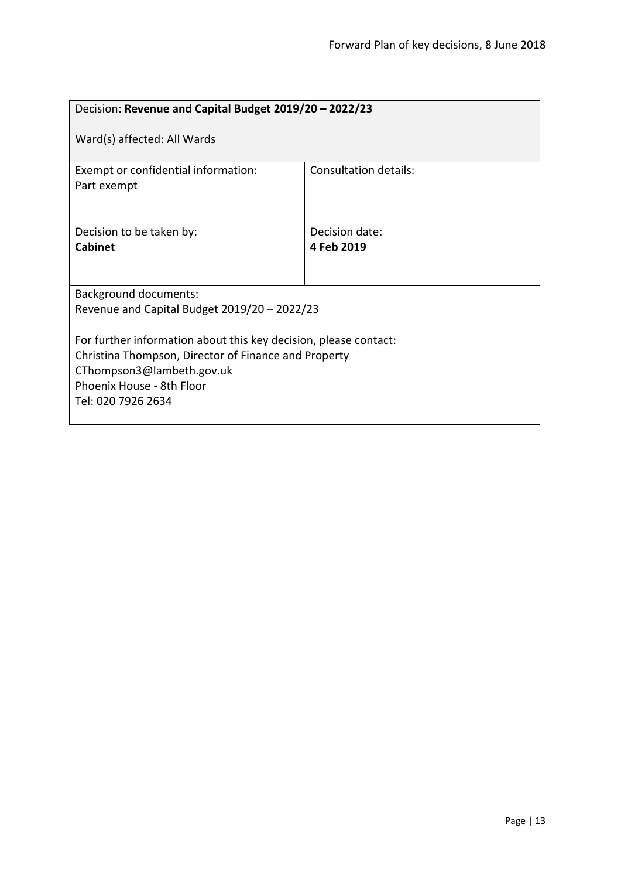| Decision: **Revenue and Capital Budget 2019/20 – 2022/23**<br><br>Ward(s) affected: All Wards | |
|---|---|
| Exempt or confidential information:<br>Part exempt | Consultation details: |
| Decision to be taken by:<br>**Cabinet** | Decision date:<br>**4 Feb 2019** |
| Background documents:<br>Revenue and Capital Budget 2019/20 – 2022/23 | |
| For further information about this key decision, please contact:<br>Christina Thompson, Director of Finance and Property<br>CThompson3@lambeth.gov.uk<br>Phoenix House - 8th Floor<br>Tel: 020 7926 2634 | |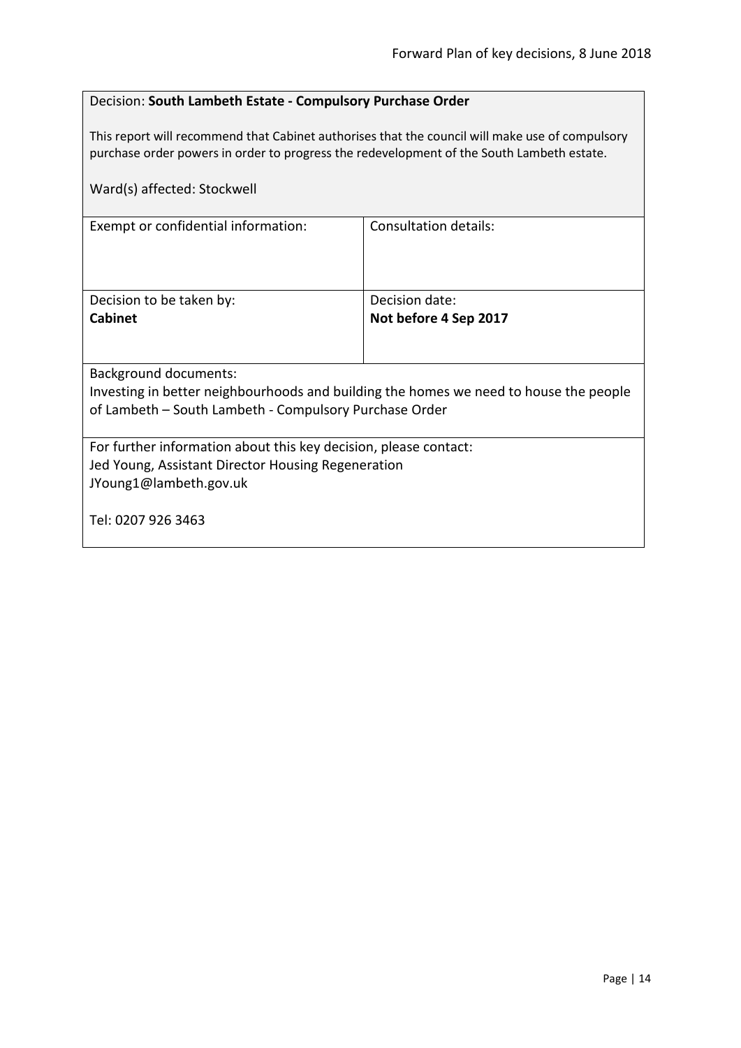Decision: **South Lambeth Estate - Compulsory Purchase Order**

This report will recommend that Cabinet authorises that the council will make use of compulsory purchase order powers in order to progress the redevelopment of the South Lambeth estate.

Ward(s) affected: Stockwell

| Exempt or confidential information: | Consultation details: |
| --- | --- |
| Decision to be taken by:<br>**Cabinet** | Decision date:<br>**Not before 4 Sep 2017** |

Background documents:
Investing in better neighbourhoods and building the homes we need to house the people of Lambeth – South Lambeth - Compulsory Purchase Order

For further information about this key decision, please contact:
Jed Young, Assistant Director Housing Regeneration
JYoung1@lambeth.gov.uk

Tel: 0207 926 3463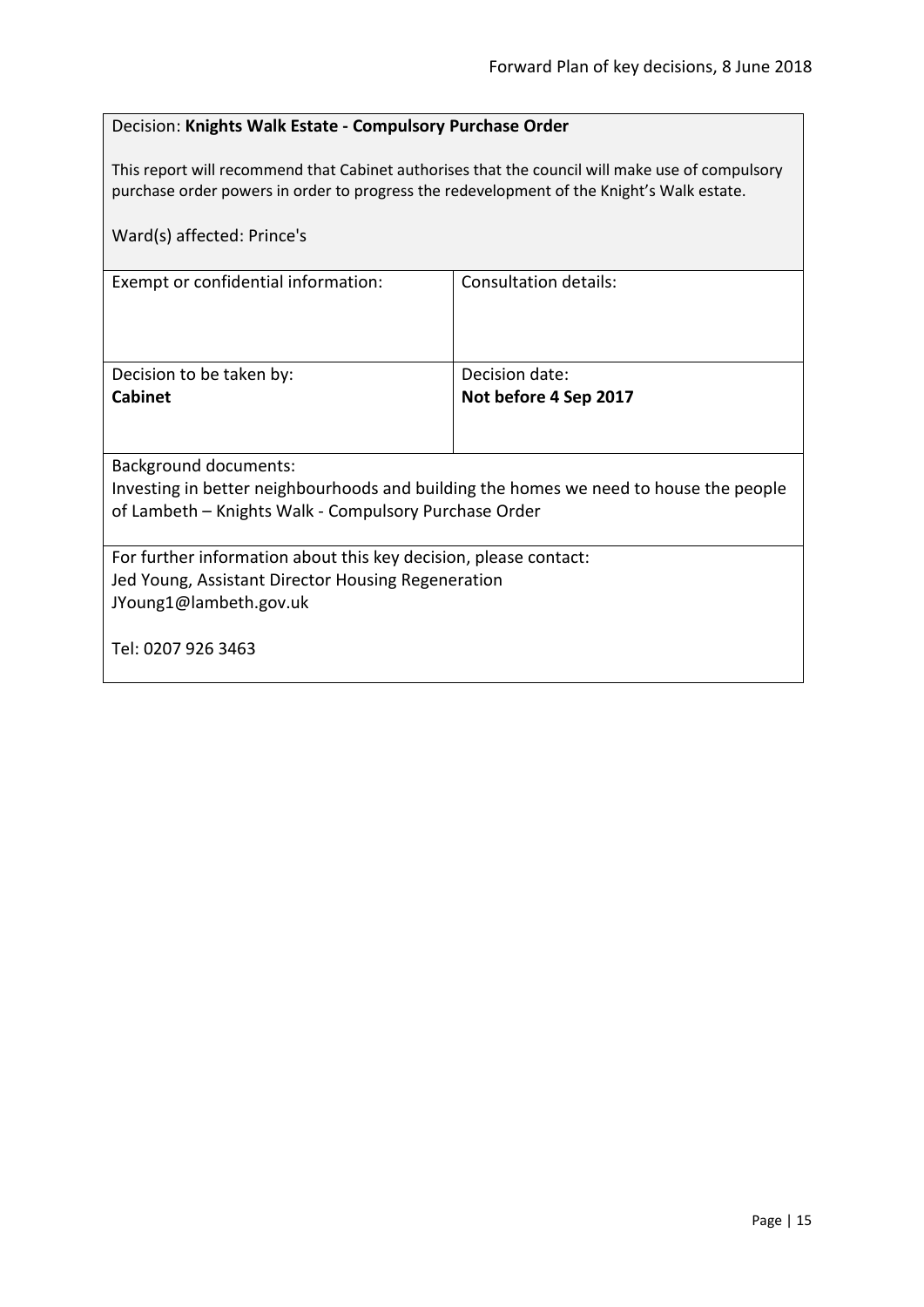Decision: **Knights Walk Estate - Compulsory Purchase Order**

This report will recommend that Cabinet authorises that the council will make use of compulsory purchase order powers in order to progress the redevelopment of the Knight's Walk estate.

Ward(s) affected: Prince's

| Exempt or confidential information: | Consultation details: |
|---|---|
| | |
| Decision to be taken by:<br>**Cabinet** | Decision date:<br>**Not before 4 Sep 2017** |

Background documents:
Investing in better neighbourhoods and building the homes we need to house the people of Lambeth – Knights Walk - Compulsory Purchase Order

For further information about this key decision, please contact:
Jed Young, Assistant Director Housing Regeneration
JYoung1@lambeth.gov.uk

Tel: 0207 926 3463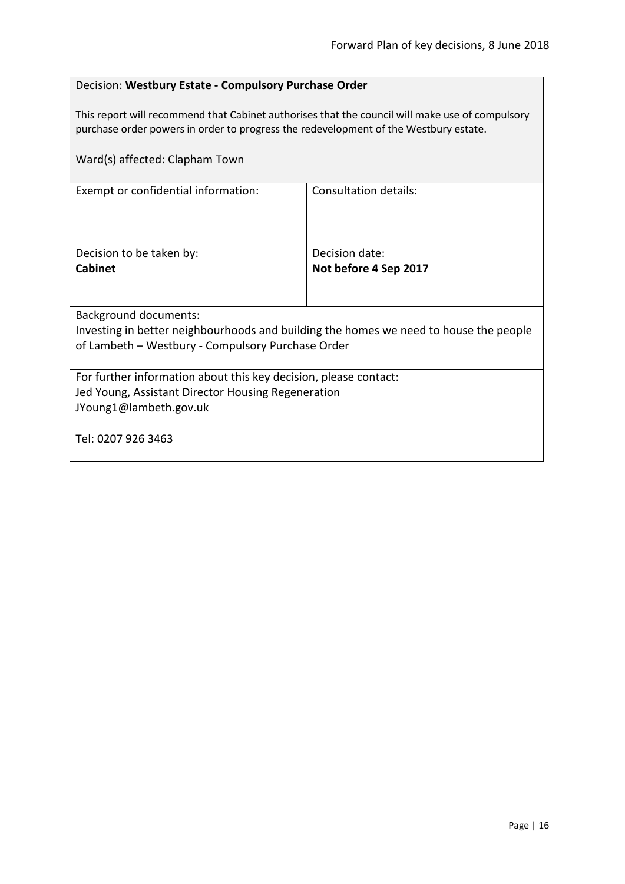Decision: **Westbury Estate - Compulsory Purchase Order**

This report will recommend that Cabinet authorises that the council will make use of compulsory purchase order powers in order to progress the redevelopment of the Westbury estate.

Ward(s) affected: Clapham Town

| Exempt or confidential information: | Consultation details: |
| --- | --- |
| Decision to be taken by:<br>**Cabinet** | Decision date:<br>**Not before 4 Sep 2017** |

Background documents:
Investing in better neighbourhoods and building the homes we need to house the people of Lambeth – Westbury - Compulsory Purchase Order

For further information about this key decision, please contact:
Jed Young, Assistant Director Housing Regeneration
JYoung1@lambeth.gov.uk

Tel: 0207 926 3463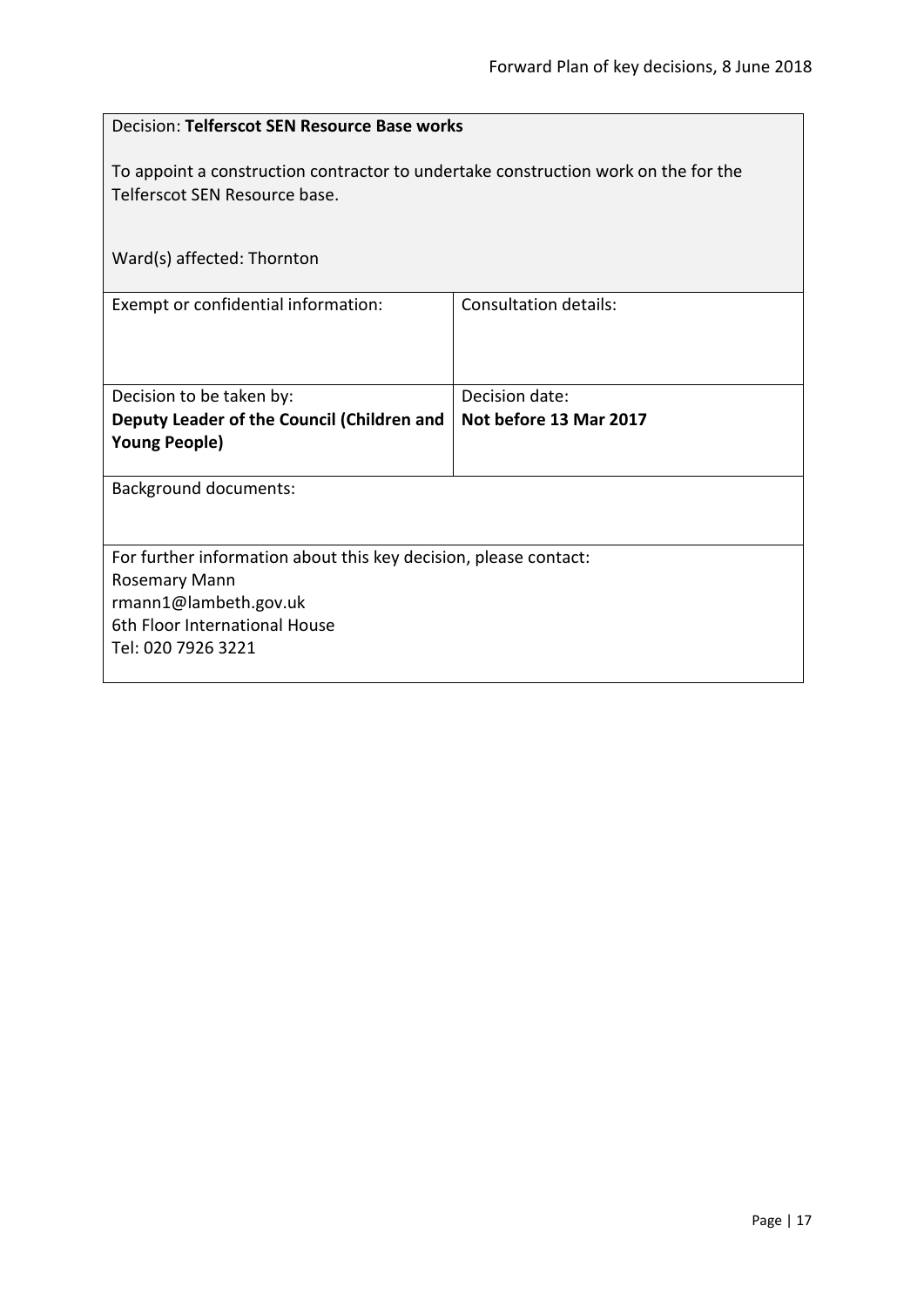Decision: **Telferscot SEN Resource Base works**

To appoint a construction contractor to undertake construction work on the for the Telferscot SEN Resource base.

Ward(s) affected: Thornton

| Exempt or confidential information: | Consultation details: |
|---|---|
| Decision to be taken by: **Deputy Leader of the Council (Children and Young People)** | Decision date: **Not before 13 Mar 2017** |

Background documents:

For further information about this key decision, please contact:
Rosemary Mann
rmann1@lambeth.gov.uk
6th Floor International House
Tel: 020 7926 3221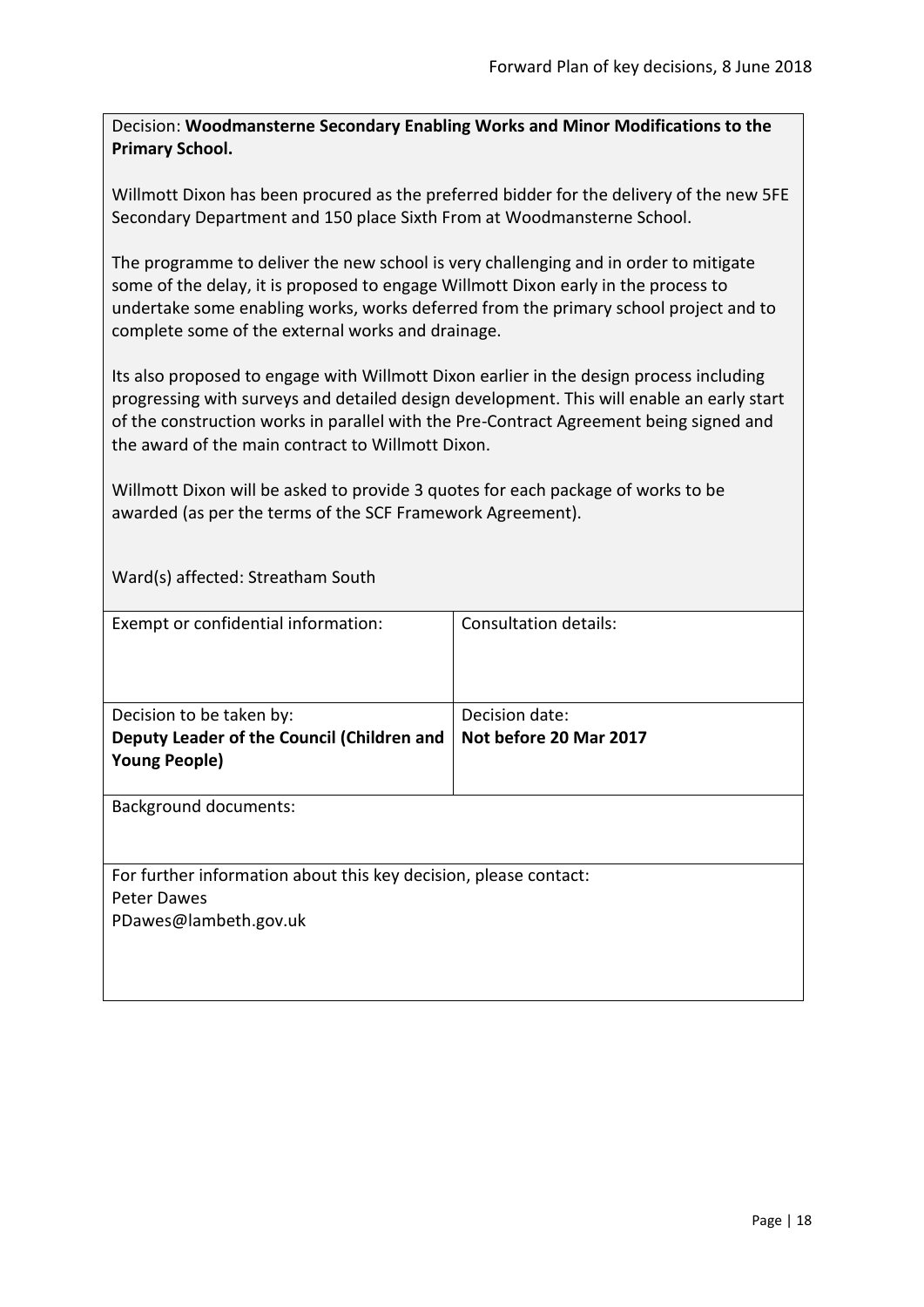Decision: **Woodmansterne Secondary Enabling Works and Minor Modifications to the Primary School.**

Willmott Dixon has been procured as the preferred bidder for the delivery of the new 5FE Secondary Department and 150 place Sixth From at Woodmansterne School.

The programme to deliver the new school is very challenging and in order to mitigate some of the delay, it is proposed to engage Willmott Dixon early in the process to undertake some enabling works, works deferred from the primary school project and to complete some of the external works and drainage.

Its also proposed to engage with Willmott Dixon earlier in the design process including progressing with surveys and detailed design development. This will enable an early start of the construction works in parallel with the Pre-Contract Agreement being signed and the award of the main contract to Willmott Dixon.

Willmott Dixon will be asked to provide 3 quotes for each package of works to be awarded (as per the terms of the SCF Framework Agreement).

Ward(s) affected: Streatham South

| Exempt or confidential information: | Consultation details: |
|---|---|
| Decision to be taken by:<br>**Deputy Leader of the Council (Children and Young People)** | Decision date:<br>**Not before 20 Mar 2017** |

Background documents:

For further information about this key decision, please contact:
Peter Dawes
PDawes@lambeth.gov.uk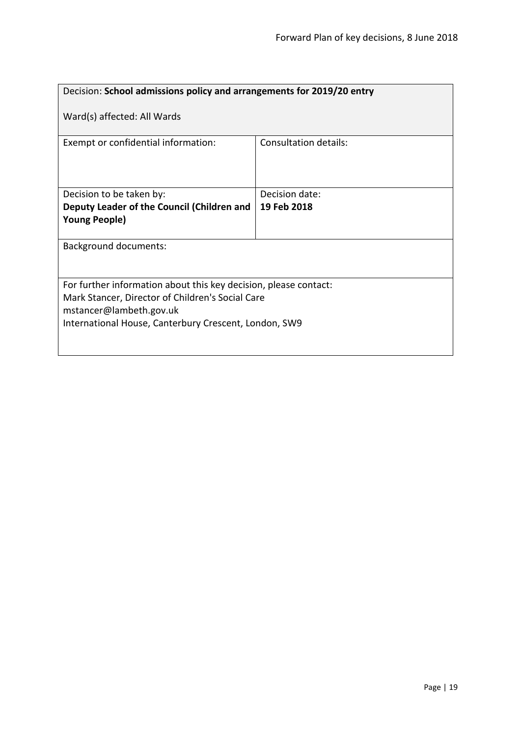| Decision: **School admissions policy and arrangements for 2019/20 entry**<br><br>Ward(s) affected: All Wards | |
|---|---|
| Exempt or confidential information: | Consultation details: |
| Decision to be taken by:<br>**Deputy Leader of the Council (Children and Young People)** | Decision date:<br>**19 Feb 2018** |
| Background documents: | |
| For further information about this key decision, please contact:<br>Mark Stancer, Director of Children's Social Care<br>mstancer@lambeth.gov.uk<br>International House, Canterbury Crescent, London, SW9 | |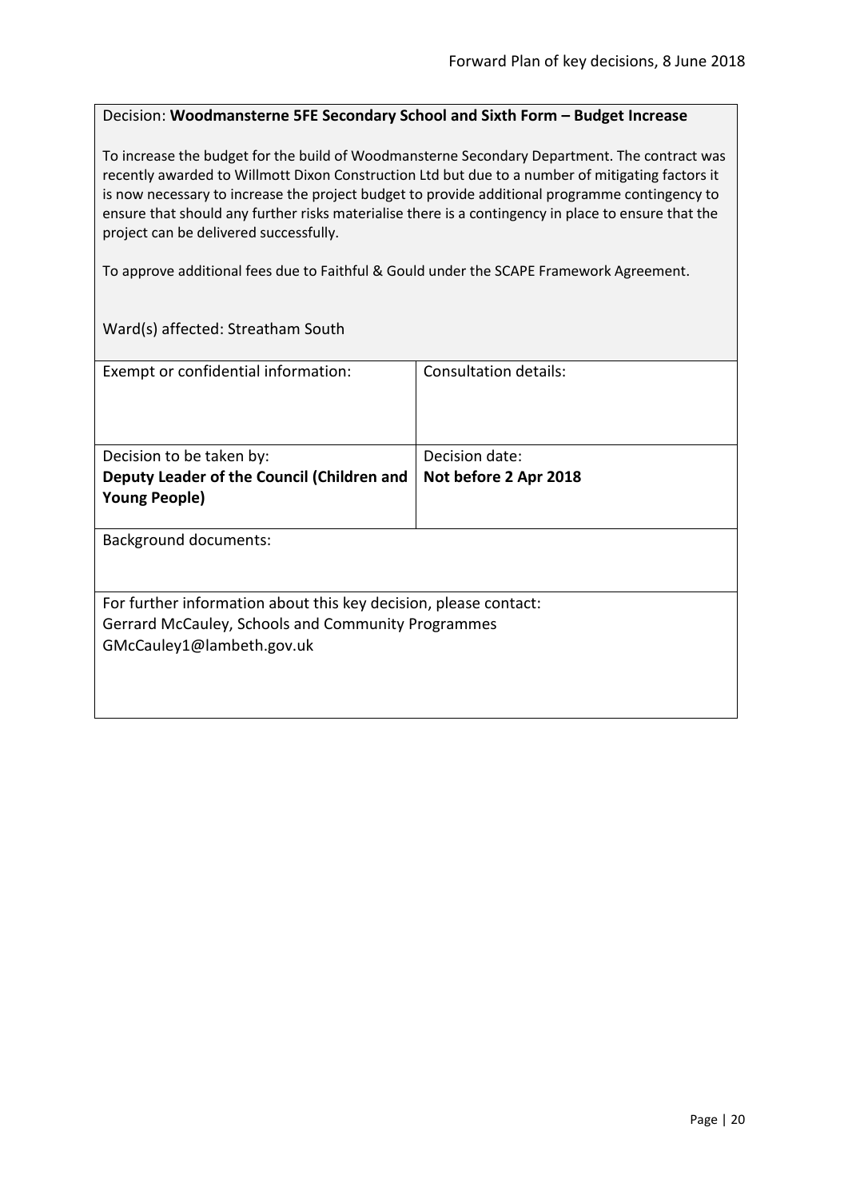Decision: **Woodmansterne 5FE Secondary School and Sixth Form – Budget Increase**

To increase the budget for the build of Woodmansterne Secondary Department. The contract was recently awarded to Willmott Dixon Construction Ltd but due to a number of mitigating factors it is now necessary to increase the project budget to provide additional programme contingency to ensure that should any further risks materialise there is a contingency in place to ensure that the project can be delivered successfully.

To approve additional fees due to Faithful & Gould under the SCAPE Framework Agreement.

Ward(s) affected: Streatham South

| Exempt or confidential information: | Consultation details: |
| --- | --- |
| Decision to be taken by: **Deputy Leader of the Council (Children and Young People)** | Decision date: **Not before 2 Apr 2018** |

Background documents:

For further information about this key decision, please contact:
Gerrard McCauley, Schools and Community Programmes
GMcCauley1@lambeth.gov.uk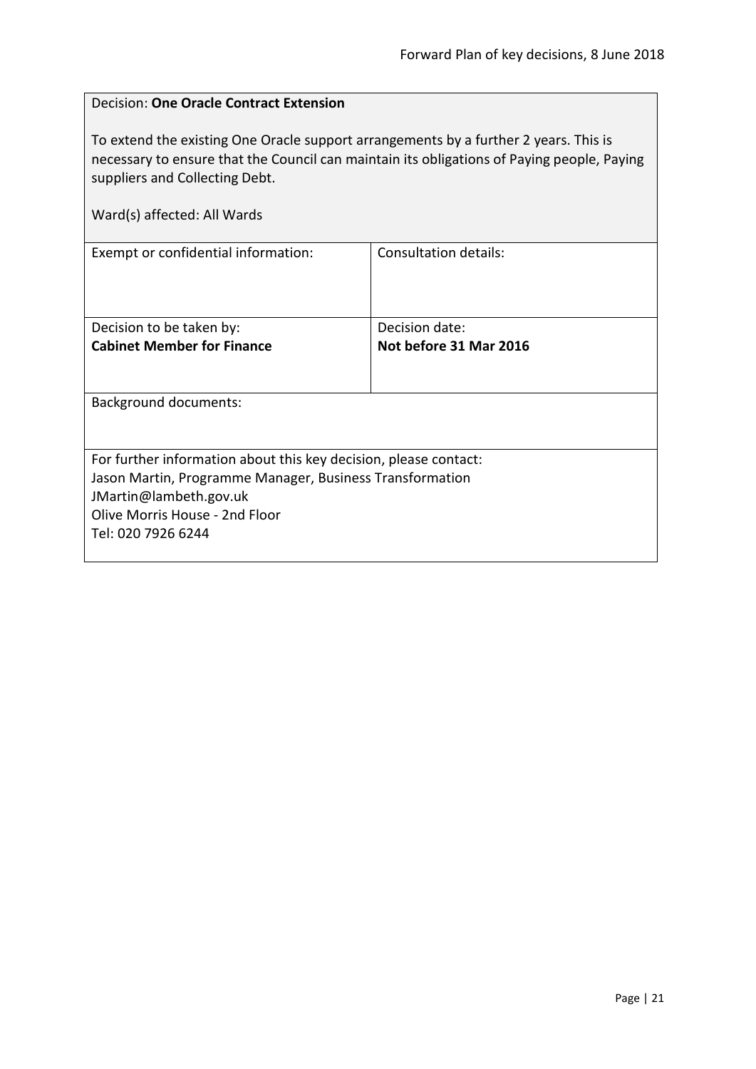Decision: **One Oracle Contract Extension**

To extend the existing One Oracle support arrangements by a further 2 years. This is necessary to ensure that the Council can maintain its obligations of Paying people, Paying suppliers and Collecting Debt.

Ward(s) affected: All Wards

| Exempt or confidential information: | Consultation details: |
|---|---|
| Decision to be taken by:<br>**Cabinet Member for Finance** | Decision date:<br>**Not before 31 Mar 2016** |

Background documents:

For further information about this key decision, please contact:
Jason Martin, Programme Manager, Business Transformation
JMartin@lambeth.gov.uk
Olive Morris House - 2nd Floor
Tel: 020 7926 6244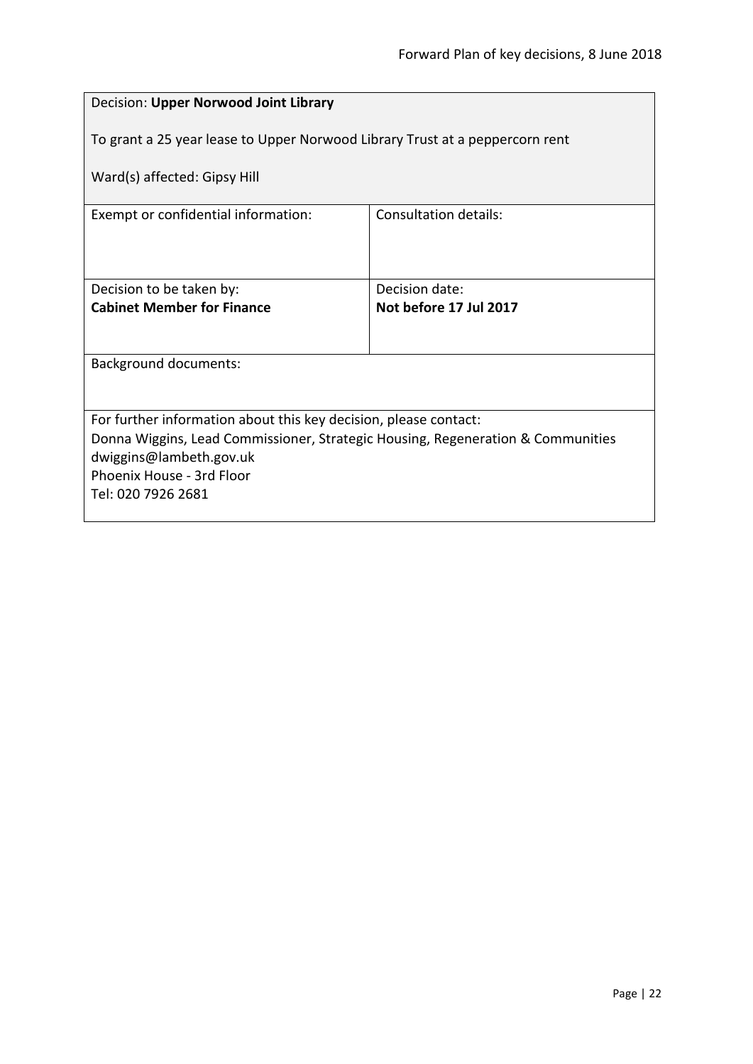Decision: **Upper Norwood Joint Library**

To grant a 25 year lease to Upper Norwood Library Trust at a peppercorn rent

Ward(s) affected: Gipsy Hill

| Exempt or confidential information: | Consultation details: |
| --- | --- |
| Decision to be taken by:<br>**Cabinet Member for Finance** | Decision date:<br>**Not before 17 Jul 2017** |

Background documents:

For further information about this key decision, please contact:
Donna Wiggins, Lead Commissioner, Strategic Housing, Regeneration & Communities
dwiggins@lambeth.gov.uk
Phoenix House - 3rd Floor
Tel: 020 7926 2681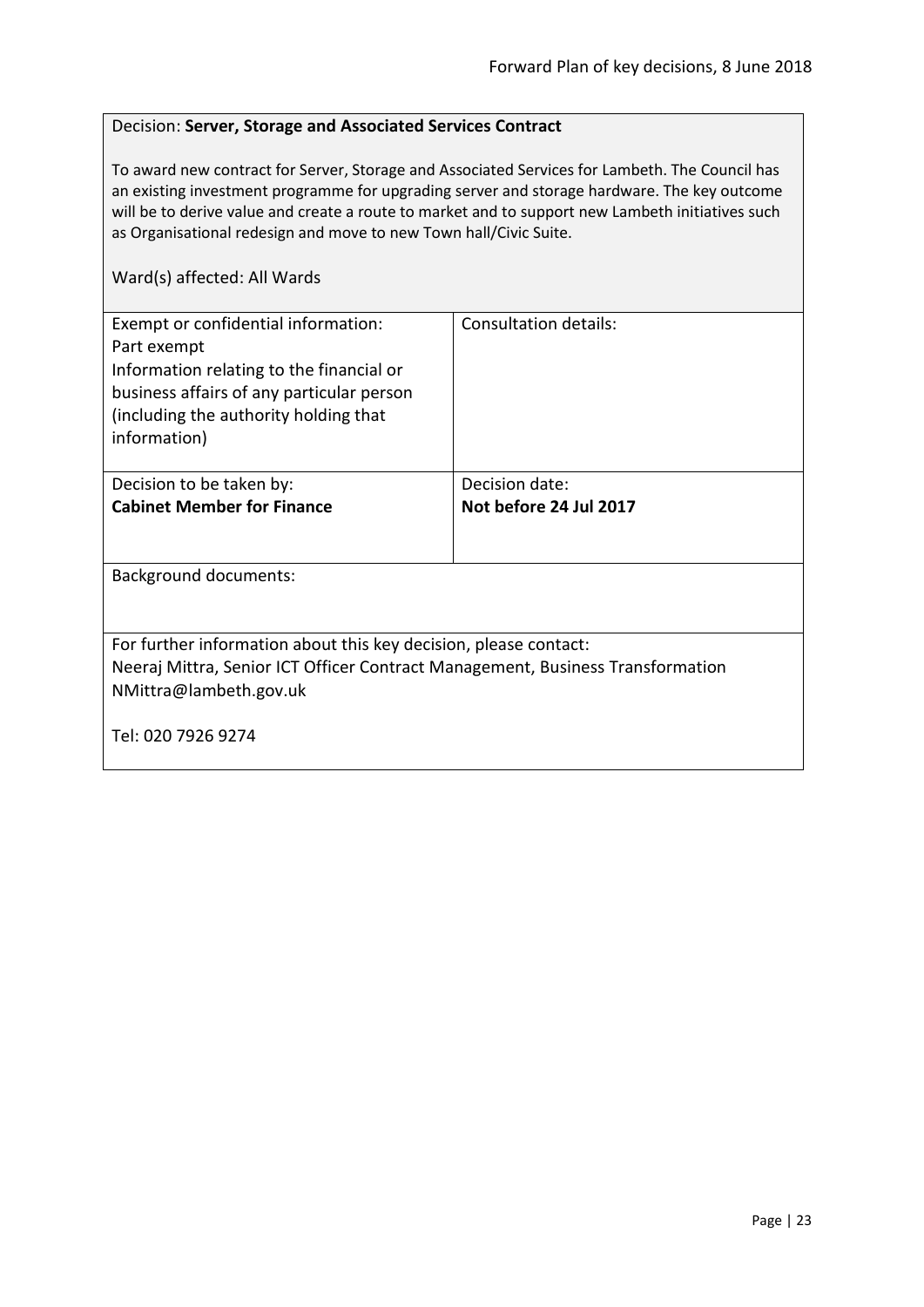Decision: **Server, Storage and Associated Services Contract**

To award new contract for Server, Storage and Associated Services for Lambeth. The Council has an existing investment programme for upgrading server and storage hardware. The key outcome will be to derive value and create a route to market and to support new Lambeth initiatives such as Organisational redesign and move to new Town hall/Civic Suite.

Ward(s) affected: All Wards

| Exempt or confidential information:<br>Part exempt<br>Information relating to the financial or business affairs of any particular person (including the authority holding that information) | Consultation details: |
|---|---|
| Decision to be taken by:<br>**Cabinet Member for Finance** | Decision date:<br>**Not before 24 Jul 2017** |

Background documents:

For further information about this key decision, please contact:
Neeraj Mittra, Senior ICT Officer Contract Management, Business Transformation
NMittra@lambeth.gov.uk

Tel: 020 7926 9274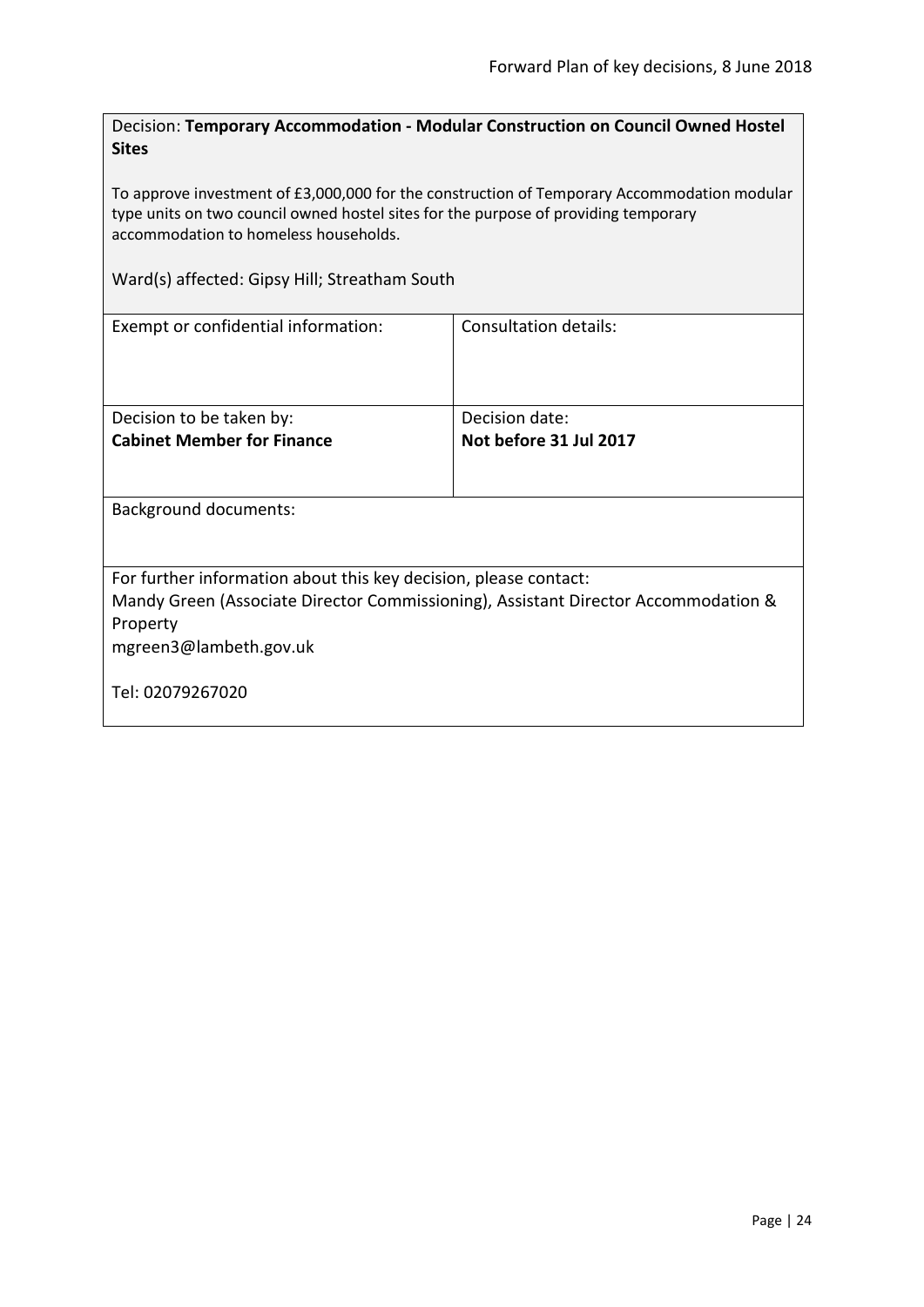Decision: **Temporary Accommodation - Modular Construction on Council Owned Hostel Sites**

To approve investment of £3,000,000 for the construction of Temporary Accommodation modular type units on two council owned hostel sites for the purpose of providing temporary accommodation to homeless households.

Ward(s) affected: Gipsy Hill; Streatham South

| Exempt or confidential information: | Consultation details: |
| --- | --- |
| Decision to be taken by:<br>**Cabinet Member for Finance** | Decision date:<br>**Not before 31 Jul 2017** |

Background documents:

For further information about this key decision, please contact:
Mandy Green (Associate Director Commissioning), Assistant Director Accommodation & Property
mgreen3@lambeth.gov.uk

Tel: 02079267020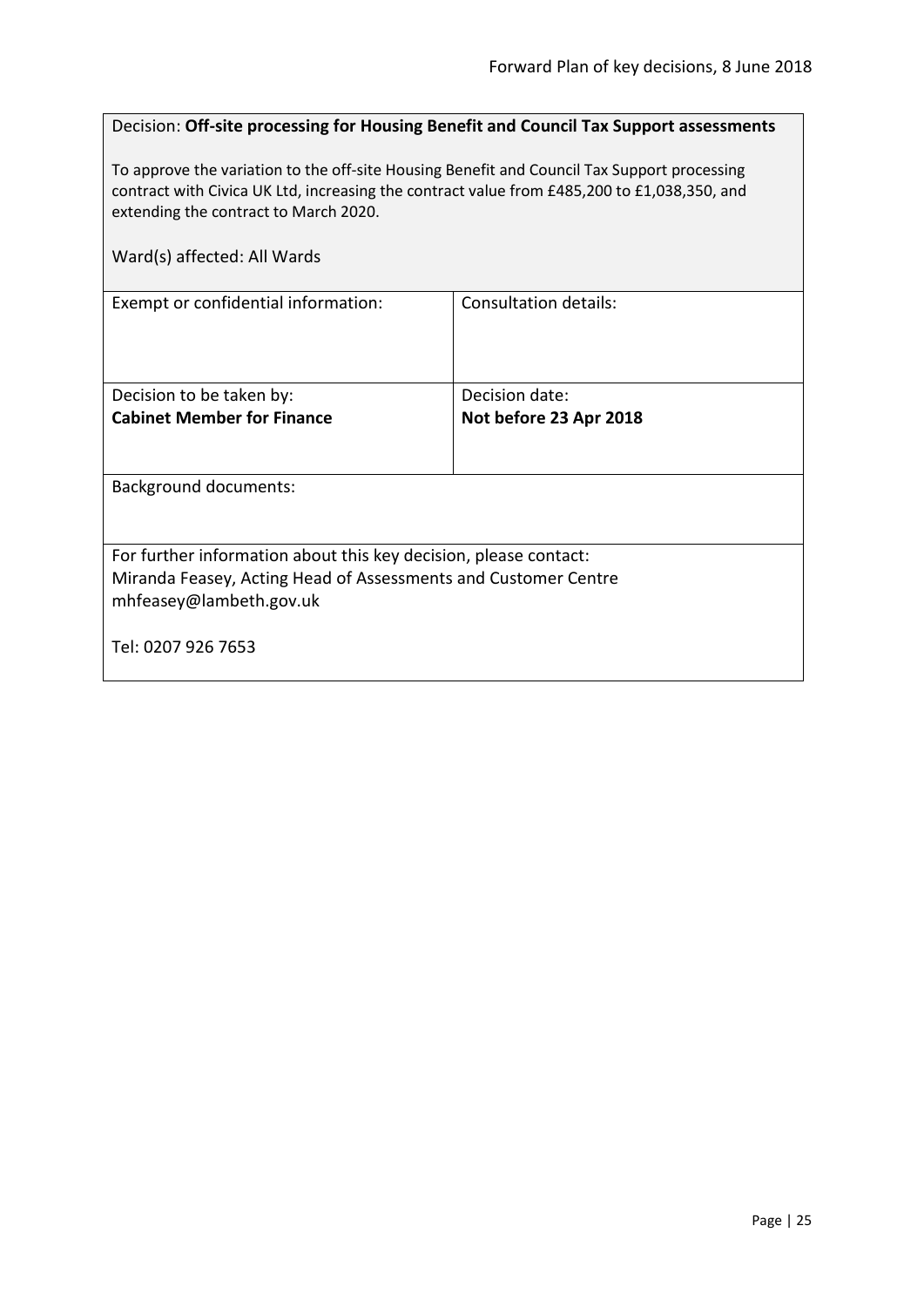Decision: **Off-site processing for Housing Benefit and Council Tax Support assessments**

To approve the variation to the off-site Housing Benefit and Council Tax Support processing contract with Civica UK Ltd, increasing the contract value from £485,200 to £1,038,350, and extending the contract to March 2020.

Ward(s) affected: All Wards

| Exempt or confidential information: | Consultation details: |
|---|---|
| Decision to be taken by: **Cabinet Member for Finance** | Decision date: **Not before 23 Apr 2018** |

Background documents:

For further information about this key decision, please contact:
Miranda Feasey, Acting Head of Assessments and Customer Centre
mhfeasey@lambeth.gov.uk

Tel: 0207 926 7653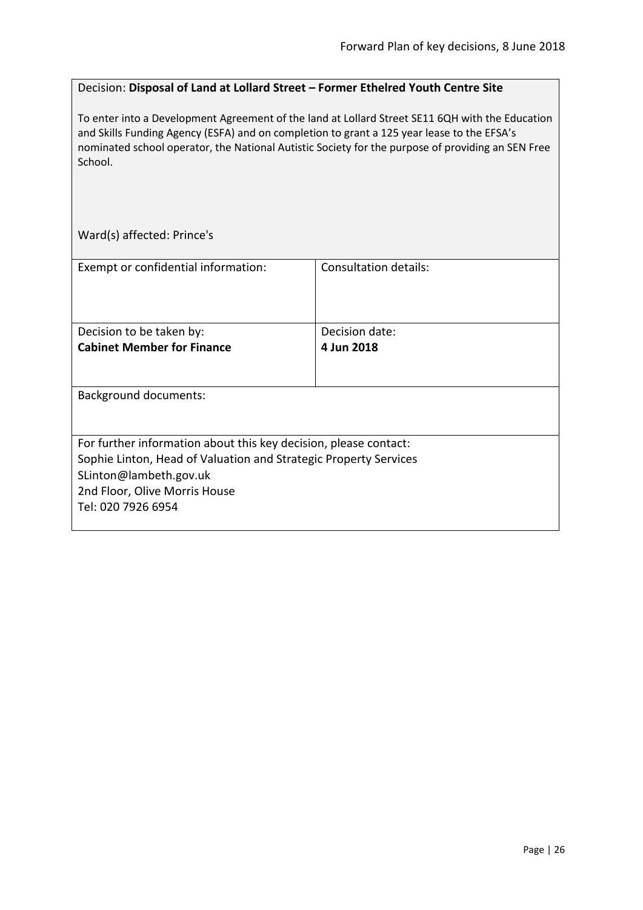Decision: **Disposal of Land at Lollard Street – Former Ethelred Youth Centre Site**

To enter into a Development Agreement of the land at Lollard Street SE11 6QH with the Education and Skills Funding Agency (ESFA) and on completion to grant a 125 year lease to the EFSA's nominated school operator, the National Autistic Society for the purpose of providing an SEN Free School.

Ward(s) affected: Prince's

| Exempt or confidential information: | Consultation details: |
| --- | --- |
| Decision to be taken by: **Cabinet Member for Finance** | Decision date: **4 Jun 2018** |

Background documents:

For further information about this key decision, please contact:
Sophie Linton, Head of Valuation and Strategic Property Services
SLinton@lambeth.gov.uk
2nd Floor, Olive Morris House
Tel: 020 7926 6954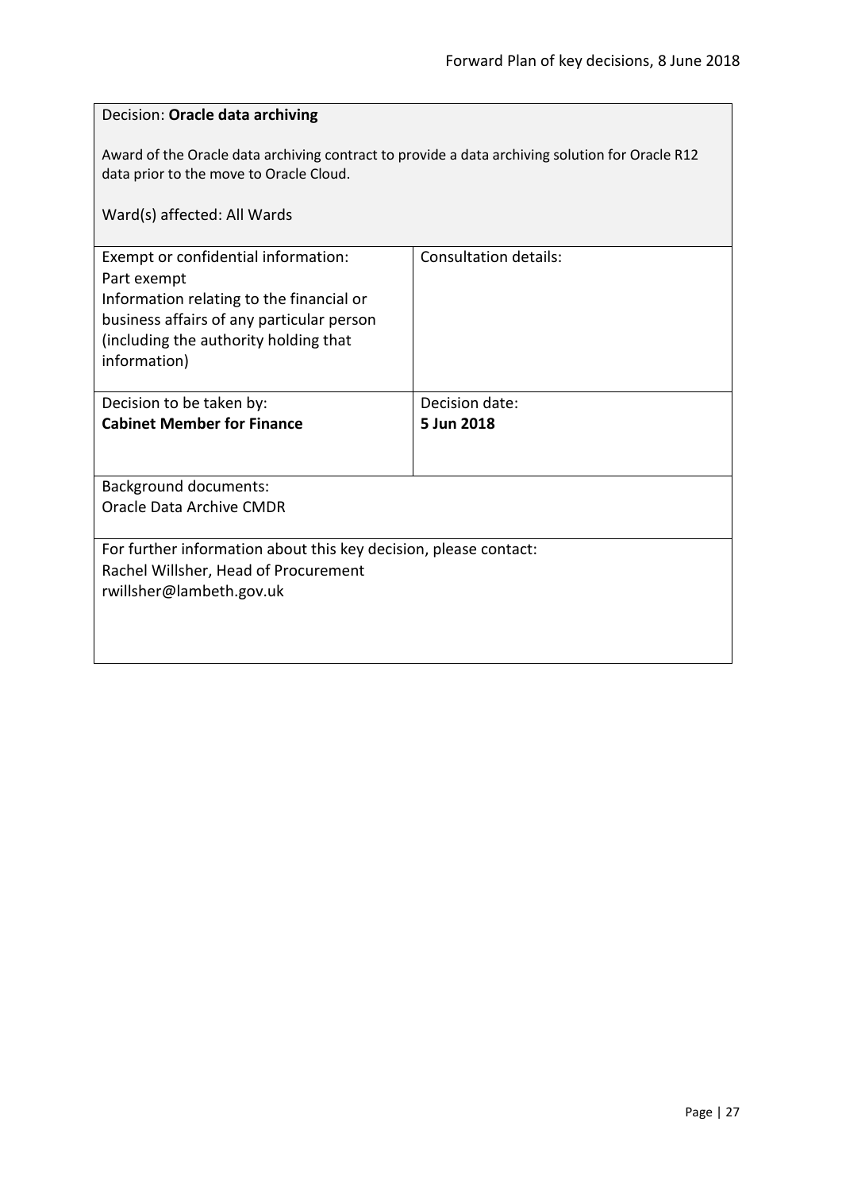Decision: **Oracle data archiving**

Award of the Oracle data archiving contract to provide a data archiving solution for Oracle R12 data prior to the move to Oracle Cloud.

Ward(s) affected: All Wards

| Exempt or confidential information:<br>Part exempt<br>Information relating to the financial or business affairs of any particular person (including the authority holding that information) | Consultation details: |
|---|---|
| Decision to be taken by:<br>**Cabinet Member for Finance** | Decision date:<br>**5 Jun 2018** |

Background documents:
Oracle Data Archive CMDR

For further information about this key decision, please contact:
Rachel Willsher, Head of Procurement
rwillsher@lambeth.gov.uk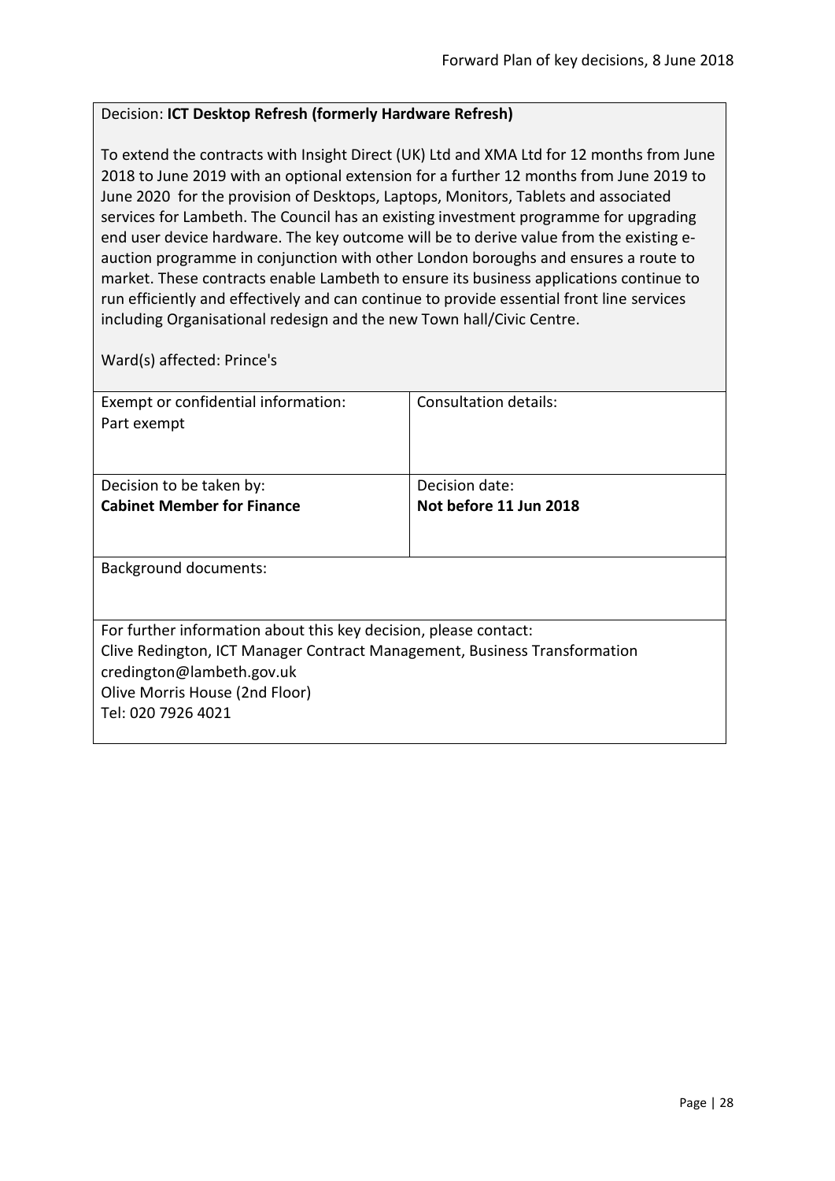Decision: **ICT Desktop Refresh (formerly Hardware Refresh)**

To extend the contracts with Insight Direct (UK) Ltd and XMA Ltd for 12 months from June 2018 to June 2019 with an optional extension for a further 12 months from June 2019 to June 2020 for the provision of Desktops, Laptops, Monitors, Tablets and associated services for Lambeth. The Council has an existing investment programme for upgrading end user device hardware. The key outcome will be to derive value from the existing e-auction programme in conjunction with other London boroughs and ensures a route to market. These contracts enable Lambeth to ensure its business applications continue to run efficiently and effectively and can continue to provide essential front line services including Organisational redesign and the new Town hall/Civic Centre.

Ward(s) affected: Prince's

| Exempt or confidential information: Part exempt | Consultation details: |
|---|---|
| Decision to be taken by: **Cabinet Member for Finance** | Decision date: **Not before 11 Jun 2018** |

Background documents:

For further information about this key decision, please contact:
Clive Redington, ICT Manager Contract Management, Business Transformation
credington@lambeth.gov.uk
Olive Morris House (2nd Floor)
Tel: 020 7926 4021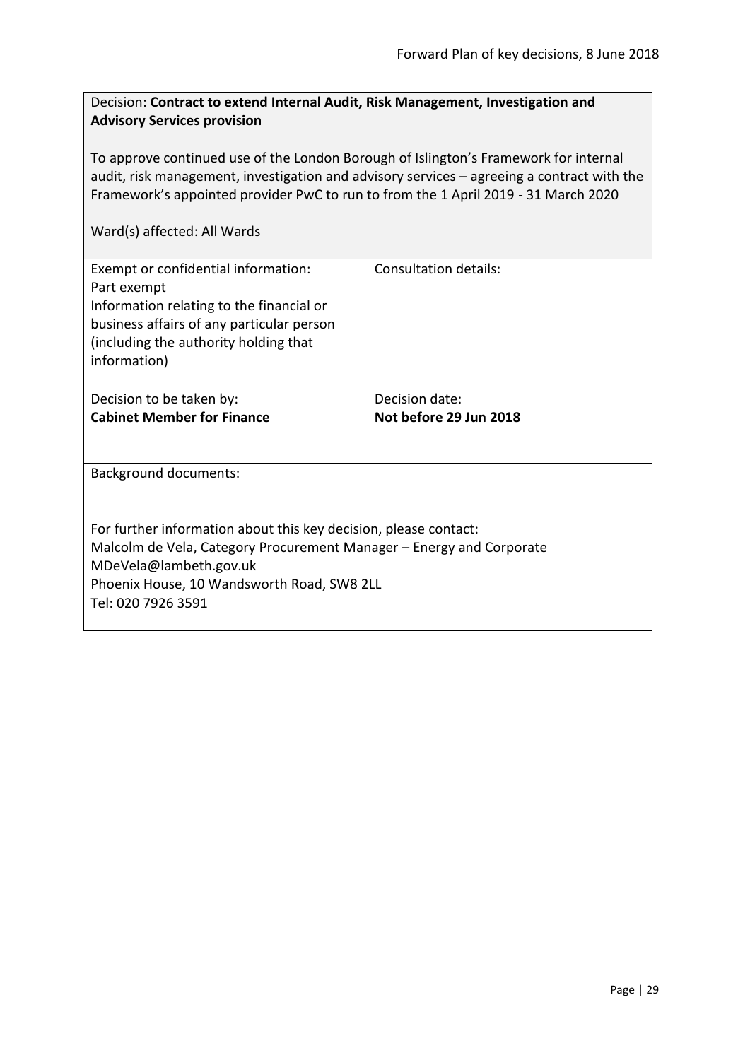Decision: **Contract to extend Internal Audit, Risk Management, Investigation and Advisory Services provision**

To approve continued use of the London Borough of Islington's Framework for internal audit, risk management, investigation and advisory services – agreeing a contract with the Framework's appointed provider PwC to run to from the 1 April 2019 - 31 March 2020

Ward(s) affected: All Wards

| Exempt or confidential information:<br>Part exempt<br>Information relating to the financial or business affairs of any particular person (including the authority holding that information) | Consultation details: |
|---|---|
| Decision to be taken by:<br>**Cabinet Member for Finance** | Decision date:<br>**Not before 29 Jun 2018** |

Background documents:

For further information about this key decision, please contact:
Malcolm de Vela, Category Procurement Manager – Energy and Corporate
MDeVela@lambeth.gov.uk
Phoenix House, 10 Wandsworth Road, SW8 2LL
Tel: 020 7926 3591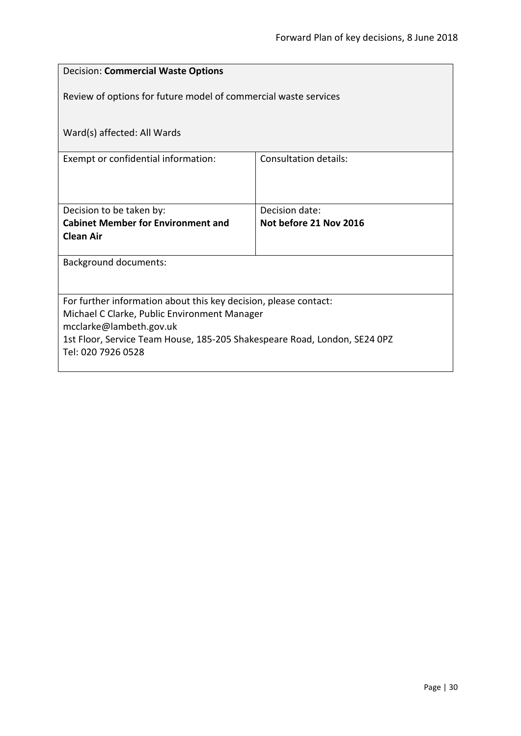Decision: **Commercial Waste Options**

Review of options for future model of commercial waste services

Ward(s) affected: All Wards

| Exempt or confidential information: | Consultation details: |
| --- | --- |
| Decision to be taken by: **Cabinet Member for Environment and Clean Air** | Decision date: **Not before 21 Nov 2016** |

Background documents:

For further information about this key decision, please contact:
Michael C Clarke, Public Environment Manager
mcclarke@lambeth.gov.uk
1st Floor, Service Team House, 185-205 Shakespeare Road, London, SE24 0PZ
Tel: 020 7926 0528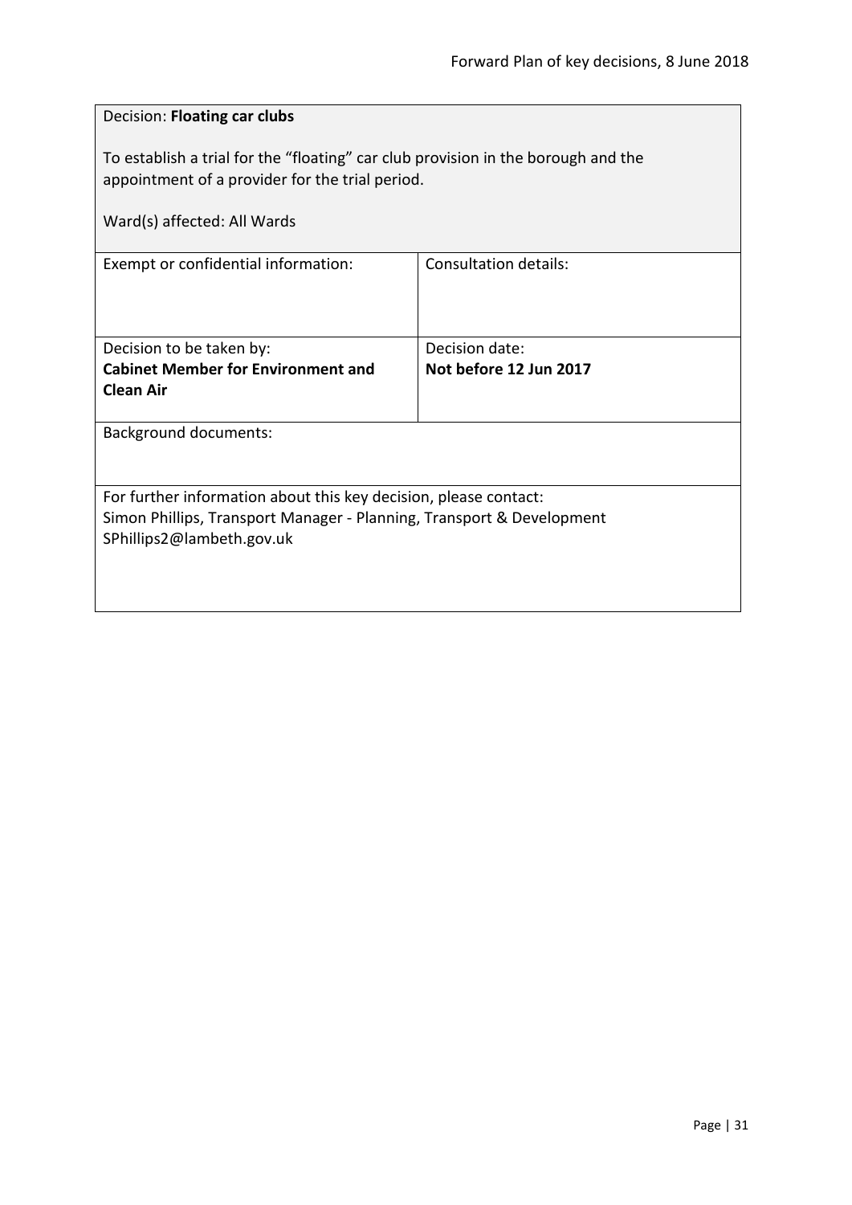Decision: **Floating car clubs**

To establish a trial for the "floating" car club provision in the borough and the appointment of a provider for the trial period.

Ward(s) affected: All Wards

| Exempt or confidential information: | Consultation details: |
|---|---|
| Decision to be taken by:<br>**Cabinet Member for Environment and Clean Air** | Decision date:<br>**Not before 12 Jun 2017** |

Background documents:

For further information about this key decision, please contact:
Simon Phillips, Transport Manager - Planning, Transport & Development
SPhillips2@lambeth.gov.uk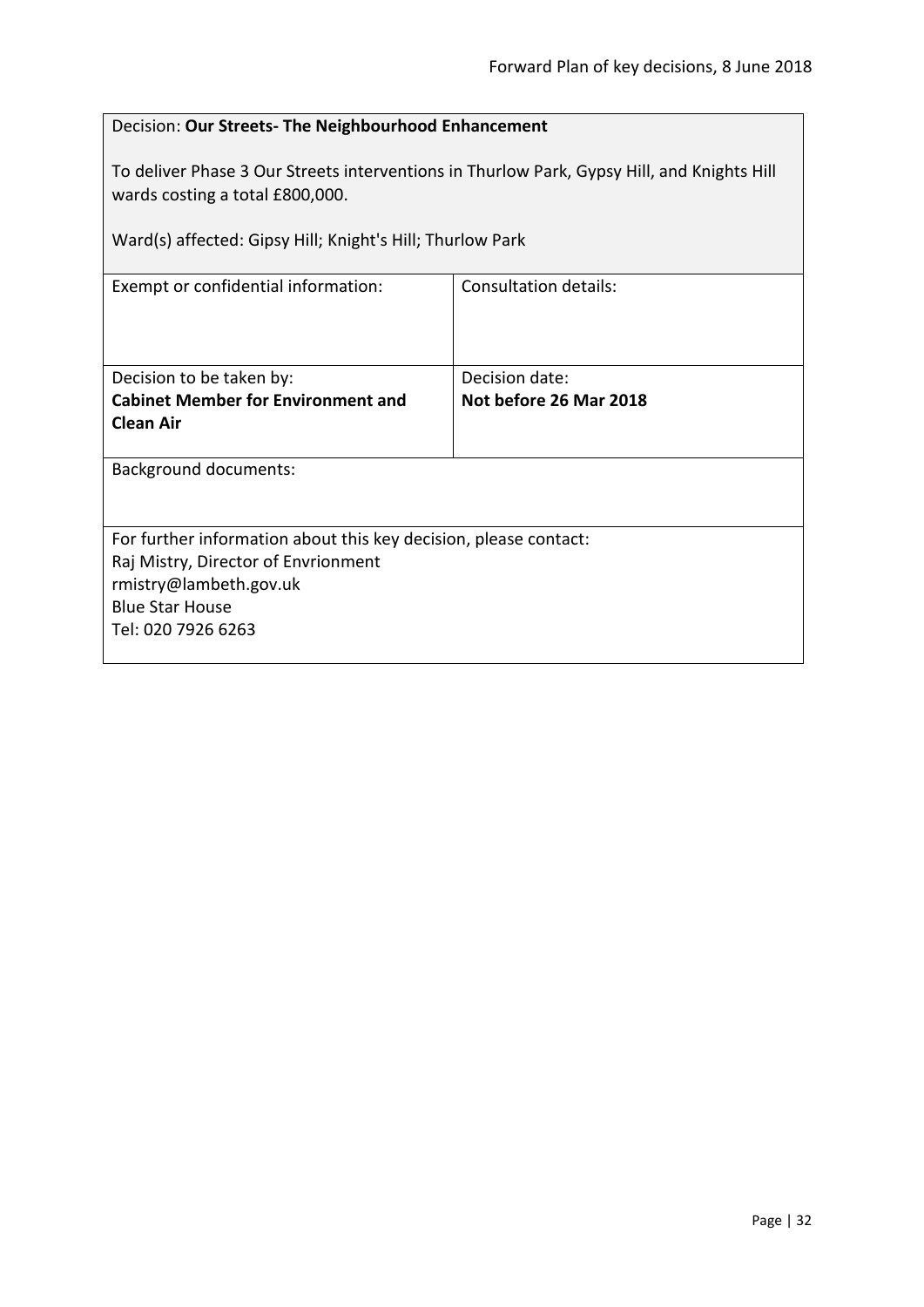Decision: **Our Streets- The Neighbourhood Enhancement**

To deliver Phase 3 Our Streets interventions in Thurlow Park, Gypsy Hill, and Knights Hill wards costing a total £800,000.

Ward(s) affected: Gipsy Hill; Knight's Hill; Thurlow Park

| Exempt or confidential information: | Consultation details: |
|---|---|
| Decision to be taken by:<br>**Cabinet Member for Environment and Clean Air** | Decision date:<br>**Not before 26 Mar 2018** |

Background documents:

For further information about this key decision, please contact:
Raj Mistry, Director of Envrionment
rmistry@lambeth.gov.uk
Blue Star House
Tel: 020 7926 6263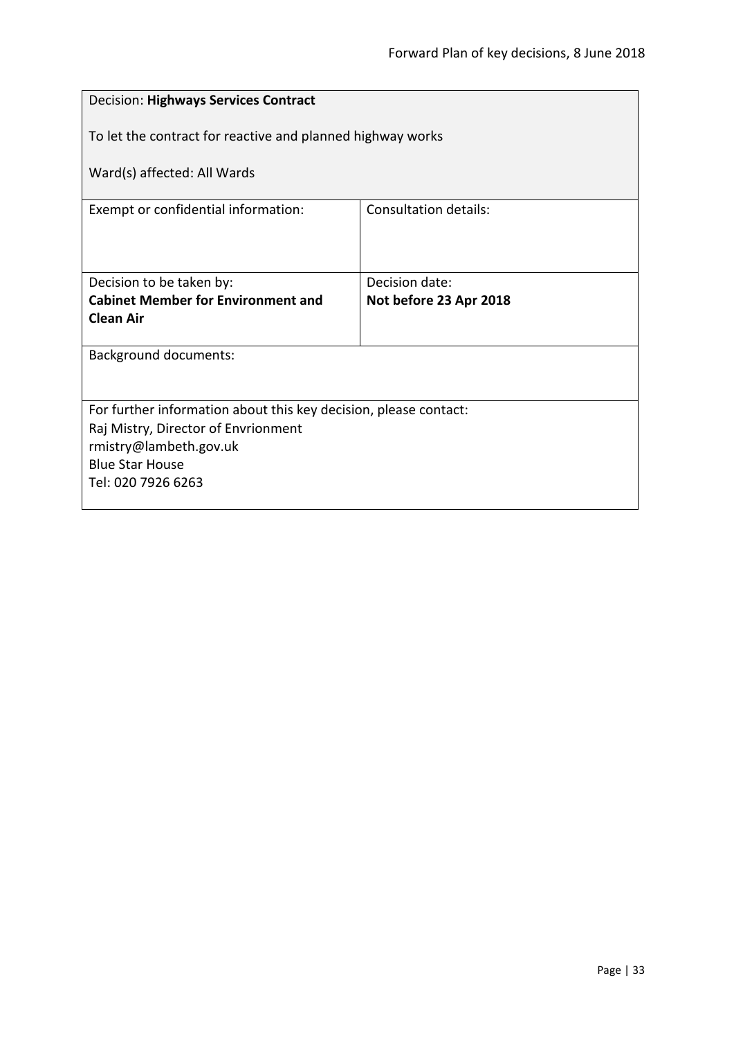Decision: **Highways Services Contract**

To let the contract for reactive and planned highway works

Ward(s) affected: All Wards

| Exempt or confidential information: | Consultation details: |
| --- | --- |
| Decision to be taken by:<br>**Cabinet Member for Environment and Clean Air** | Decision date:<br>**Not before 23 Apr 2018** |

Background documents:

For further information about this key decision, please contact:
Raj Mistry, Director of Envrionment
rmistry@lambeth.gov.uk
Blue Star House
Tel: 020 7926 6263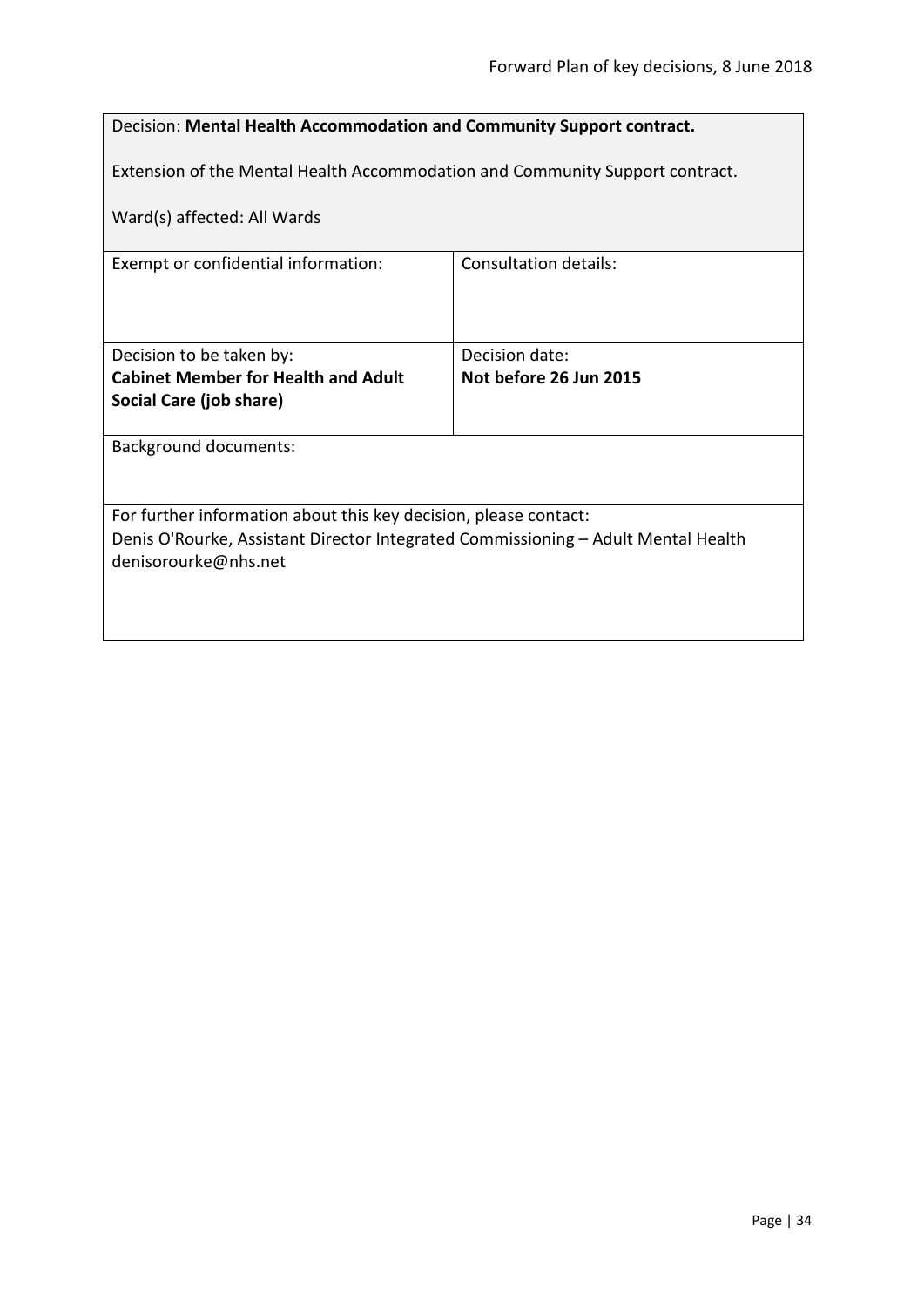| Decision: **Mental Health Accommodation and Community Support contract.**<br><br>Extension of the Mental Health Accommodation and Community Support contract.<br><br>Ward(s) affected: All Wards | |
|---|---|
| Exempt or confidential information: | Consultation details: |
| Decision to be taken by:<br>**Cabinet Member for Health and Adult Social Care (job share)** | Decision date:<br>**Not before 26 Jun 2015** |
| Background documents: | |
| For further information about this key decision, please contact:<br>Denis O'Rourke, Assistant Director Integrated Commissioning – Adult Mental Health<br>denisorourke@nhs.net | |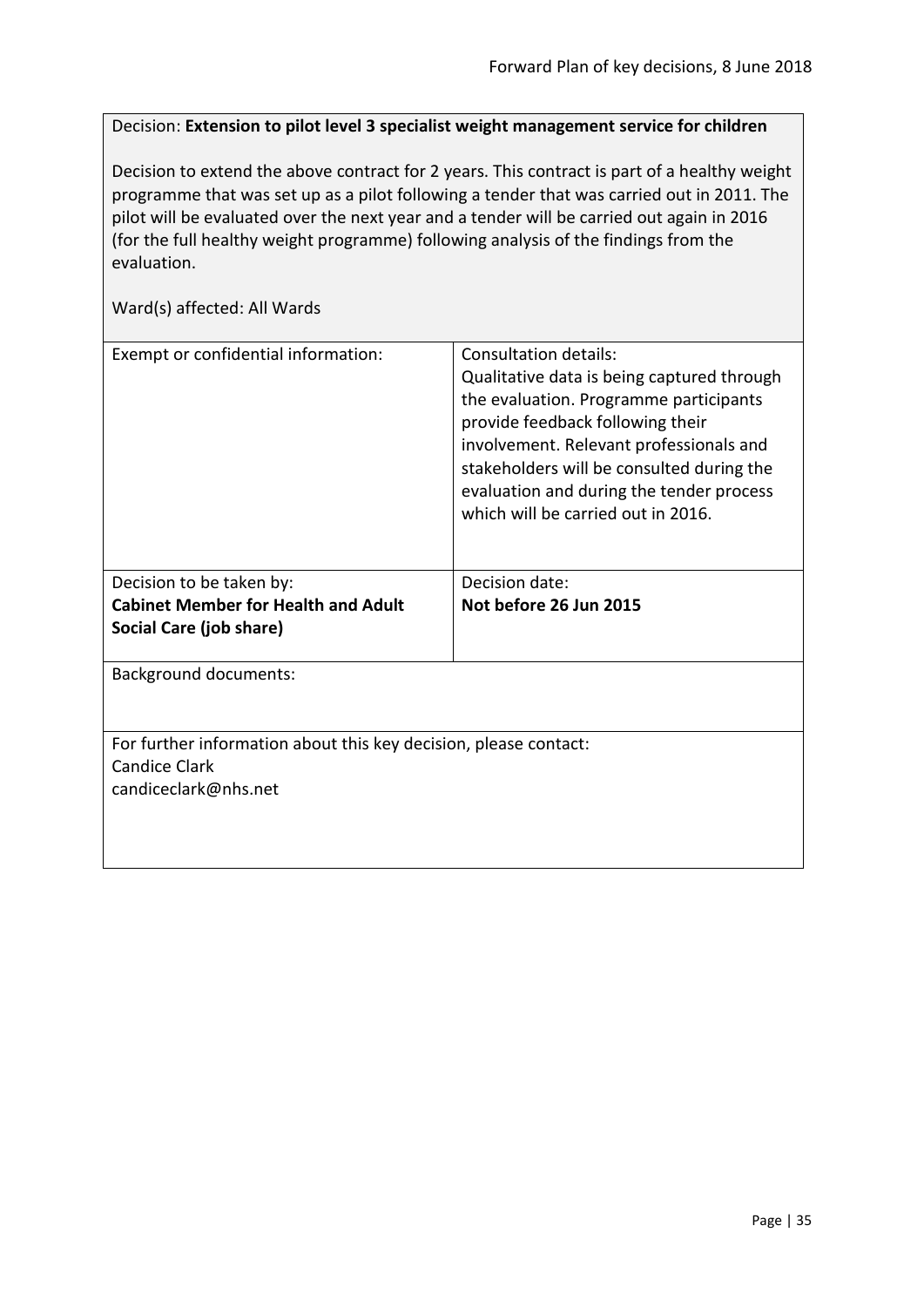Decision: **Extension to pilot level 3 specialist weight management service for children**

Decision to extend the above contract for 2 years. This contract is part of a healthy weight programme that was set up as a pilot following a tender that was carried out in 2011. The pilot will be evaluated over the next year and a tender will be carried out again in 2016 (for the full healthy weight programme) following analysis of the findings from the evaluation.

Ward(s) affected: All Wards

| Exempt or confidential information: | Consultation details:<br>Qualitative data is being captured through the evaluation. Programme participants provide feedback following their involvement. Relevant professionals and stakeholders will be consulted during the evaluation and during the tender process which will be carried out in 2016. |
|---|---|
| Decision to be taken by:<br>**Cabinet Member for Health and Adult Social Care (job share)** | Decision date:<br>**Not before 26 Jun 2015** |

Background documents:

For further information about this key decision, please contact:
Candice Clark
candiceclark@nhs.net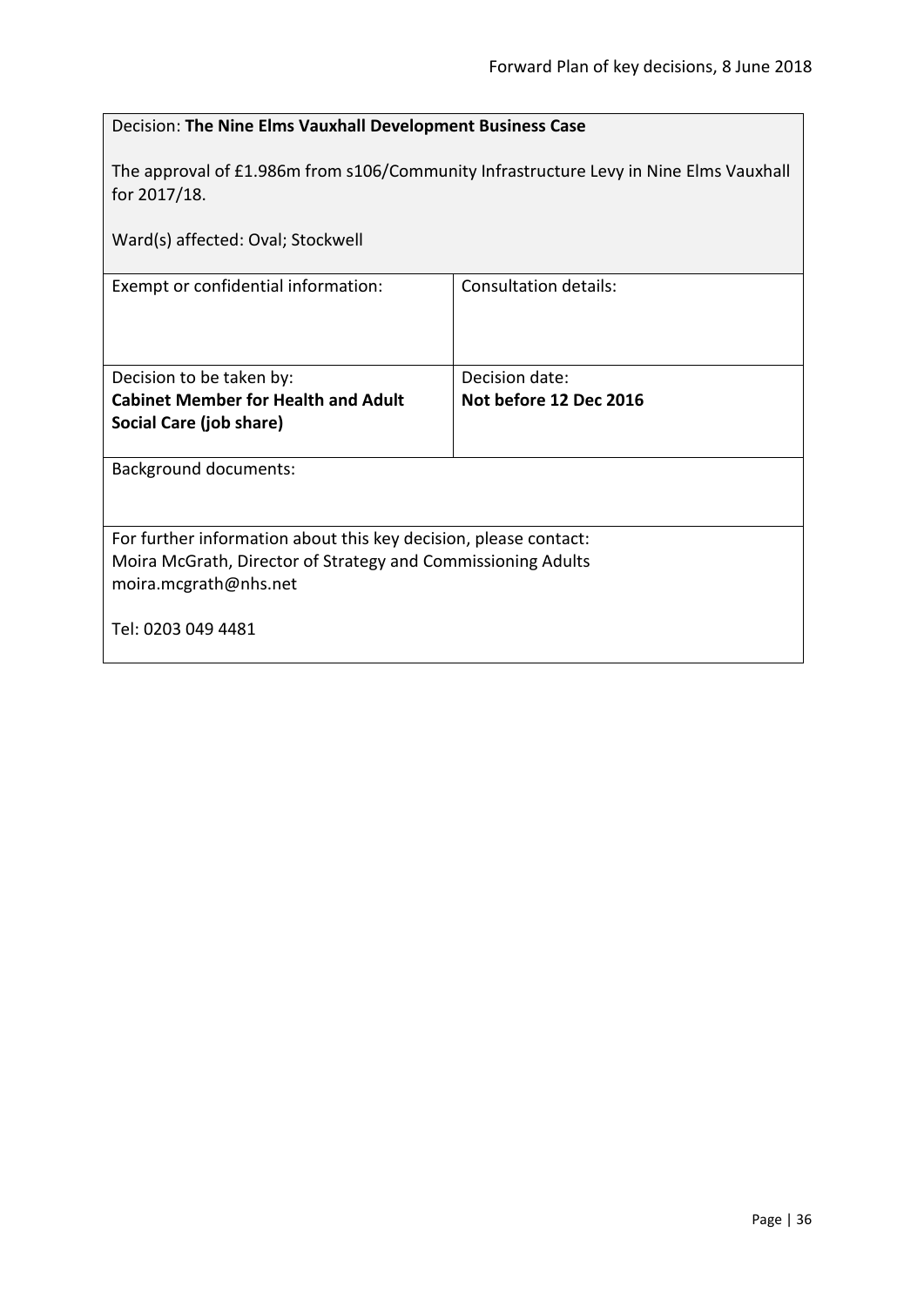| Decision: **The Nine Elms Vauxhall Development Business Case**<br><br>The approval of £1.986m from s106/Community Infrastructure Levy in Nine Elms Vauxhall for 2017/18.<br><br>Ward(s) affected: Oval; Stockwell | |
|---|---|
| Exempt or confidential information: | Consultation details: |
| Decision to be taken by:<br>**Cabinet Member for Health and Adult Social Care (job share)** | Decision date:<br>**Not before 12 Dec 2016** |
| Background documents: | |
| For further information about this key decision, please contact:<br>Moira McGrath, Director of Strategy and Commissioning Adults<br>moira.mcgrath@nhs.net<br><br>Tel: 0203 049 4481 | |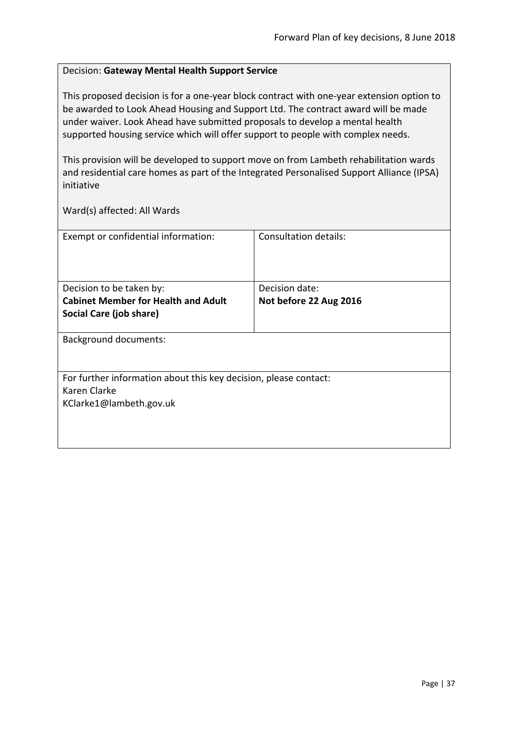Decision: **Gateway Mental Health Support Service**

This proposed decision is for a one-year block contract with one-year extension option to be awarded to Look Ahead Housing and Support Ltd. The contract award will be made under waiver. Look Ahead have submitted proposals to develop a mental health supported housing service which will offer support to people with complex needs.

This provision will be developed to support move on from Lambeth rehabilitation wards and residential care homes as part of the Integrated Personalised Support Alliance (IPSA) initiative

Ward(s) affected: All Wards

| Exempt or confidential information: | Consultation details: |
|---|---|
| Decision to be taken by:<br>**Cabinet Member for Health and Adult Social Care (job share)** | Decision date:<br>**Not before 22 Aug 2016** |

Background documents:

For further information about this key decision, please contact:
Karen Clarke
KClarke1@lambeth.gov.uk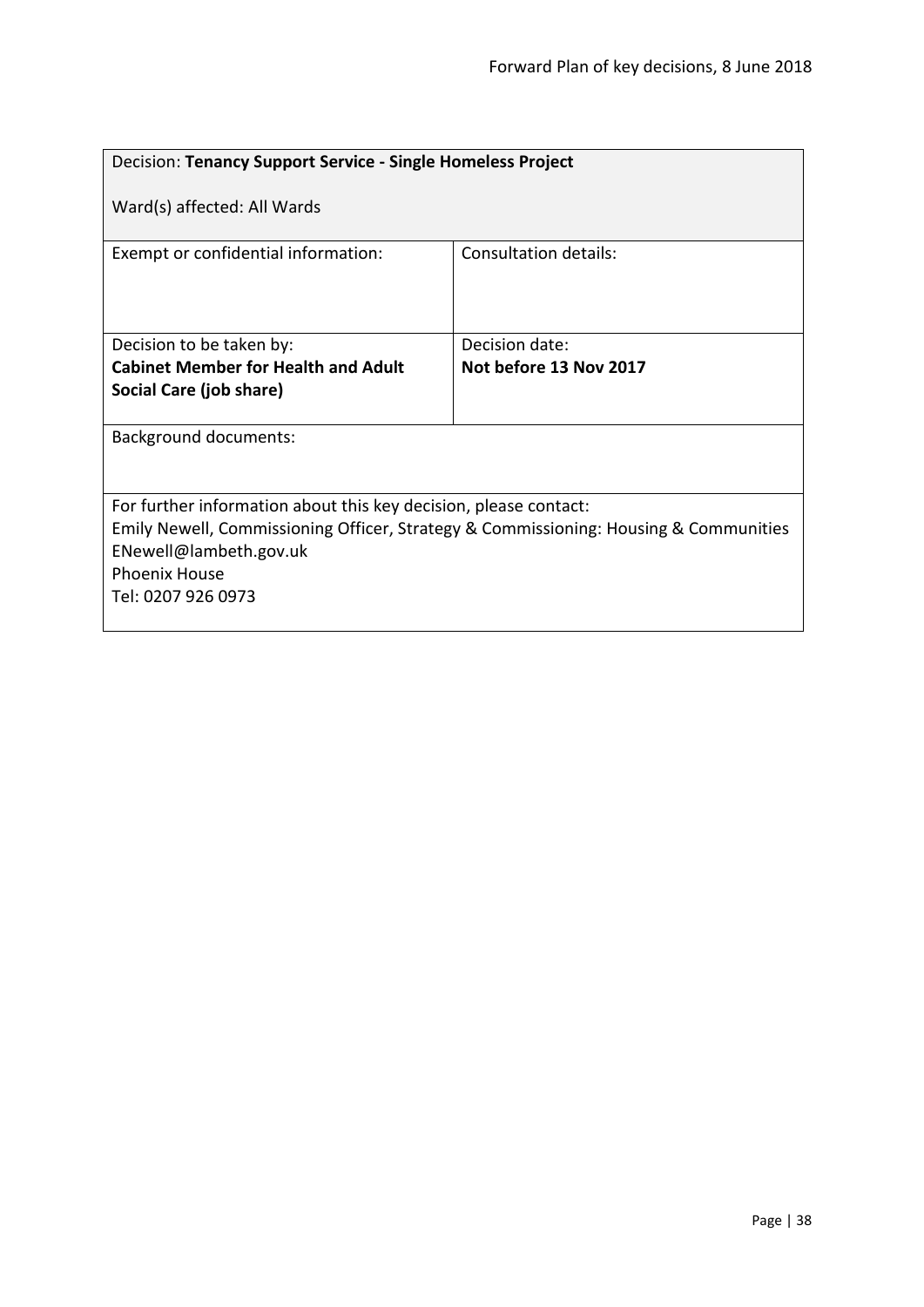| Decision: **Tenancy Support Service - Single Homeless Project**<br><br>Ward(s) affected: All Wards | |
|---|---|
| Exempt or confidential information: | Consultation details: |
| Decision to be taken by:<br>**Cabinet Member for Health and Adult Social Care (job share)** | Decision date:<br>**Not before 13 Nov 2017** |
| Background documents: | |
| For further information about this key decision, please contact:<br>Emily Newell, Commissioning Officer, Strategy & Commissioning: Housing & Communities<br>ENewell@lambeth.gov.uk<br>Phoenix House<br>Tel: 0207 926 0973 | |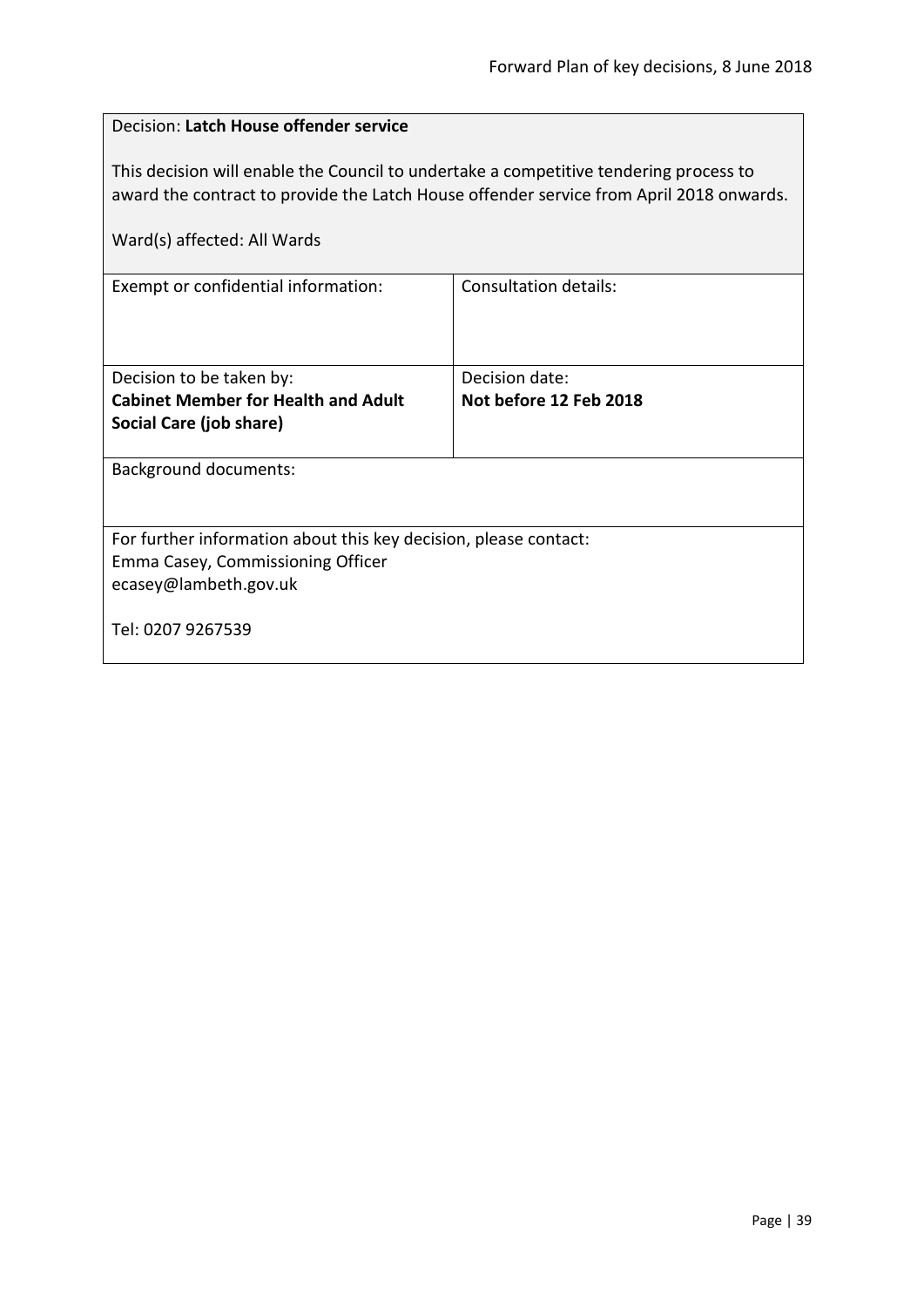Decision: **Latch House offender service**

This decision will enable the Council to undertake a competitive tendering process to award the contract to provide the Latch House offender service from April 2018 onwards.

Ward(s) affected: All Wards

| Exempt or confidential information: | Consultation details: |
| --- | --- |
| Decision to be taken by:<br>**Cabinet Member for Health and Adult Social Care (job share)** | Decision date:<br>**Not before 12 Feb 2018** |

Background documents:

For further information about this key decision, please contact:
Emma Casey, Commissioning Officer
ecasey@lambeth.gov.uk

Tel: 0207 9267539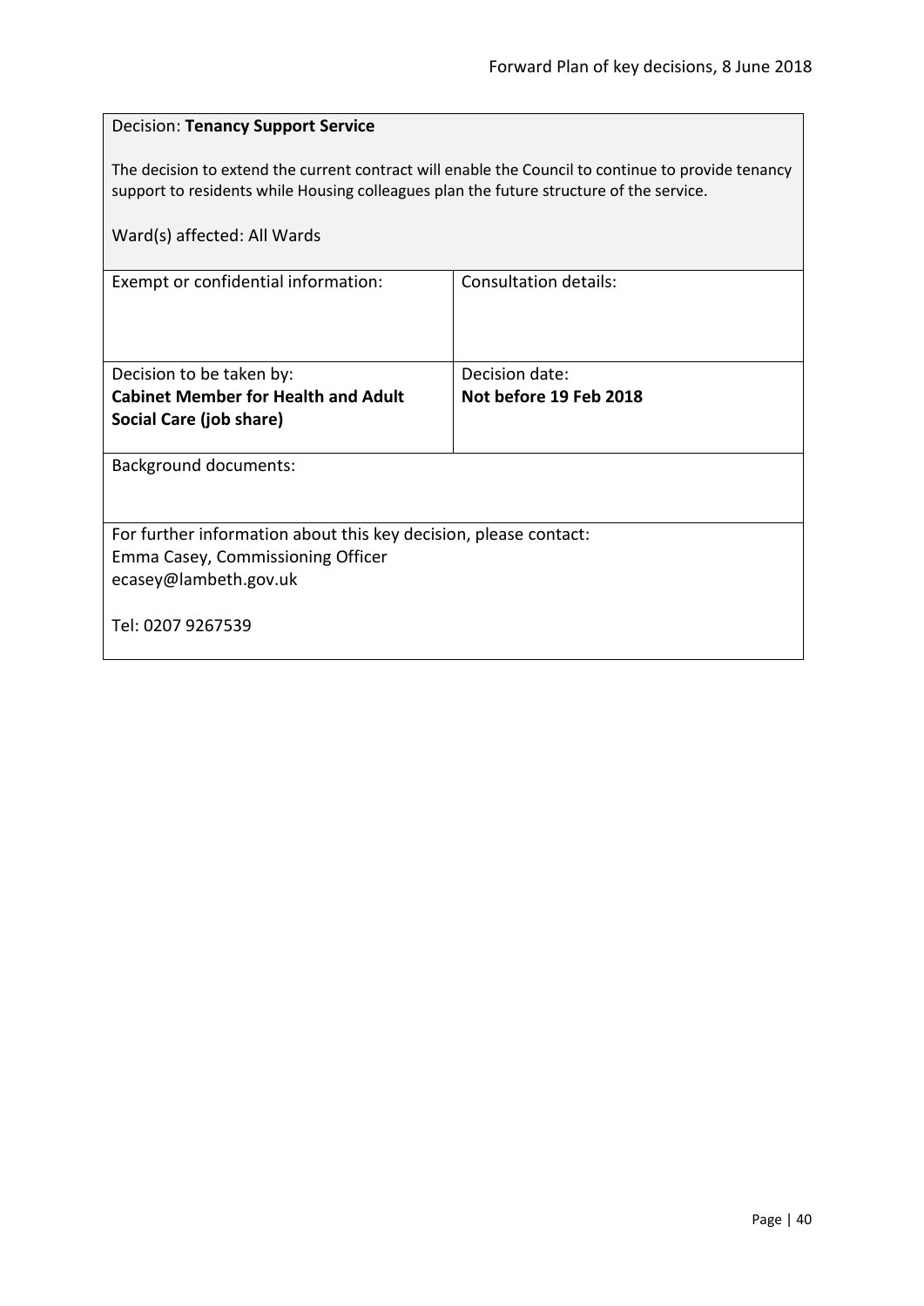Decision: **Tenancy Support Service**

The decision to extend the current contract will enable the Council to continue to provide tenancy support to residents while Housing colleagues plan the future structure of the service.

Ward(s) affected: All Wards

| Exempt or confidential information: | Consultation details: |
|---|---|
| Decision to be taken by: **Cabinet Member for Health and Adult Social Care (job share)** | Decision date: **Not before 19 Feb 2018** |

Background documents:

For further information about this key decision, please contact:
Emma Casey, Commissioning Officer
ecasey@lambeth.gov.uk

Tel: 0207 9267539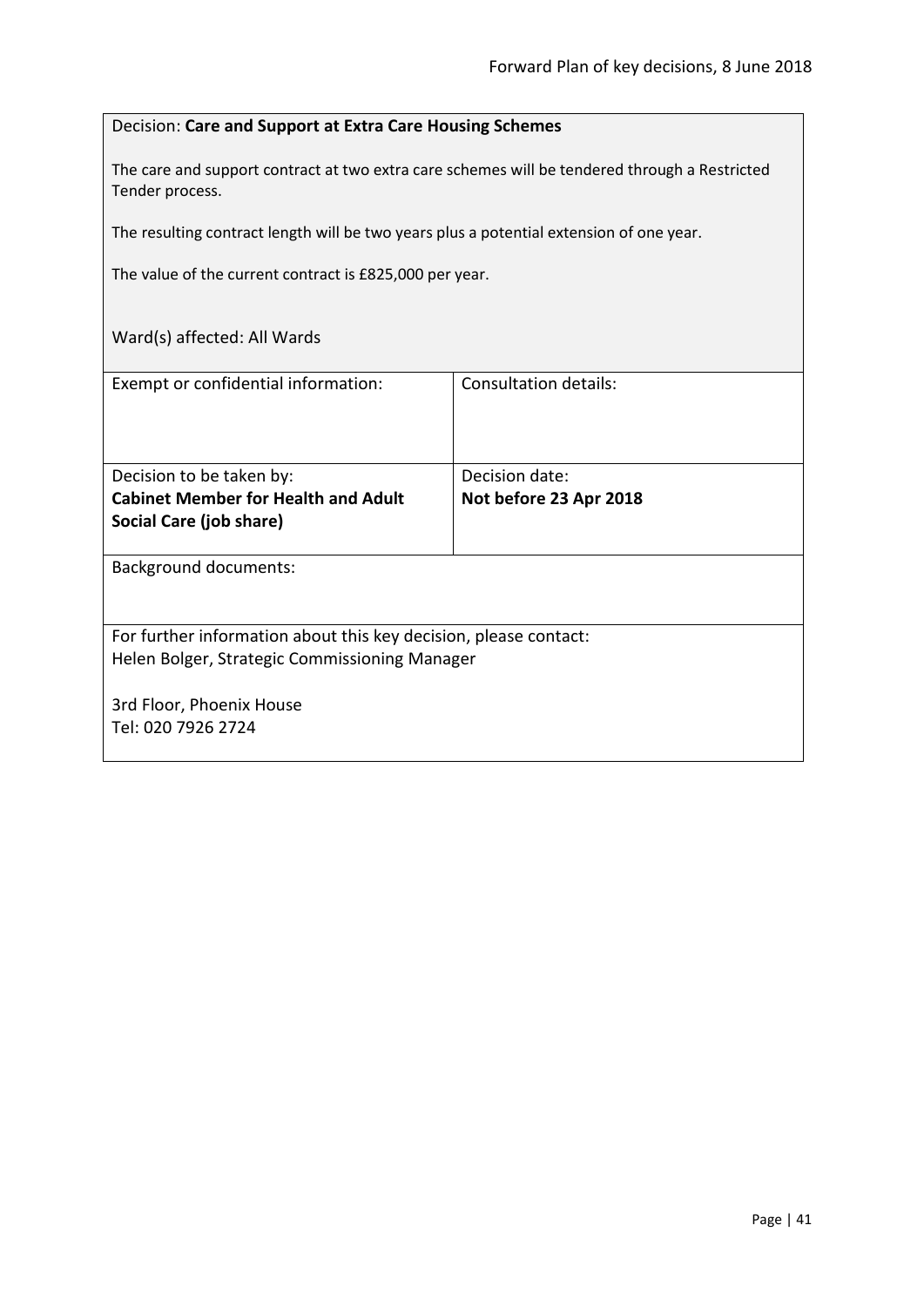Decision: **Care and Support at Extra Care Housing Schemes**

The care and support contract at two extra care schemes will be tendered through a Restricted Tender process.

The resulting contract length will be two years plus a potential extension of one year.

The value of the current contract is £825,000 per year.

Ward(s) affected: All Wards

| Exempt or confidential information: | Consultation details: |
| --- | --- |
| Decision to be taken by:<br>**Cabinet Member for Health and Adult Social Care (job share)** | Decision date:<br>**Not before 23 Apr 2018** |

Background documents:

For further information about this key decision, please contact:
Helen Bolger, Strategic Commissioning Manager

3rd Floor, Phoenix House
Tel: 020 7926 2724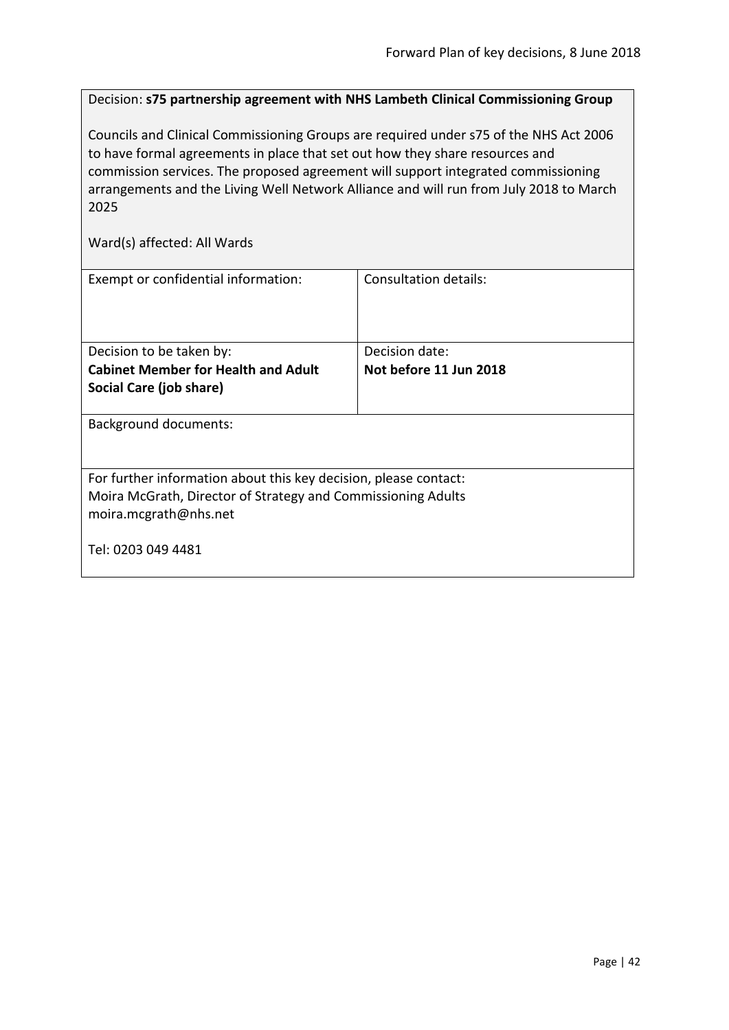Decision: **s75 partnership agreement with NHS Lambeth Clinical Commissioning Group**

Councils and Clinical Commissioning Groups are required under s75 of the NHS Act 2006 to have formal agreements in place that set out how they share resources and commission services. The proposed agreement will support integrated commissioning arrangements and the Living Well Network Alliance and will run from July 2018 to March 2025

Ward(s) affected: All Wards

| Exempt or confidential information: | Consultation details: |
| --- | --- |
| Decision to be taken by:<br>**Cabinet Member for Health and Adult Social Care (job share)** | Decision date:<br>**Not before 11 Jun 2018** |

Background documents:

For further information about this key decision, please contact:
Moira McGrath, Director of Strategy and Commissioning Adults
moira.mcgrath@nhs.net

Tel: 0203 049 4481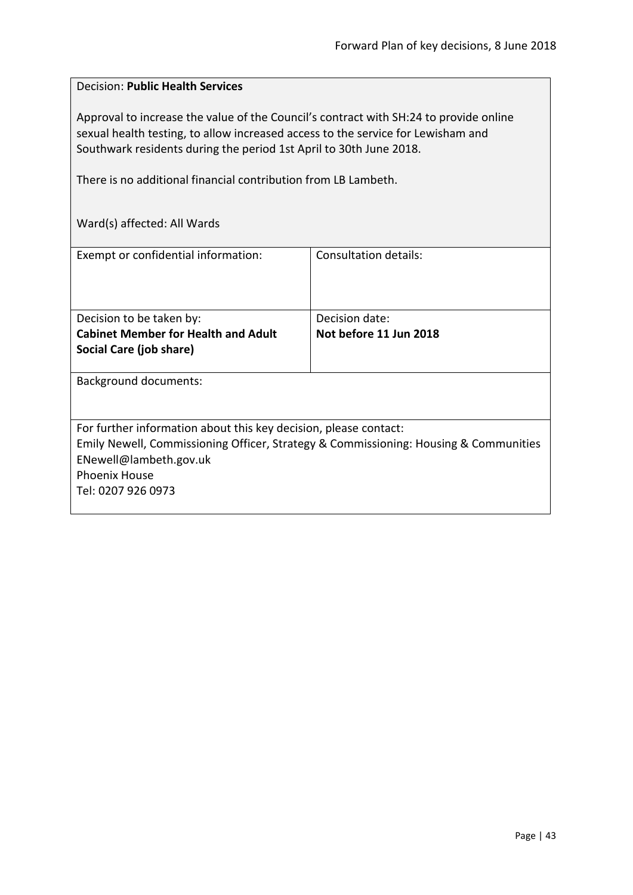Decision: **Public Health Services**

Approval to increase the value of the Council's contract with SH:24 to provide online sexual health testing, to allow increased access to the service for Lewisham and Southwark residents during the period 1st April to 30th June 2018.

There is no additional financial contribution from LB Lambeth.

Ward(s) affected: All Wards

| Exempt or confidential information: | Consultation details: |
|---|---|
| Decision to be taken by:<br>**Cabinet Member for Health and Adult Social Care (job share)** | Decision date:<br>**Not before 11 Jun 2018** |

Background documents:

For further information about this key decision, please contact:
Emily Newell, Commissioning Officer, Strategy & Commissioning: Housing & Communities
ENewell@lambeth.gov.uk
Phoenix House
Tel: 0207 926 0973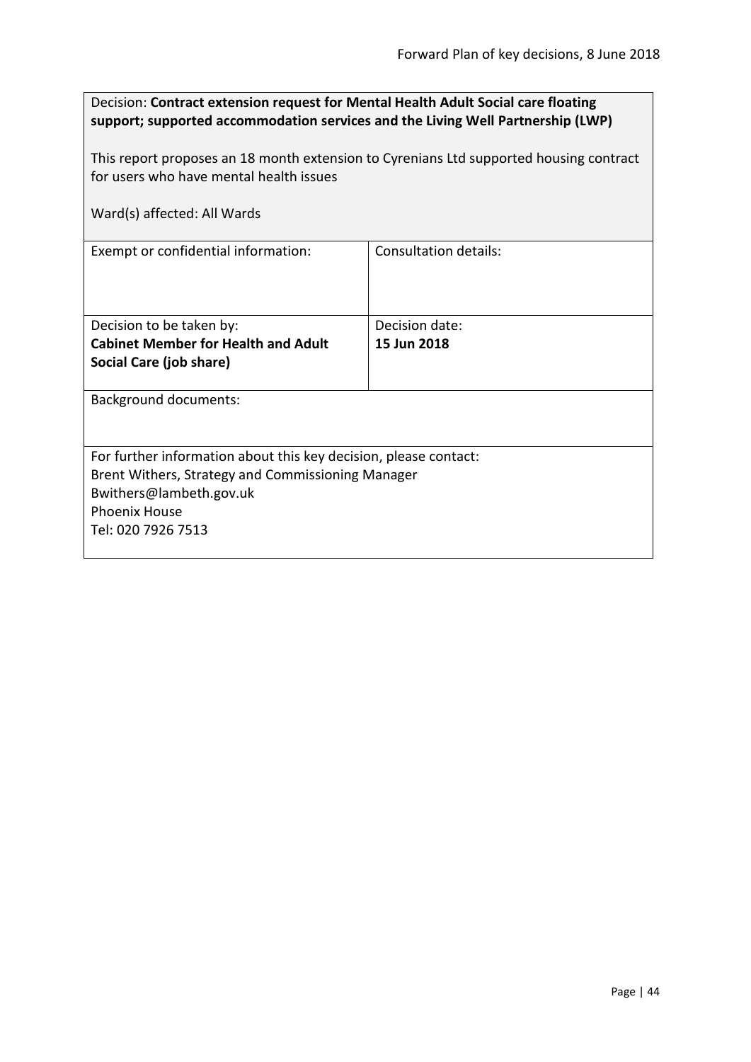Decision: **Contract extension request for Mental Health Adult Social care floating support; supported accommodation services and the Living Well Partnership (LWP)**

This report proposes an 18 month extension to Cyrenians Ltd supported housing contract for users who have mental health issues

Ward(s) affected: All Wards

| Exempt or confidential information: | Consultation details: |
|---|---|
| Decision to be taken by:<br>**Cabinet Member for Health and Adult Social Care (job share)** | Decision date:<br>**15 Jun 2018** |

Background documents:

For further information about this key decision, please contact:
Brent Withers, Strategy and Commissioning Manager
Bwithers@lambeth.gov.uk
Phoenix House
Tel: 020 7926 7513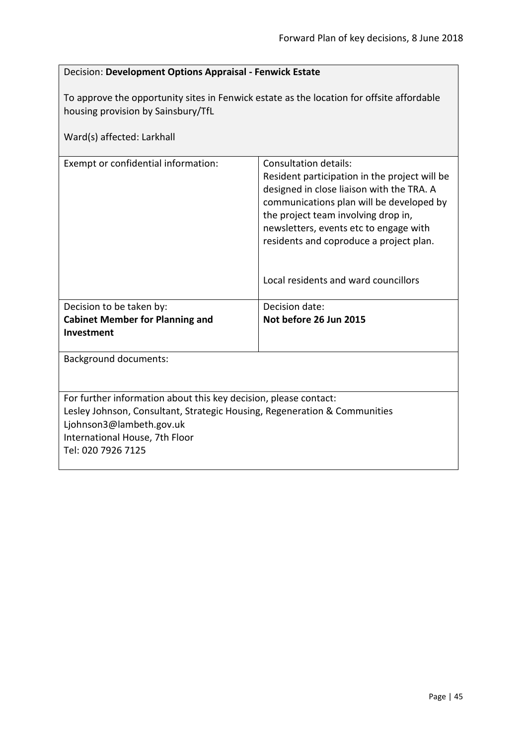Decision: **Development Options Appraisal - Fenwick Estate**

To approve the opportunity sites in Fenwick estate as the location for offsite affordable housing provision by Sainsbury/TfL

Ward(s) affected: Larkhall

| Exempt or confidential information: | Consultation details:<br>Resident participation in the project will be designed in close liaison with the TRA. A communications plan will be developed by the project team involving drop in, newsletters, events etc to engage with residents and coproduce a project plan.<br><br>Local residents and ward councillors |
|---|---|
| Decision to be taken by:<br>**Cabinet Member for Planning and Investment** | Decision date:<br>**Not before 26 Jun 2015** |

Background documents:

For further information about this key decision, please contact:
Lesley Johnson, Consultant, Strategic Housing, Regeneration & Communities
Ljohnson3@lambeth.gov.uk
International House, 7th Floor
Tel: 020 7926 7125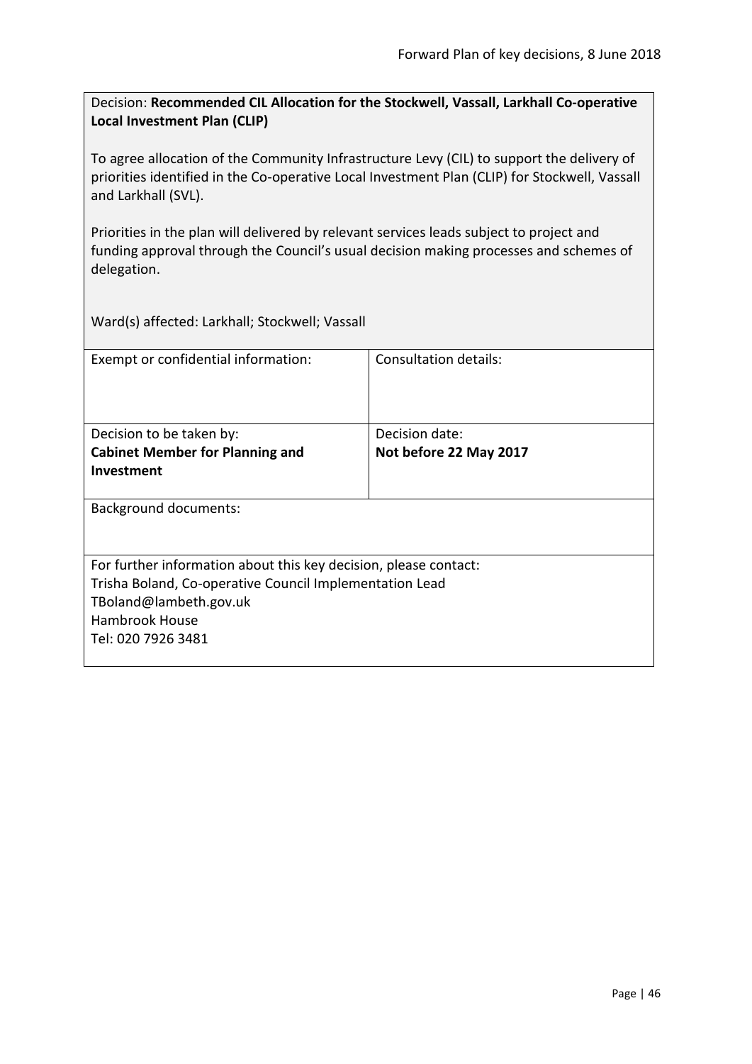Decision: **Recommended CIL Allocation for the Stockwell, Vassall, Larkhall Co-operative Local Investment Plan (CLIP)**

To agree allocation of the Community Infrastructure Levy (CIL) to support the delivery of priorities identified in the Co-operative Local Investment Plan (CLIP) for Stockwell, Vassall and Larkhall (SVL).

Priorities in the plan will delivered by relevant services leads subject to project and funding approval through the Council's usual decision making processes and schemes of delegation.

Ward(s) affected: Larkhall; Stockwell; Vassall

| Exempt or confidential information: | Consultation details: |
|---|---|
| Decision to be taken by: **Cabinet Member for Planning and Investment** | Decision date: **Not before 22 May 2017** |

Background documents:

For further information about this key decision, please contact:
Trisha Boland, Co-operative Council Implementation Lead
TBoland@lambeth.gov.uk
Hambrook House
Tel: 020 7926 3481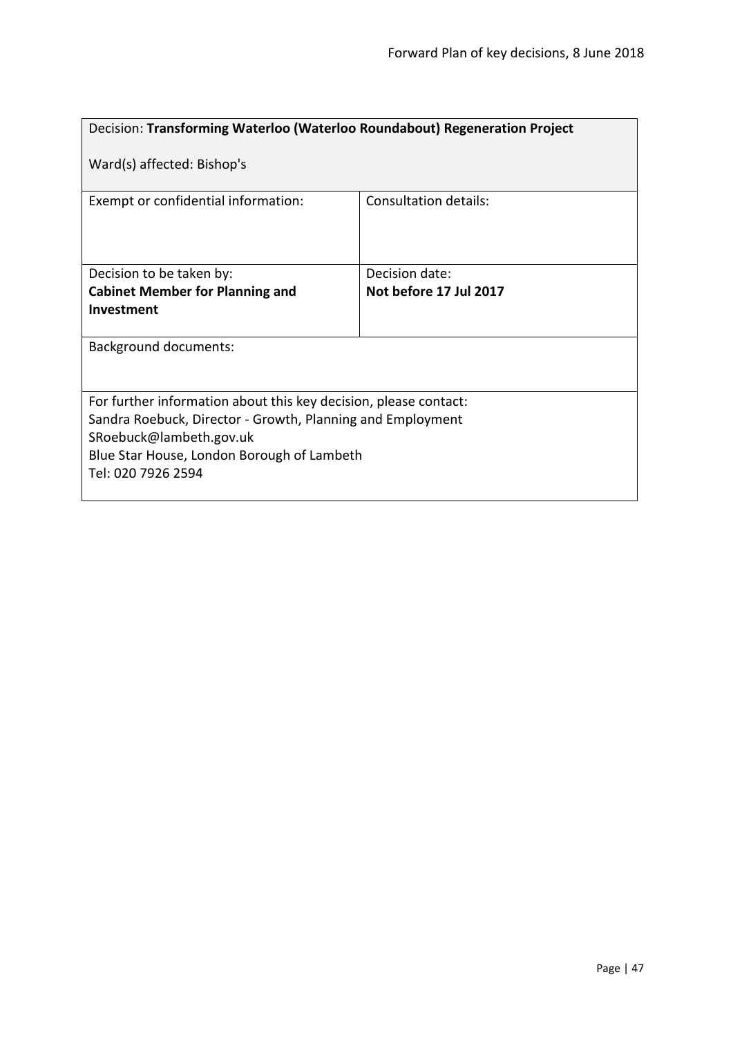Decision: **Transforming Waterloo (Waterloo Roundabout) Regeneration Project**

Ward(s) affected: Bishop's

| Exempt or confidential information: | Consultation details: |
|---|---|
| | |
| Decision to be taken by:<br>**Cabinet Member for Planning and Investment** | Decision date:<br>**Not before 17 Jul 2017** |

Background documents:

For further information about this key decision, please contact:
Sandra Roebuck, Director - Growth, Planning and Employment
SRoebuck@lambeth.gov.uk
Blue Star House, London Borough of Lambeth
Tel: 020 7926 2594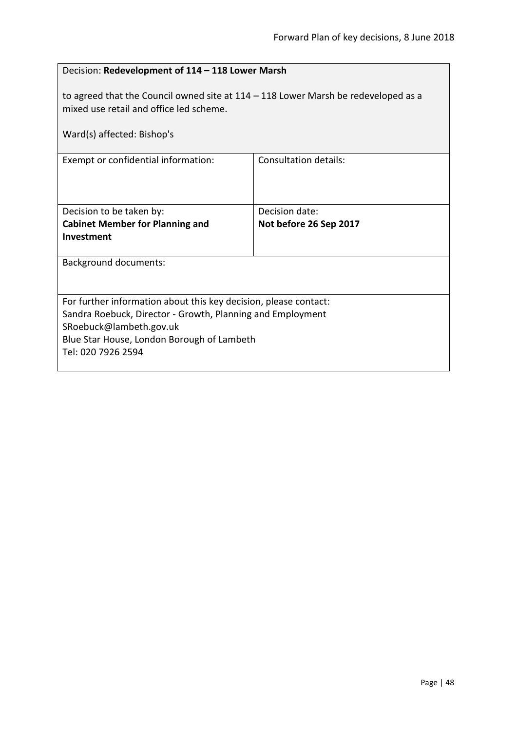| Decision: **Redevelopment of 114 – 118 Lower Marsh**<br><br>to agreed that the Council owned site at 114 – 118 Lower Marsh be redeveloped as a mixed use retail and office led scheme.<br><br>Ward(s) affected: Bishop's | |
| --- | --- |
| Exempt or confidential information: | Consultation details: |
| Decision to be taken by:<br>**Cabinet Member for Planning and Investment** | Decision date:<br>**Not before 26 Sep 2017** |
| Background documents: | |
| For further information about this key decision, please contact:<br>Sandra Roebuck, Director - Growth, Planning and Employment<br>SRoebuck@lambeth.gov.uk<br>Blue Star House, London Borough of Lambeth<br>Tel: 020 7926 2594 | |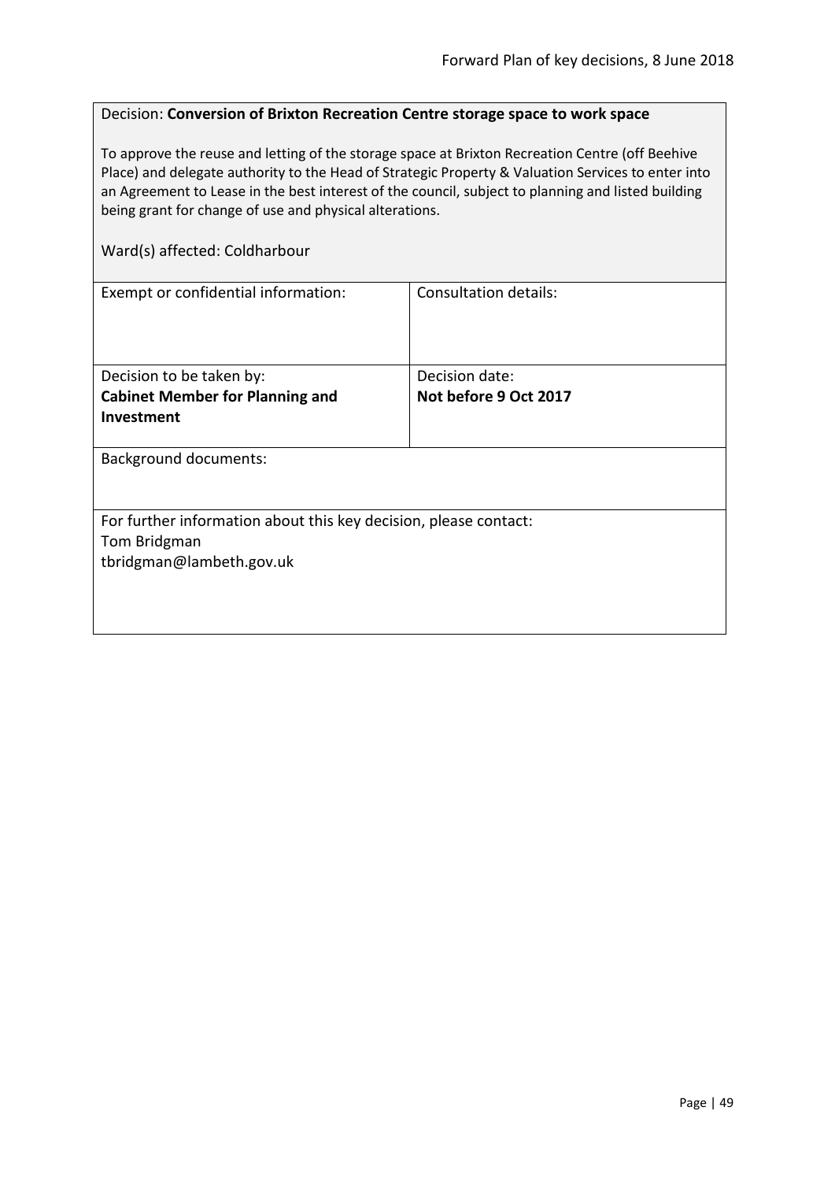Decision: **Conversion of Brixton Recreation Centre storage space to work space**

To approve the reuse and letting of the storage space at Brixton Recreation Centre (off Beehive Place) and delegate authority to the Head of Strategic Property & Valuation Services to enter into an Agreement to Lease in the best interest of the council, subject to planning and listed building being grant for change of use and physical alterations.

Ward(s) affected: Coldharbour

| Exempt or confidential information: | Consultation details: |
| --- | --- |
| Decision to be taken by: **Cabinet Member for Planning and Investment** | Decision date: **Not before 9 Oct 2017** |

Background documents:

For further information about this key decision, please contact:
Tom Bridgman
tbridgman@lambeth.gov.uk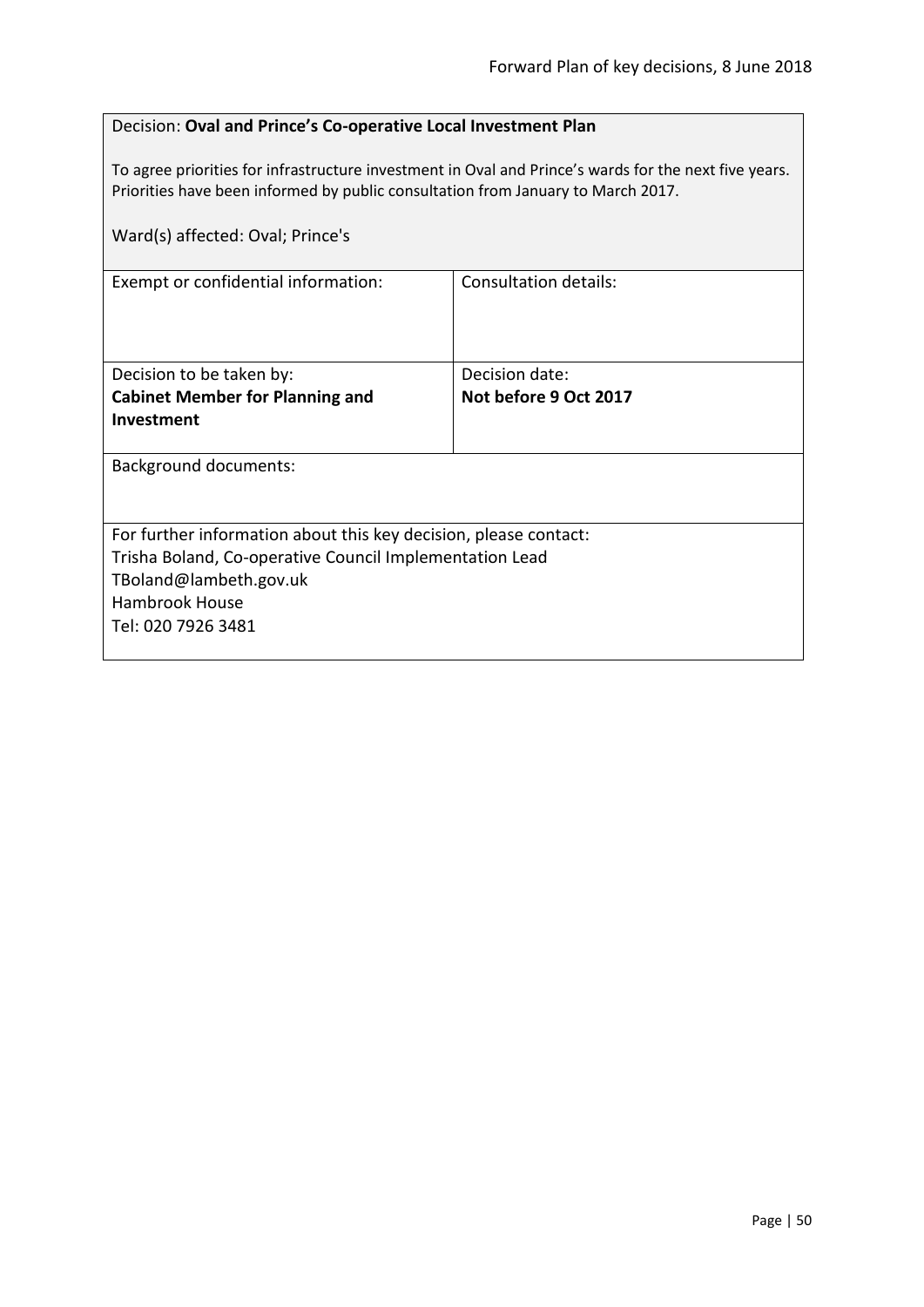Decision: **Oval and Prince's Co-operative Local Investment Plan**

To agree priorities for infrastructure investment in Oval and Prince's wards for the next five years. Priorities have been informed by public consultation from January to March 2017.

Ward(s) affected: Oval; Prince's

| Exempt or confidential information: | Consultation details: |
| --- | --- |
| Decision to be taken by:<br>**Cabinet Member for Planning and Investment** | Decision date:<br>**Not before 9 Oct 2017** |

Background documents:

For further information about this key decision, please contact:
Trisha Boland, Co-operative Council Implementation Lead
TBoland@lambeth.gov.uk
Hambrook House
Tel: 020 7926 3481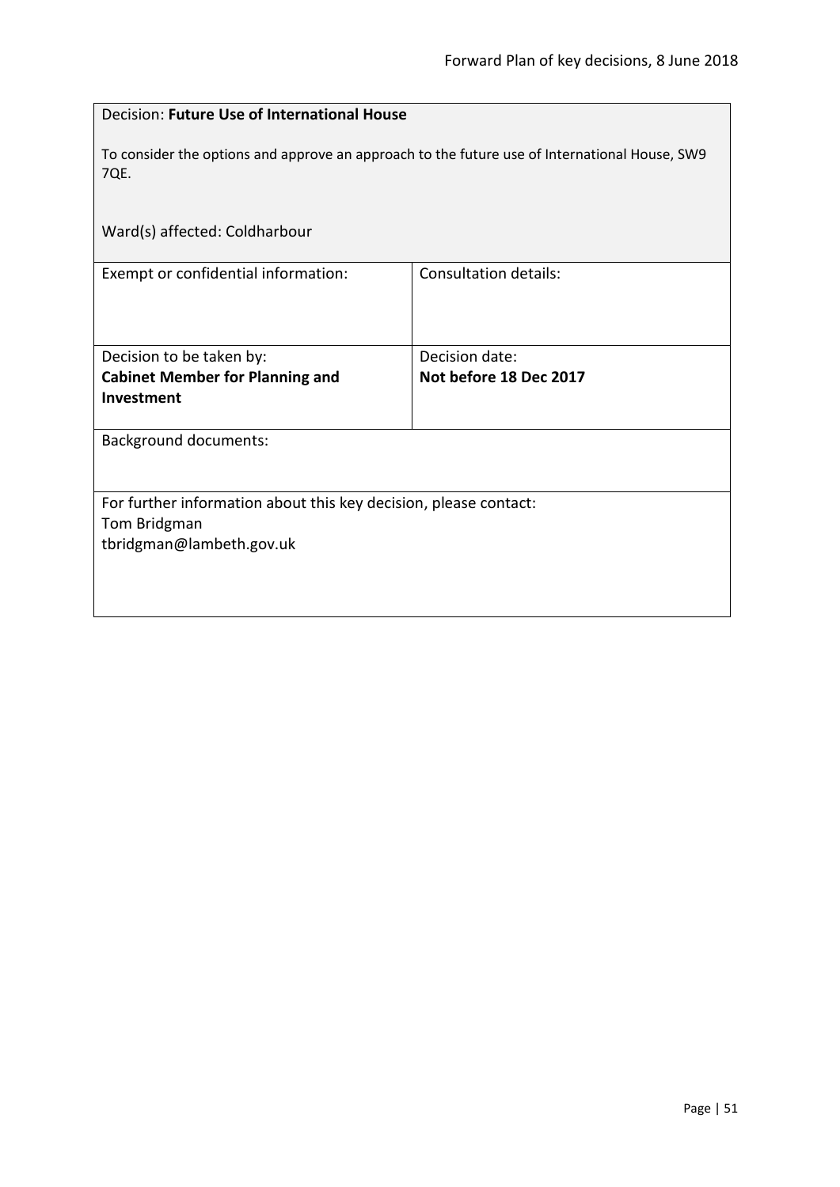Decision: **Future Use of International House**

To consider the options and approve an approach to the future use of International House, SW9 7QE.

Ward(s) affected: Coldharbour

| Exempt or confidential information: | Consultation details: |
| --- | --- |
| Decision to be taken by:<br>**Cabinet Member for Planning and Investment** | Decision date:<br>**Not before 18 Dec 2017** |

Background documents:

For further information about this key decision, please contact:
Tom Bridgman
tbridgman@lambeth.gov.uk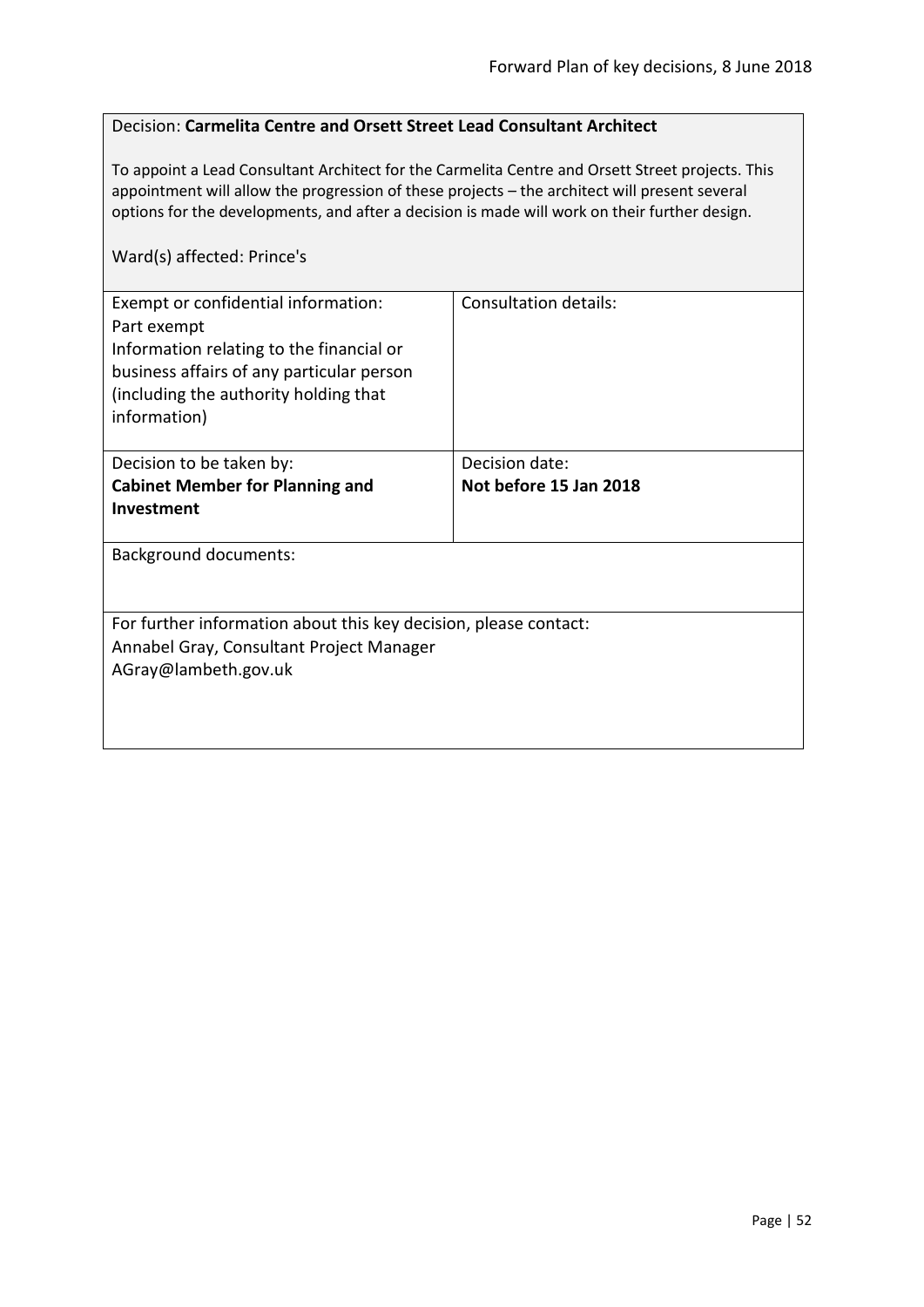Decision: **Carmelita Centre and Orsett Street Lead Consultant Architect**

To appoint a Lead Consultant Architect for the Carmelita Centre and Orsett Street projects. This appointment will allow the progression of these projects – the architect will present several options for the developments, and after a decision is made will work on their further design.

Ward(s) affected: Prince's

| Exempt or confidential information: Part exempt Information relating to the financial or business affairs of any particular person (including the authority holding that information) | Consultation details: |
|---|---|
| Decision to be taken by: **Cabinet Member for Planning and Investment** | Decision date: **Not before 15 Jan 2018** |

Background documents:

For further information about this key decision, please contact:
Annabel Gray, Consultant Project Manager
AGray@lambeth.gov.uk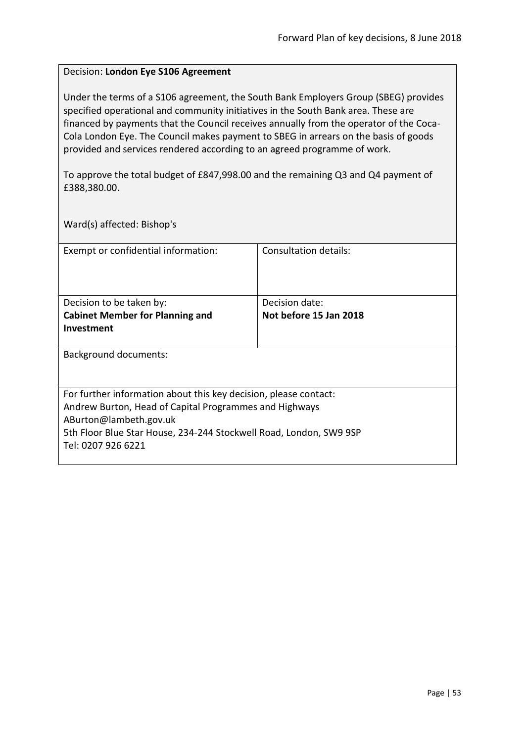Decision: **London Eye S106 Agreement**

Under the terms of a S106 agreement, the South Bank Employers Group (SBEG) provides specified operational and community initiatives in the South Bank area. These are financed by payments that the Council receives annually from the operator of the Coca-Cola London Eye. The Council makes payment to SBEG in arrears on the basis of goods provided and services rendered according to an agreed programme of work.

To approve the total budget of £847,998.00 and the remaining Q3 and Q4 payment of £388,380.00.

Ward(s) affected: Bishop's

| Exempt or confidential information: | Consultation details: |
|---|---|
| Decision to be taken by:<br>**Cabinet Member for Planning and Investment** | Decision date:<br>**Not before 15 Jan 2018** |

Background documents:

For further information about this key decision, please contact:
Andrew Burton, Head of Capital Programmes and Highways
ABurton@lambeth.gov.uk
5th Floor Blue Star House, 234-244 Stockwell Road, London, SW9 9SP
Tel: 0207 926 6221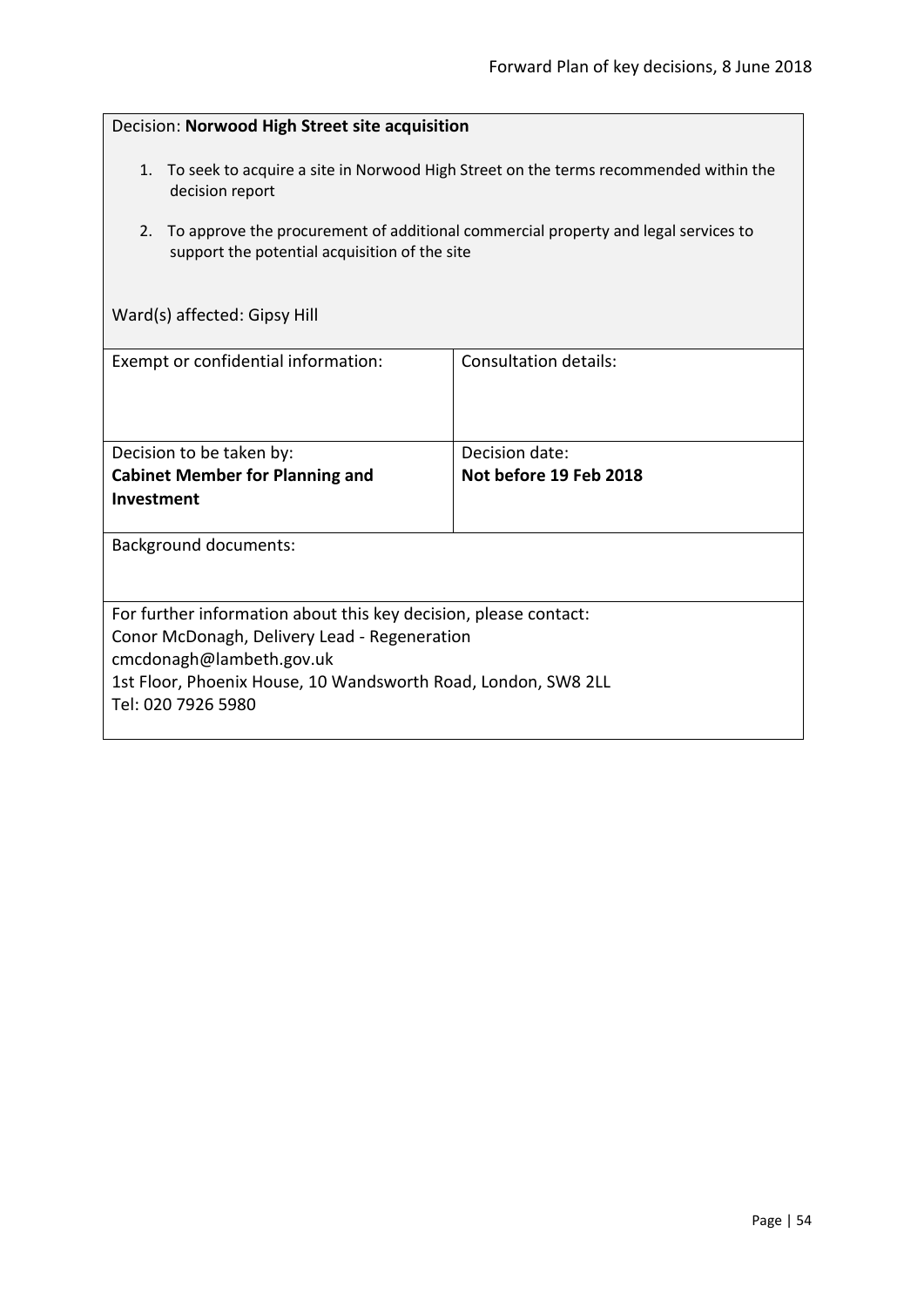Decision: **Norwood High Street site acquisition**

1. To seek to acquire a site in Norwood High Street on the terms recommended within the decision report
2. To approve the procurement of additional commercial property and legal services to support the potential acquisition of the site

Ward(s) affected: Gipsy Hill

| Exempt or confidential information: | Consultation details: |
| --- | --- |
| Decision to be taken by: **Cabinet Member for Planning and Investment** | Decision date: **Not before 19 Feb 2018** |

Background documents:

For further information about this key decision, please contact:
Conor McDonagh, Delivery Lead - Regeneration
cmcdonagh@lambeth.gov.uk
1st Floor, Phoenix House, 10 Wandsworth Road, London, SW8 2LL
Tel: 020 7926 5980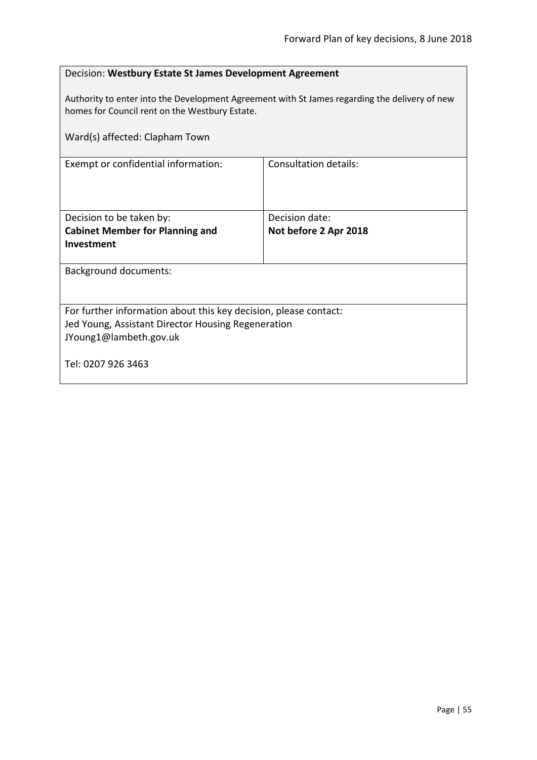Decision: **Westbury Estate St James Development Agreement**

Authority to enter into the Development Agreement with St James regarding the delivery of new homes for Council rent on the Westbury Estate.

Ward(s) affected: Clapham Town

| Exempt or confidential information: | Consultation details: |
| --- | --- |
| Decision to be taken by: **Cabinet Member for Planning and Investment** | Decision date: **Not before 2 Apr 2018** |

Background documents:

For further information about this key decision, please contact:
Jed Young, Assistant Director Housing Regeneration
JYoung1@lambeth.gov.uk

Tel: 0207 926 3463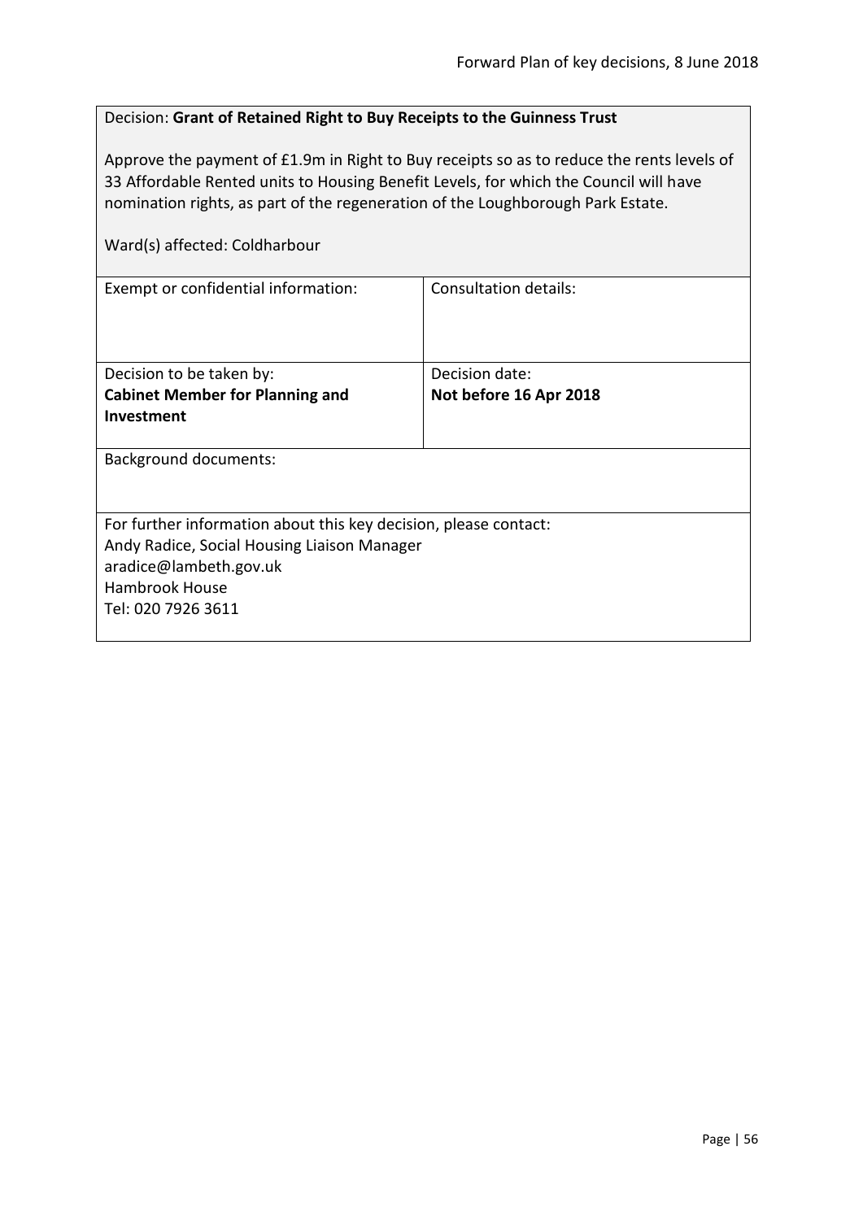Decision: **Grant of Retained Right to Buy Receipts to the Guinness Trust**

Approve the payment of £1.9m in Right to Buy receipts so as to reduce the rents levels of 33 Affordable Rented units to Housing Benefit Levels, for which the Council will have nomination rights, as part of the regeneration of the Loughborough Park Estate.

Ward(s) affected: Coldharbour

| Exempt or confidential information: | Consultation details: |
|---|---|
| Decision to be taken by:<br>**Cabinet Member for Planning and Investment** | Decision date:<br>**Not before 16 Apr 2018** |

Background documents:

For further information about this key decision, please contact:
Andy Radice, Social Housing Liaison Manager
aradice@lambeth.gov.uk
Hambrook House
Tel: 020 7926 3611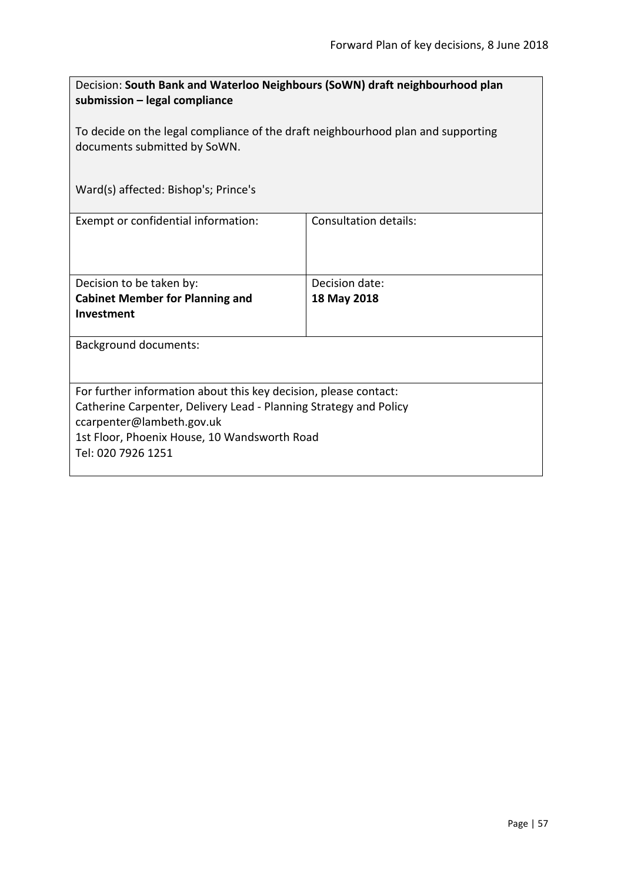Decision: **South Bank and Waterloo Neighbours (SoWN) draft neighbourhood plan submission – legal compliance**

To decide on the legal compliance of the draft neighbourhood plan and supporting documents submitted by SoWN.

Ward(s) affected: Bishop's; Prince's

| Exempt or confidential information: | Consultation details: |
| --- | --- |
| Decision to be taken by:<br>**Cabinet Member for Planning and Investment** | Decision date:<br>**18 May 2018** |

Background documents:

For further information about this key decision, please contact:
Catherine Carpenter, Delivery Lead - Planning Strategy and Policy
ccarpenter@lambeth.gov.uk
1st Floor, Phoenix House, 10 Wandsworth Road
Tel: 020 7926 1251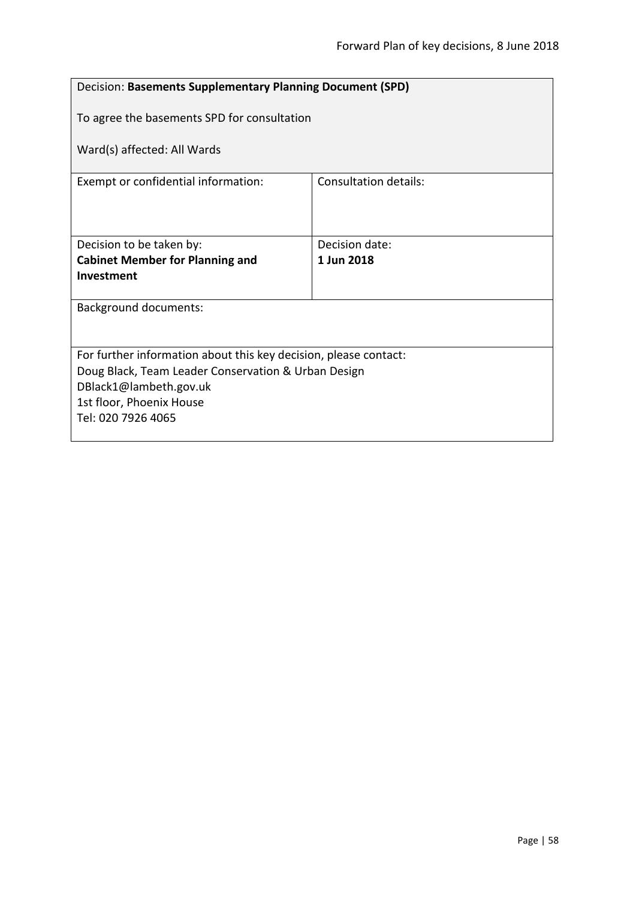| Decision: **Basements Supplementary Planning Document (SPD)**<br><br>To agree the basements SPD for consultation<br><br>Ward(s) affected: All Wards | |
|---|---|
| Exempt or confidential information: | Consultation details: |
| Decision to be taken by:<br>**Cabinet Member for Planning and Investment** | Decision date:<br>**1 Jun 2018** |
| Background documents: | |
| For further information about this key decision, please contact:<br>Doug Black, Team Leader Conservation & Urban Design<br>DBlack1@lambeth.gov.uk<br>1st floor, Phoenix House<br>Tel: 020 7926 4065 | |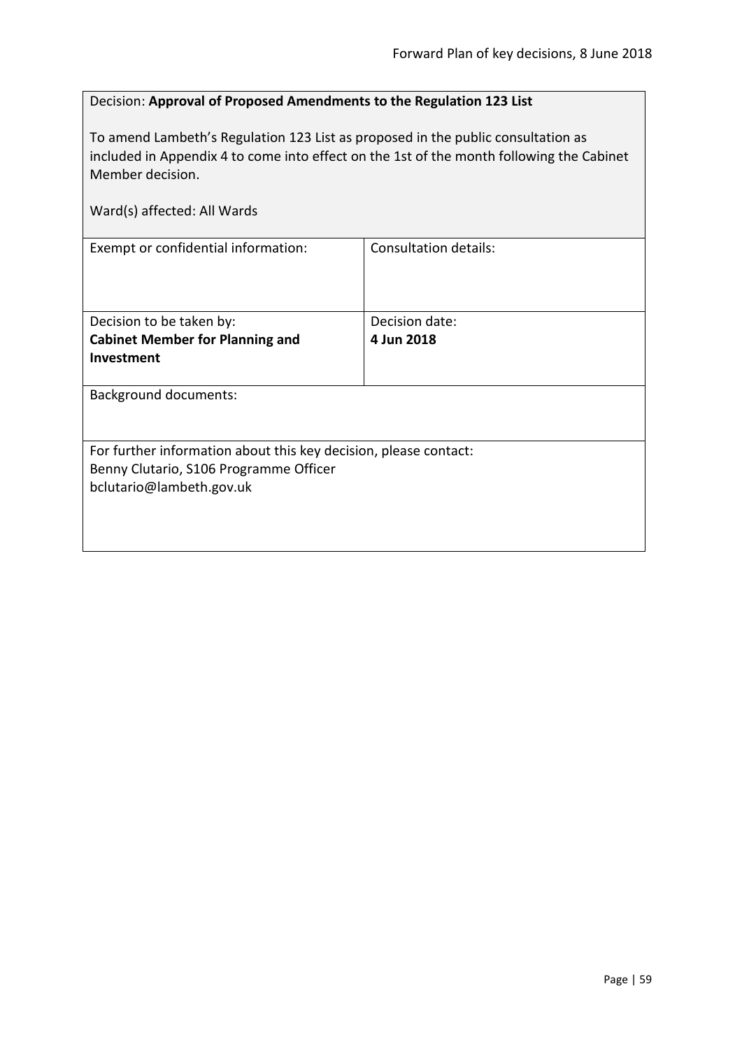Decision: **Approval of Proposed Amendments to the Regulation 123 List**

To amend Lambeth's Regulation 123 List as proposed in the public consultation as included in Appendix 4 to come into effect on the 1st of the month following the Cabinet Member decision.

Ward(s) affected: All Wards

| Exempt or confidential information: | Consultation details: |
|---|---|
| Decision to be taken by: **Cabinet Member for Planning and Investment** | Decision date: **4 Jun 2018** |

Background documents:

For further information about this key decision, please contact:
Benny Clutario, S106 Programme Officer
bclutario@lambeth.gov.uk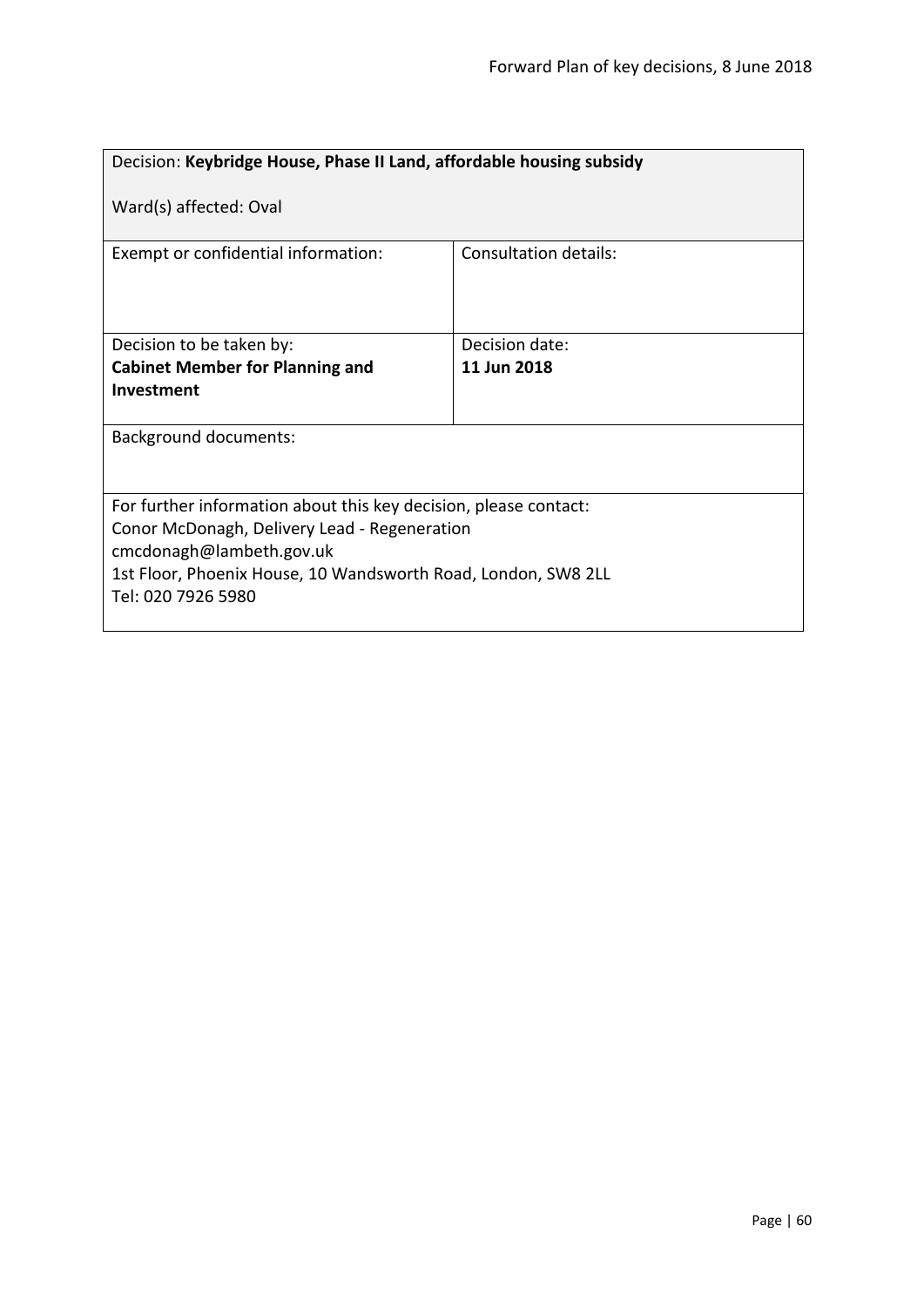Decision: **Keybridge House, Phase II Land, affordable housing subsidy**

Ward(s) affected: Oval

| Exempt or confidential information: | Consultation details: |
| --- | --- |
| Decision to be taken by:<br>**Cabinet Member for Planning and Investment** | Decision date:<br>**11 Jun 2018** |

Background documents:

For further information about this key decision, please contact:
Conor McDonagh, Delivery Lead - Regeneration
cmcdonagh@lambeth.gov.uk
1st Floor, Phoenix House, 10 Wandsworth Road, London, SW8 2LL
Tel: 020 7926 5980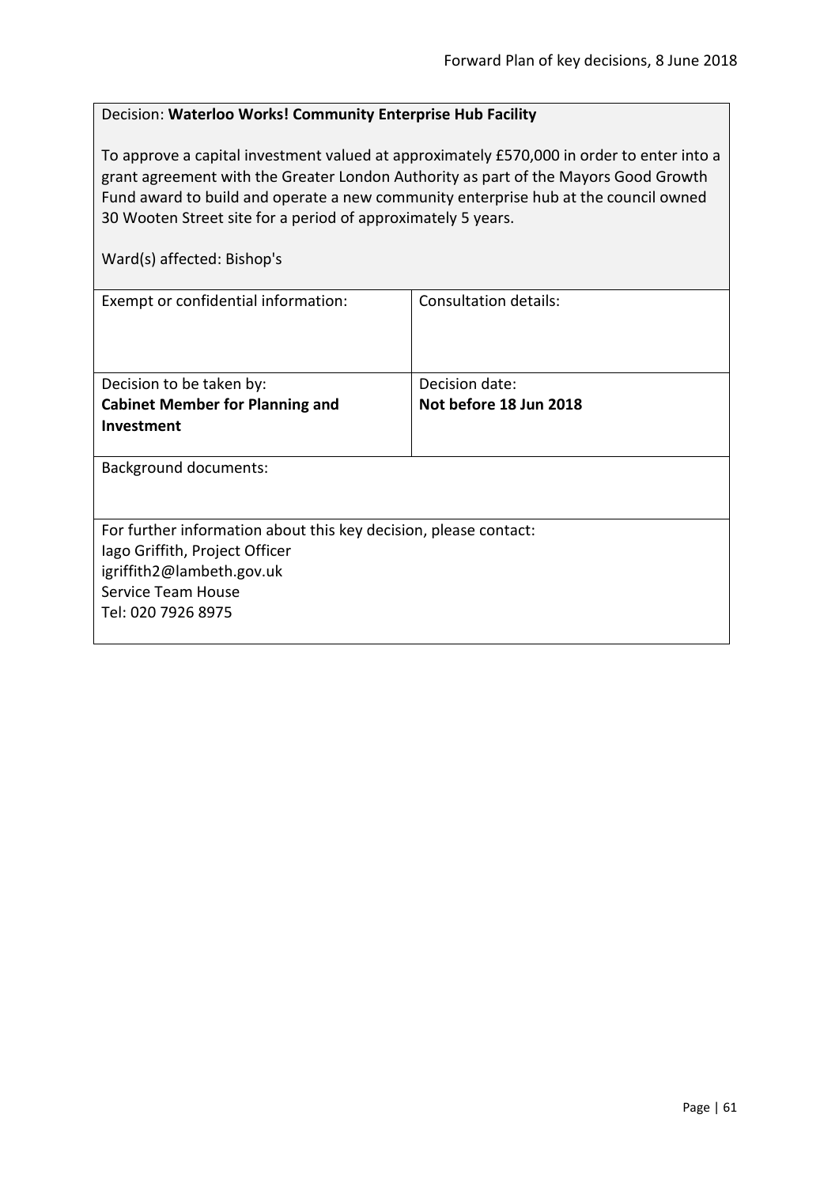Decision: **Waterloo Works! Community Enterprise Hub Facility**

To approve a capital investment valued at approximately £570,000 in order to enter into a grant agreement with the Greater London Authority as part of the Mayors Good Growth Fund award to build and operate a new community enterprise hub at the council owned 30 Wooten Street site for a period of approximately 5 years.

Ward(s) affected: Bishop's

| Exempt or confidential information: | Consultation details: |
| --- | --- |
| Decision to be taken by: **Cabinet Member for Planning and Investment** | Decision date: **Not before 18 Jun 2018** |

Background documents:

For further information about this key decision, please contact:
Iago Griffith, Project Officer
igriffith2@lambeth.gov.uk
Service Team House
Tel: 020 7926 8975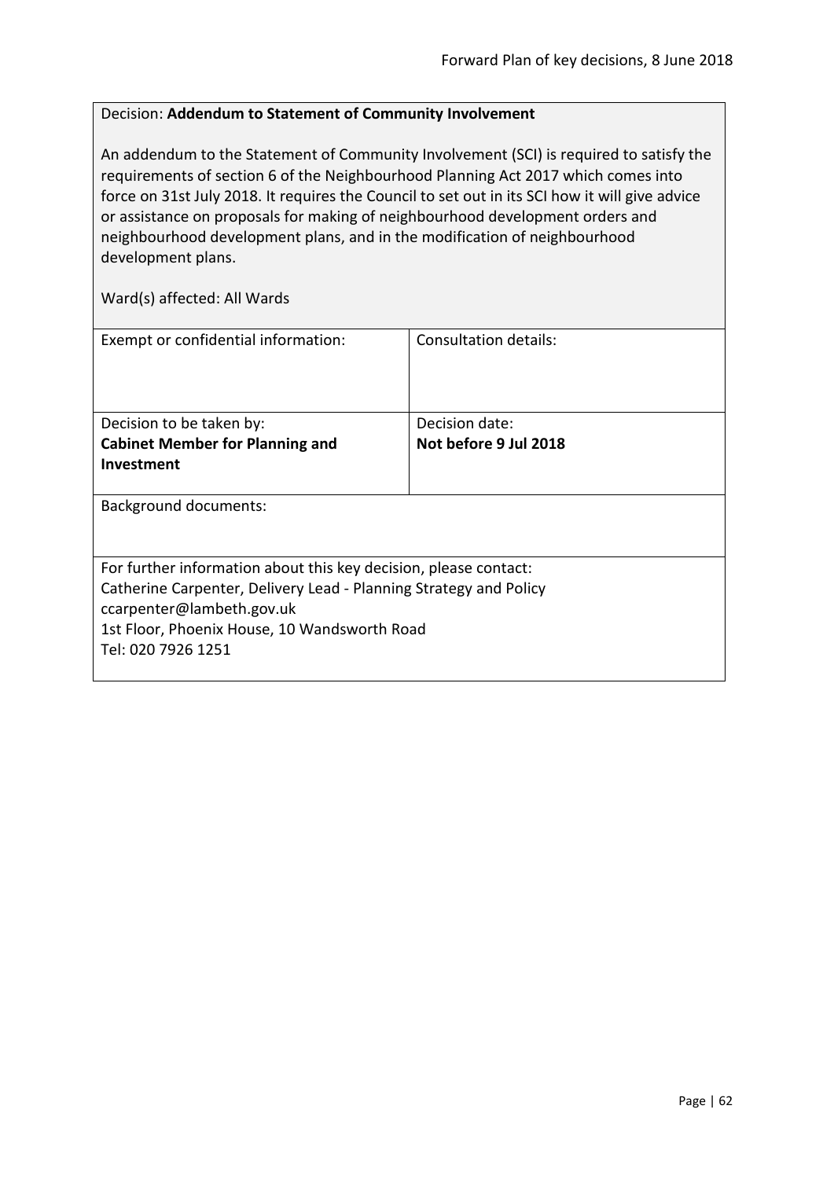Decision: **Addendum to Statement of Community Involvement**

An addendum to the Statement of Community Involvement (SCI) is required to satisfy the requirements of section 6 of the Neighbourhood Planning Act 2017 which comes into force on 31st July 2018. It requires the Council to set out in its SCI how it will give advice or assistance on proposals for making of neighbourhood development orders and neighbourhood development plans, and in the modification of neighbourhood development plans.

Ward(s) affected: All Wards

| Exempt or confidential information: | Consultation details: |
|---|---|
| Decision to be taken by:<br>**Cabinet Member for Planning and Investment** | Decision date:<br>**Not before 9 Jul 2018** |

Background documents:

For further information about this key decision, please contact:
Catherine Carpenter, Delivery Lead - Planning Strategy and Policy
ccarpenter@lambeth.gov.uk
1st Floor, Phoenix House, 10 Wandsworth Road
Tel: 020 7926 1251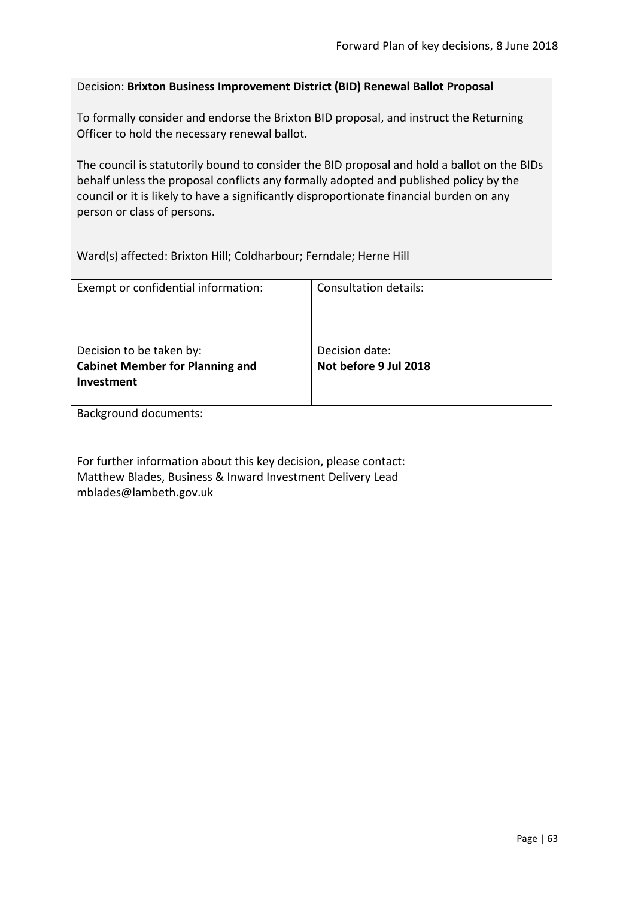Decision: **Brixton Business Improvement District (BID) Renewal Ballot Proposal**

To formally consider and endorse the Brixton BID proposal, and instruct the Returning Officer to hold the necessary renewal ballot.

The council is statutorily bound to consider the BID proposal and hold a ballot on the BIDs behalf unless the proposal conflicts any formally adopted and published policy by the council or it is likely to have a significantly disproportionate financial burden on any person or class of persons.

Ward(s) affected: Brixton Hill; Coldharbour; Ferndale; Herne Hill

| Exempt or confidential information: | Consultation details: |
|---|---|
| Decision to be taken by: **Cabinet Member for Planning and Investment** | Decision date: **Not before 9 Jul 2018** |

Background documents:

For further information about this key decision, please contact:
Matthew Blades, Business & Inward Investment Delivery Lead
mblades@lambeth.gov.uk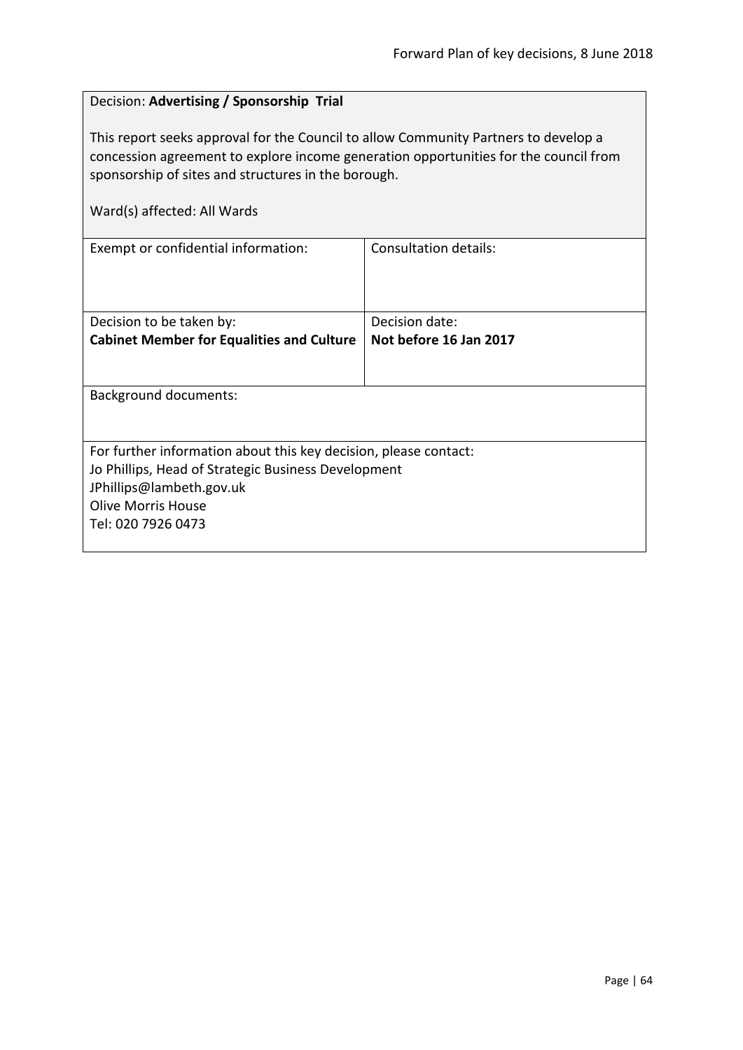Decision: **Advertising / Sponsorship Trial**

This report seeks approval for the Council to allow Community Partners to develop a concession agreement to explore income generation opportunities for the council from sponsorship of sites and structures in the borough.

Ward(s) affected: All Wards

| Exempt or confidential information: | Consultation details: |
| --- | --- |
| Decision to be taken by:<br>**Cabinet Member for Equalities and Culture** | Decision date:<br>**Not before 16 Jan 2017** |

Background documents:

For further information about this key decision, please contact:
Jo Phillips, Head of Strategic Business Development
JPhillips@lambeth.gov.uk
Olive Morris House
Tel: 020 7926 0473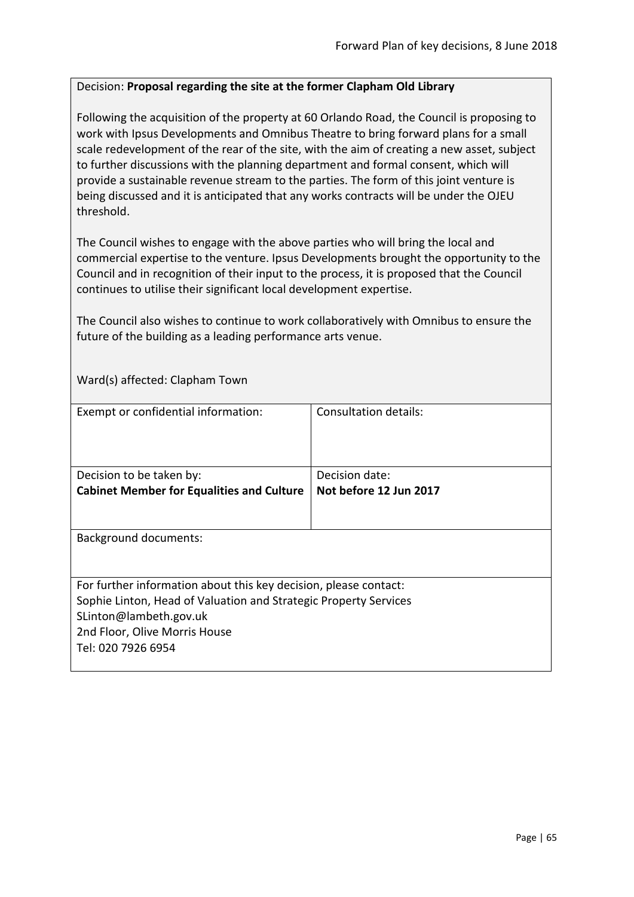Decision: **Proposal regarding the site at the former Clapham Old Library**

Following the acquisition of the property at 60 Orlando Road, the Council is proposing to work with Ipsus Developments and Omnibus Theatre to bring forward plans for a small scale redevelopment of the rear of the site, with the aim of creating a new asset, subject to further discussions with the planning department and formal consent, which will provide a sustainable revenue stream to the parties. The form of this joint venture is being discussed and it is anticipated that any works contracts will be under the OJEU threshold.

The Council wishes to engage with the above parties who will bring the local and commercial expertise to the venture. Ipsus Developments brought the opportunity to the Council and in recognition of their input to the process, it is proposed that the Council continues to utilise their significant local development expertise.

The Council also wishes to continue to work collaboratively with Omnibus to ensure the future of the building as a leading performance arts venue.

Ward(s) affected: Clapham Town

| Exempt or confidential information: | Consultation details: |
|---|---|
| Decision to be taken by: **Cabinet Member for Equalities and Culture** | Decision date: **Not before 12 Jun 2017** |

Background documents:

For further information about this key decision, please contact:
Sophie Linton, Head of Valuation and Strategic Property Services
SLinton@lambeth.gov.uk
2nd Floor, Olive Morris House
Tel: 020 7926 6954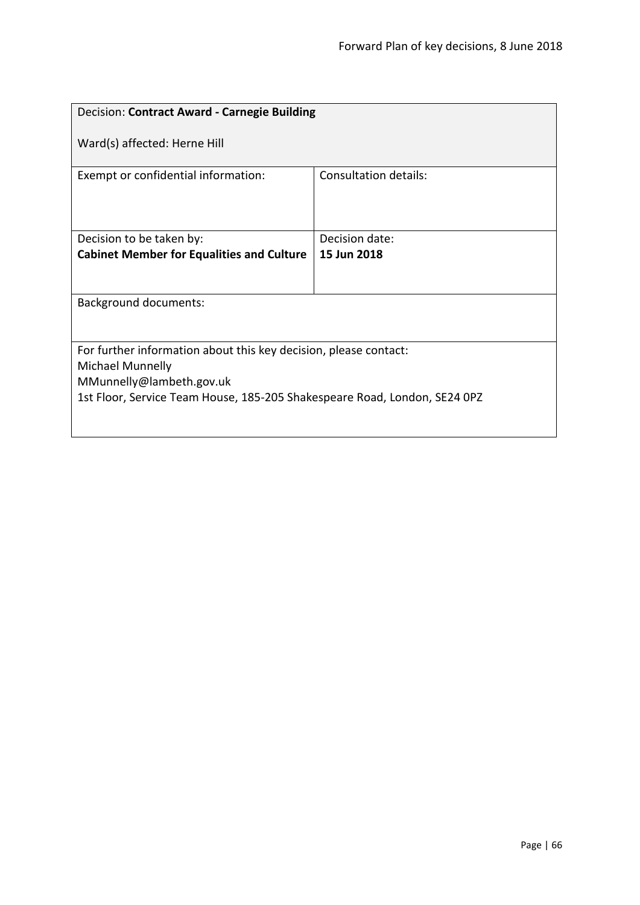| Decision: **Contract Award - Carnegie Building**<br><br>Ward(s) affected: Herne Hill | |
|---|---|
| Exempt or confidential information: | Consultation details: |
| Decision to be taken by:<br>**Cabinet Member for Equalities and Culture** | Decision date:<br>**15 Jun 2018** |
| Background documents: | |
| For further information about this key decision, please contact:<br>Michael Munnelly<br>MMunnelly@lambeth.gov.uk<br>1st Floor, Service Team House, 185-205 Shakespeare Road, London, SE24 0PZ | |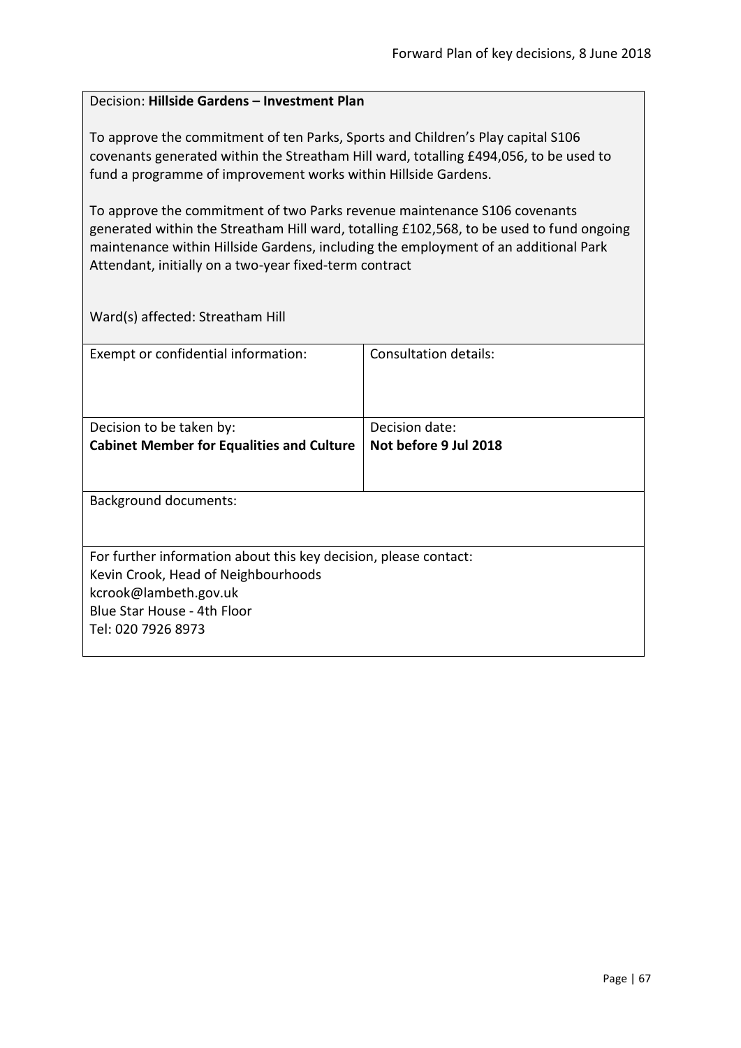Decision: **Hillside Gardens – Investment Plan**

To approve the commitment of ten Parks, Sports and Children's Play capital S106 covenants generated within the Streatham Hill ward, totalling £494,056, to be used to fund a programme of improvement works within Hillside Gardens.

To approve the commitment of two Parks revenue maintenance S106 covenants generated within the Streatham Hill ward, totalling £102,568, to be used to fund ongoing maintenance within Hillside Gardens, including the employment of an additional Park Attendant, initially on a two-year fixed-term contract

Ward(s) affected: Streatham Hill

| Exempt or confidential information: | Consultation details: |
| --- | --- |
| Decision to be taken by:<br>**Cabinet Member for Equalities and Culture** | Decision date:<br>**Not before 9 Jul 2018** |

Background documents:

For further information about this key decision, please contact:
Kevin Crook, Head of Neighbourhoods
kcrook@lambeth.gov.uk
Blue Star House - 4th Floor
Tel: 020 7926 8973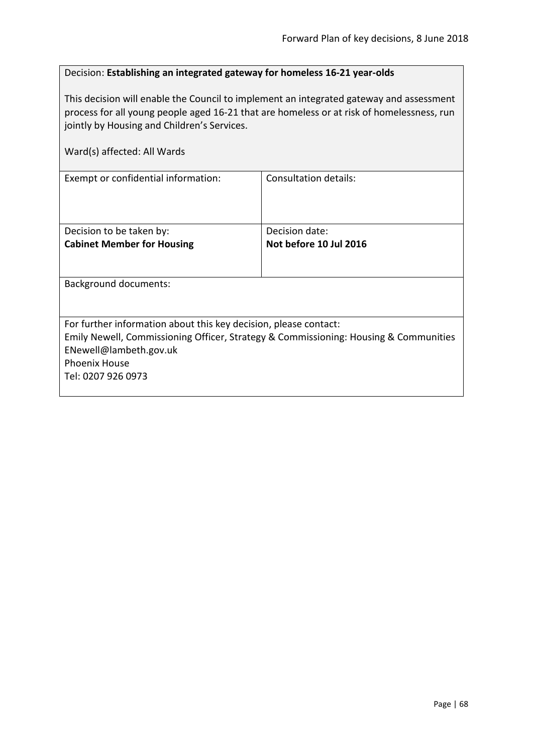Decision: **Establishing an integrated gateway for homeless 16-21 year-olds**

This decision will enable the Council to implement an integrated gateway and assessment process for all young people aged 16-21 that are homeless or at risk of homelessness, run jointly by Housing and Children's Services.

Ward(s) affected: All Wards

| Exempt or confidential information: | Consultation details: |
| --- | --- |
| Decision to be taken by:<br>**Cabinet Member for Housing** | Decision date:<br>**Not before 10 Jul 2016** |

Background documents:

For further information about this key decision, please contact:
Emily Newell, Commissioning Officer, Strategy & Commissioning: Housing & Communities
ENewell@lambeth.gov.uk
Phoenix House
Tel: 0207 926 0973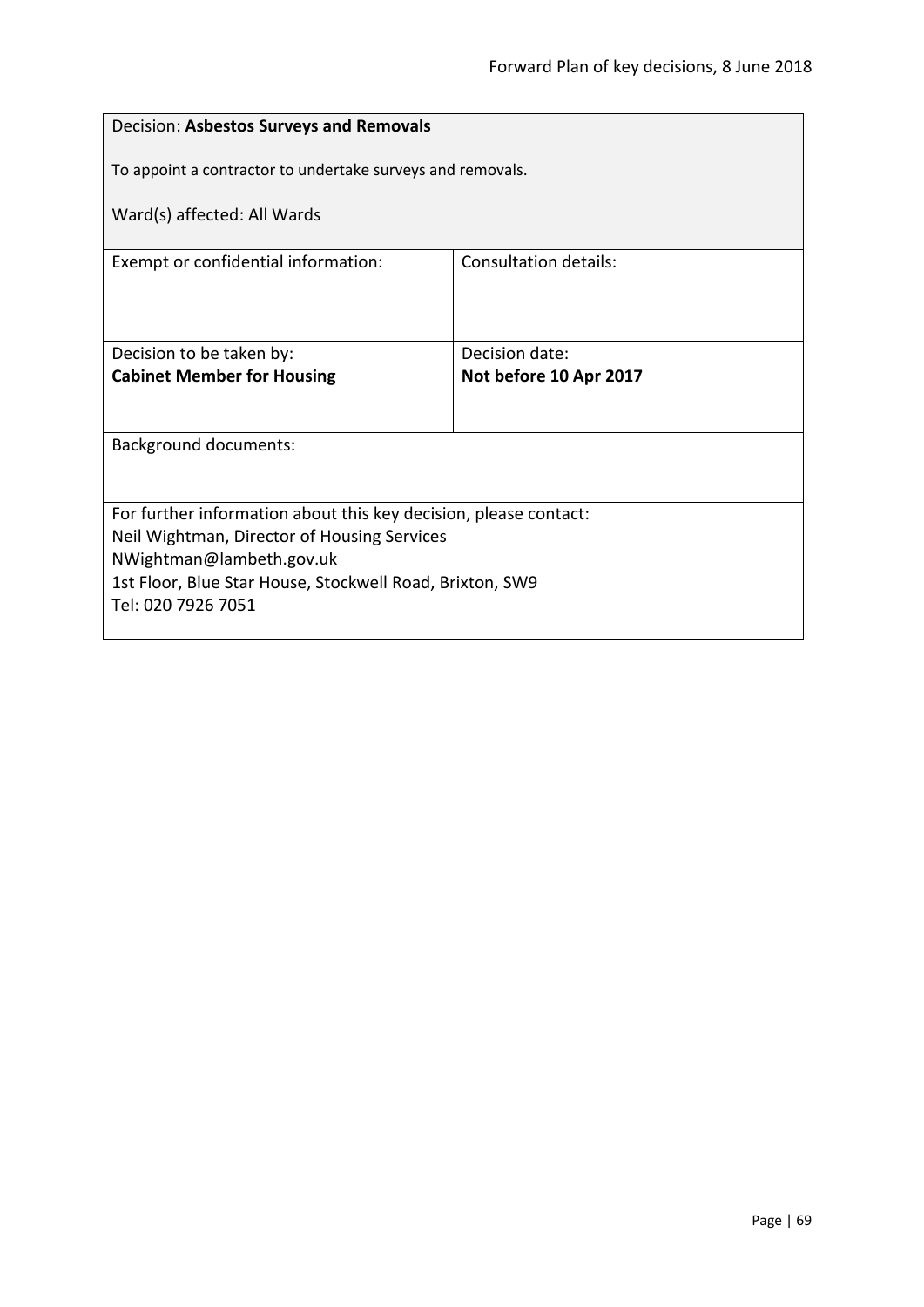Decision: **Asbestos Surveys and Removals**

To appoint a contractor to undertake surveys and removals.

Ward(s) affected: All Wards

| Exempt or confidential information: | Consultation details: |
|---|---|
| Decision to be taken by:<br>**Cabinet Member for Housing** | Decision date:<br>**Not before 10 Apr 2017** |

Background documents:

For further information about this key decision, please contact:
Neil Wightman, Director of Housing Services
NWightman@lambeth.gov.uk
1st Floor, Blue Star House, Stockwell Road, Brixton, SW9
Tel: 020 7926 7051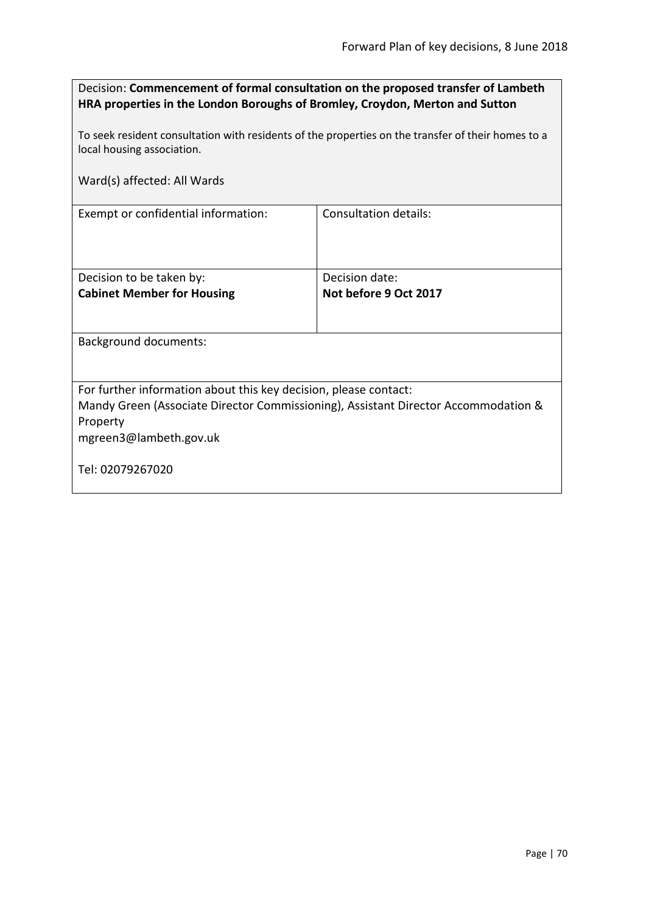Decision: **Commencement of formal consultation on the proposed transfer of Lambeth HRA properties in the London Boroughs of Bromley, Croydon, Merton and Sutton**

To seek resident consultation with residents of the properties on the transfer of their homes to a local housing association.

Ward(s) affected: All Wards

| Exempt or confidential information: | Consultation details: |
| --- | --- |
| Decision to be taken by:<br>**Cabinet Member for Housing** | Decision date:<br>**Not before 9 Oct 2017** |

Background documents:

For further information about this key decision, please contact:
Mandy Green (Associate Director Commissioning), Assistant Director Accommodation & Property
mgreen3@lambeth.gov.uk

Tel: 02079267020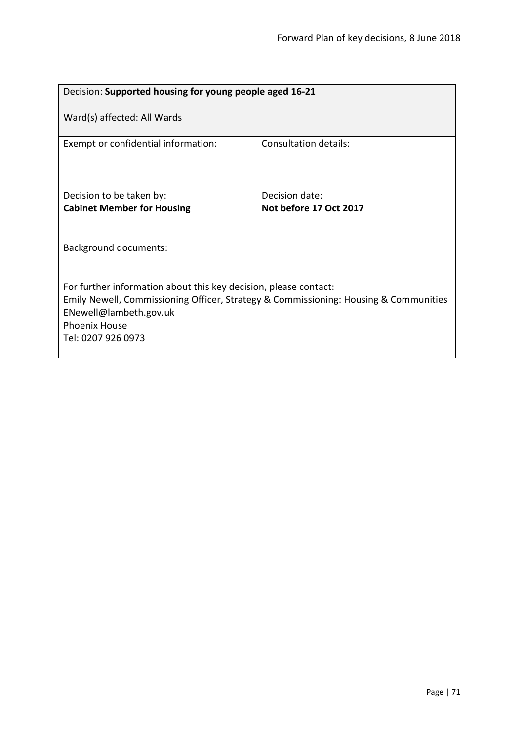| Decision: **Supported housing for young people aged 16-21**<br><br>Ward(s) affected: All Wards | |
|---|---|
| Exempt or confidential information: | Consultation details: |
| Decision to be taken by:<br>**Cabinet Member for Housing** | Decision date:<br>**Not before 17 Oct 2017** |
| Background documents: | |
| For further information about this key decision, please contact:<br>Emily Newell, Commissioning Officer, Strategy & Commissioning: Housing & Communities<br>ENewell@lambeth.gov.uk<br>Phoenix House<br>Tel: 0207 926 0973 | |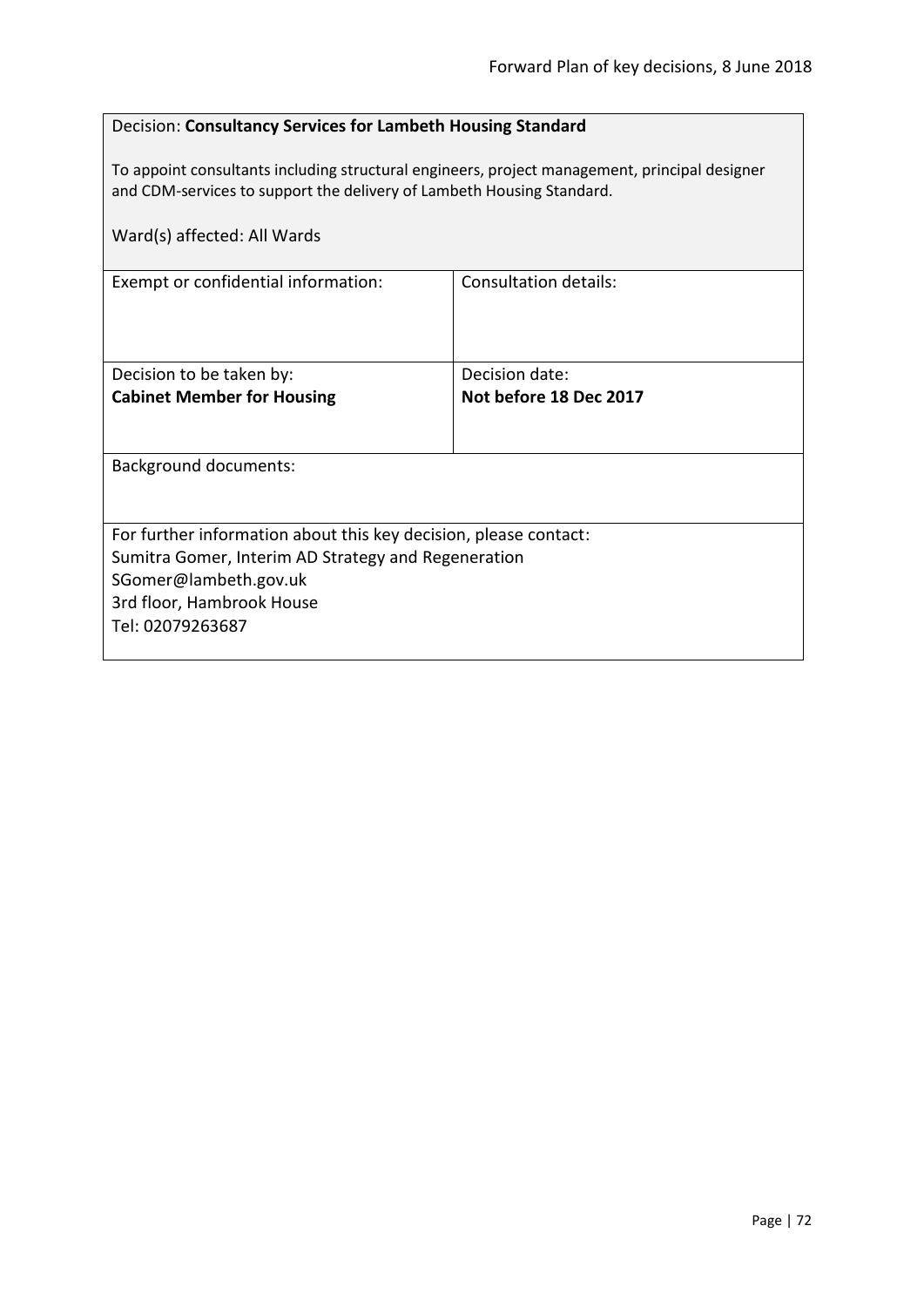Decision: **Consultancy Services for Lambeth Housing Standard**

To appoint consultants including structural engineers, project management, principal designer and CDM-services to support the delivery of Lambeth Housing Standard.

Ward(s) affected: All Wards

| Exempt or confidential information: | Consultation details: |
| --- | --- |
| Decision to be taken by:<br>**Cabinet Member for Housing** | Decision date:<br>**Not before 18 Dec 2017** |

Background documents:

For further information about this key decision, please contact:
Sumitra Gomer, Interim AD Strategy and Regeneration
SGomer@lambeth.gov.uk
3rd floor, Hambrook House
Tel: 02079263687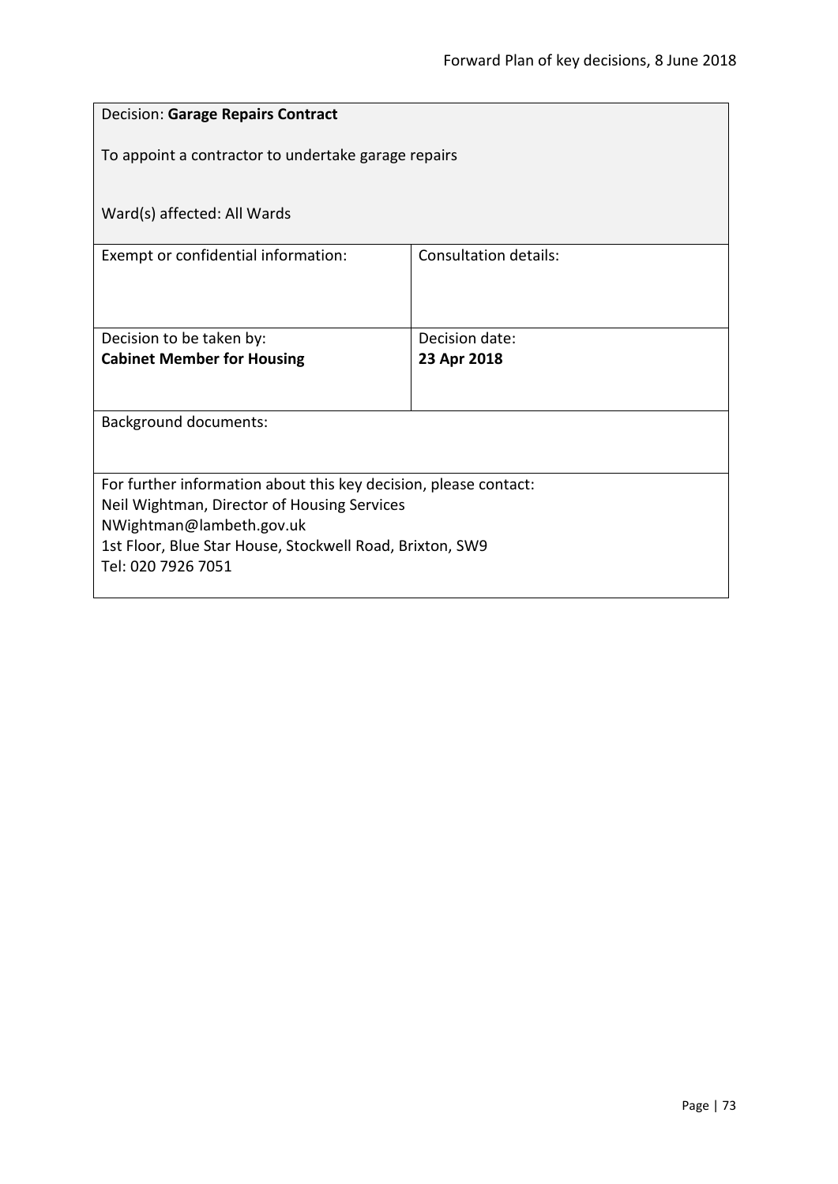Decision: **Garage Repairs Contract**

To appoint a contractor to undertake garage repairs

Ward(s) affected: All Wards

| Exempt or confidential information: | Consultation details: |
| --- | --- |
| Decision to be taken by:<br>**Cabinet Member for Housing** | Decision date:<br>**23 Apr 2018** |

Background documents:

For further information about this key decision, please contact:
Neil Wightman, Director of Housing Services
NWightman@lambeth.gov.uk
1st Floor, Blue Star House, Stockwell Road, Brixton, SW9
Tel: 020 7926 7051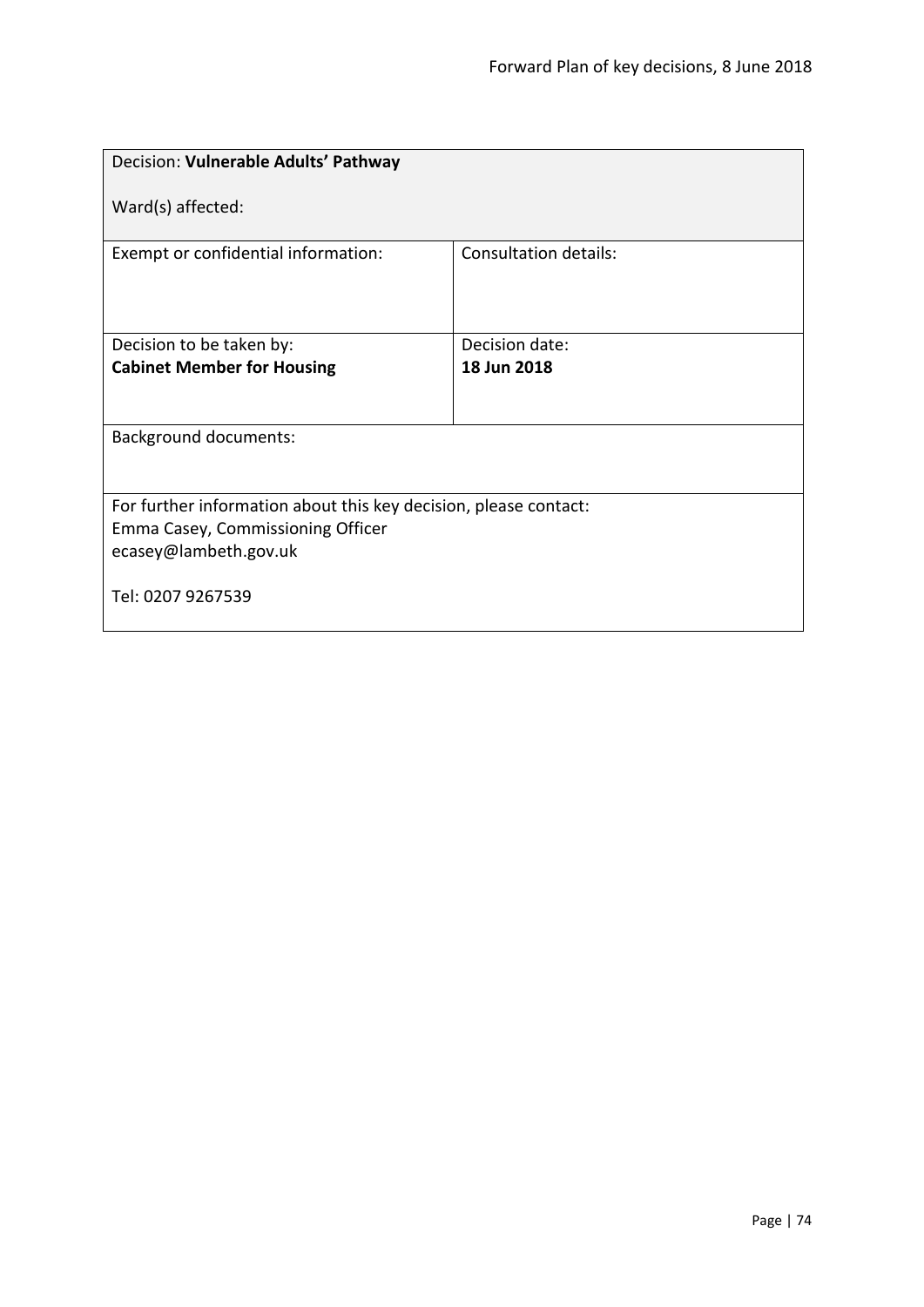| Decision: **Vulnerable Adults' Pathway**<br><br>Ward(s) affected: | |
|---|---|
| Exempt or confidential information: | Consultation details: |
| Decision to be taken by:<br>**Cabinet Member for Housing** | Decision date:<br>**18 Jun 2018** |
| Background documents: | |
| For further information about this key decision, please contact:<br>Emma Casey, Commissioning Officer<br>ecasey@lambeth.gov.uk<br><br>Tel: 0207 9267539 | |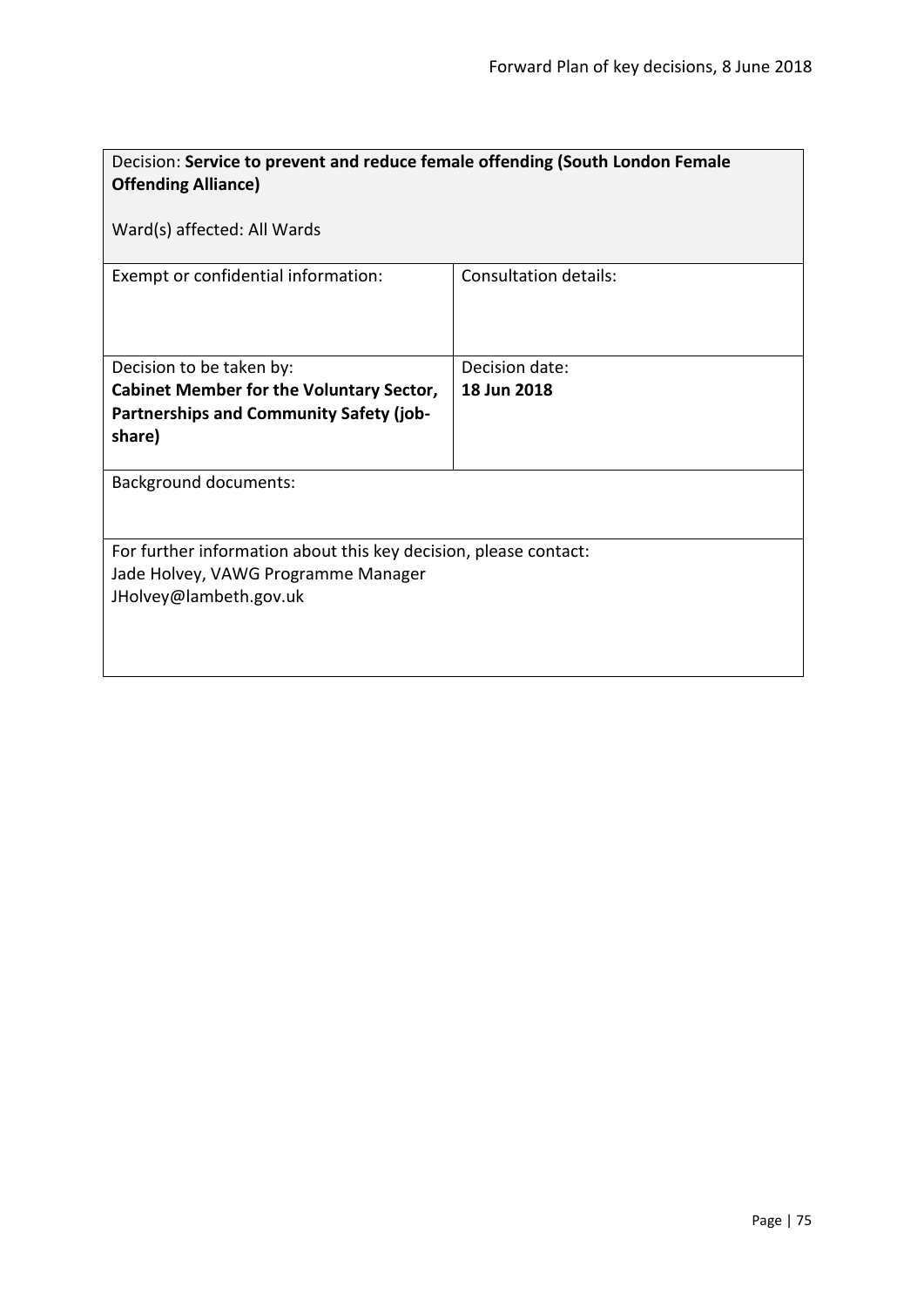| Decision: **Service to prevent and reduce female offending (South London Female Offending Alliance)**<br><br>Ward(s) affected: All Wards | |
|---|---|
| Exempt or confidential information: | Consultation details: |
| Decision to be taken by:<br>**Cabinet Member for the Voluntary Sector, Partnerships and Community Safety (job-share)** | Decision date:<br>**18 Jun 2018** |
| Background documents: | |
| For further information about this key decision, please contact:<br>Jade Holvey, VAWG Programme Manager<br>JHolvey@lambeth.gov.uk | |